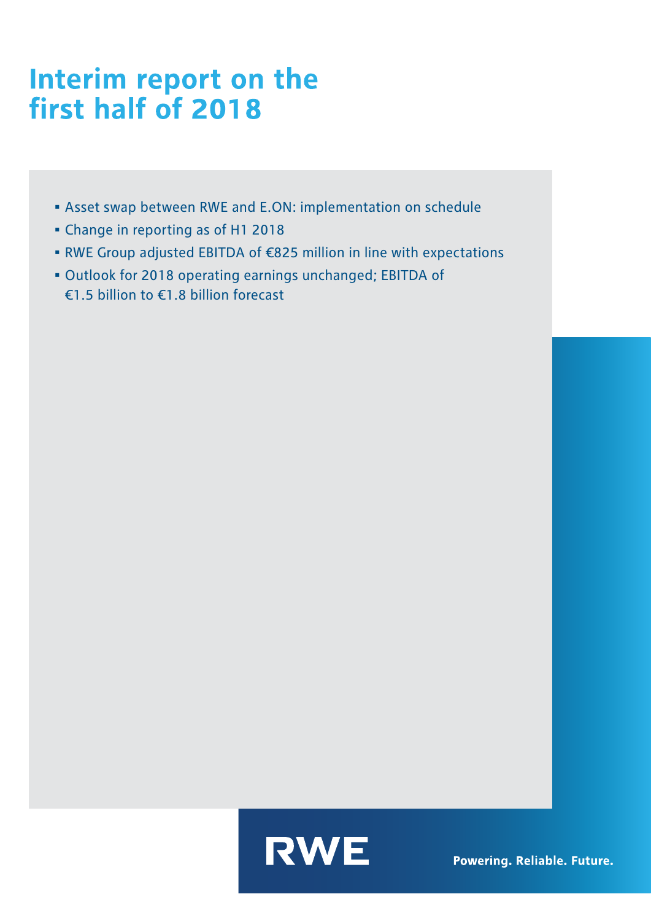# Interim report on the first half of 2018

- Asset swap between RWE and E.ON: implementation on schedule
- Change in reporting as of H1 2018
- RWE Group adjusted EBITDA of €825 million in line with expectations
- Outlook for 2018 operating earnings unchanged; EBITDA of €1.5 billion to €1.8 billion forecast

RWE

Powering. Reliable. Future.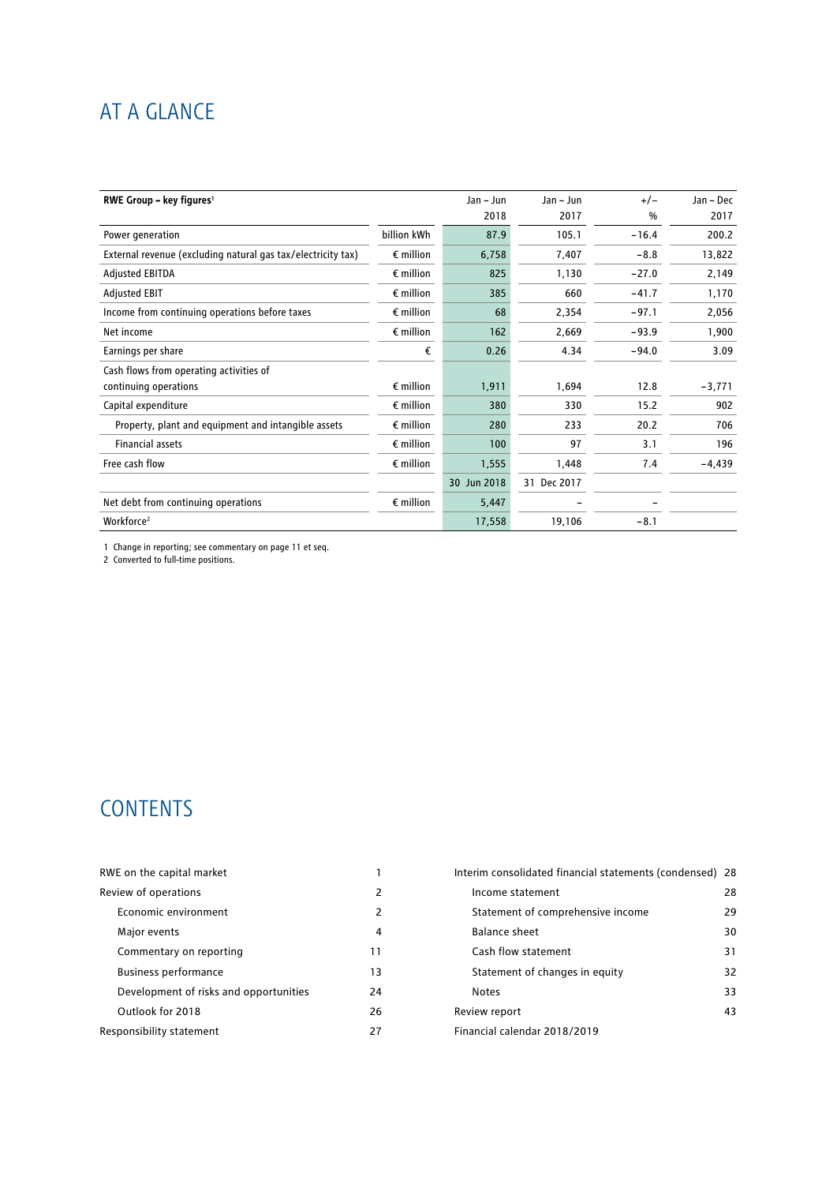# AT A GLANCE

| RWE Group – key figures[1] | | Jan – Jun 2018 | Jan – Jun 2017 | +/– % | Jan – Dec 2017 |
|---|---|---|---|---|---|
| Power generation | billion kWh | 87.9 | 105.1 | −16.4 | 200.2 |
| External revenue (excluding natural gas tax/electricity tax) | € million | 6,758 | 7,407 | −8.8 | 13,822 |
| Adjusted EBITDA | € million | 825 | 1,130 | −27.0 | 2,149 |
| Adjusted EBIT | € million | 385 | 660 | −41.7 | 1,170 |
| Income from continuing operations before taxes | € million | 68 | 2,354 | −97.1 | 2,056 |
| Net income | € million | 162 | 2,669 | −93.9 | 1,900 |
| Earnings per share | € | 0.26 | 4.34 | −94.0 | 3.09 |
| Cash flows from operating activities of continuing operations | € million | 1,911 | 1,694 | 12.8 | −3,771 |
| Capital expenditure | € million | 380 | 330 | 15.2 | 902 |
| Property, plant and equipment and intangible assets | € million | 280 | 233 | 20.2 | 706 |
| Financial assets | € million | 100 | 97 | 3.1 | 196 |
| Free cash flow | € million | 1,555 | 1,448 | 7.4 | −4,439 |
| | | 30 Jun 2018 | 31 Dec 2017 | | |
| Net debt from continuing operations | € million | 5,447 | – | – | |
| Workforce[2] | | 17,558 | 19,106 | −8.1 | |

1 Change in reporting; see commentary on page 11 et seq.
2 Converted to full-time positions.

# CONTENTS

| | |
|---|---|
| RWE on the capital market | 1 |
| Review of operations | 2 |
| Economic environment | 2 |
| Major events | 4 |
| Commentary on reporting | 11 |
| Business performance | 13 |
| Development of risks and opportunities | 24 |
| Outlook for 2018 | 26 |
| Responsibility statement | 27 |
| Interim consolidated financial statements (condensed) | 28 |
| Income statement | 28 |
| Statement of comprehensive income | 29 |
| Balance sheet | 30 |
| Cash flow statement | 31 |
| Statement of changes in equity | 32 |
| Notes | 33 |
| Review report | 43 |
| Financial calendar 2018/2019 | |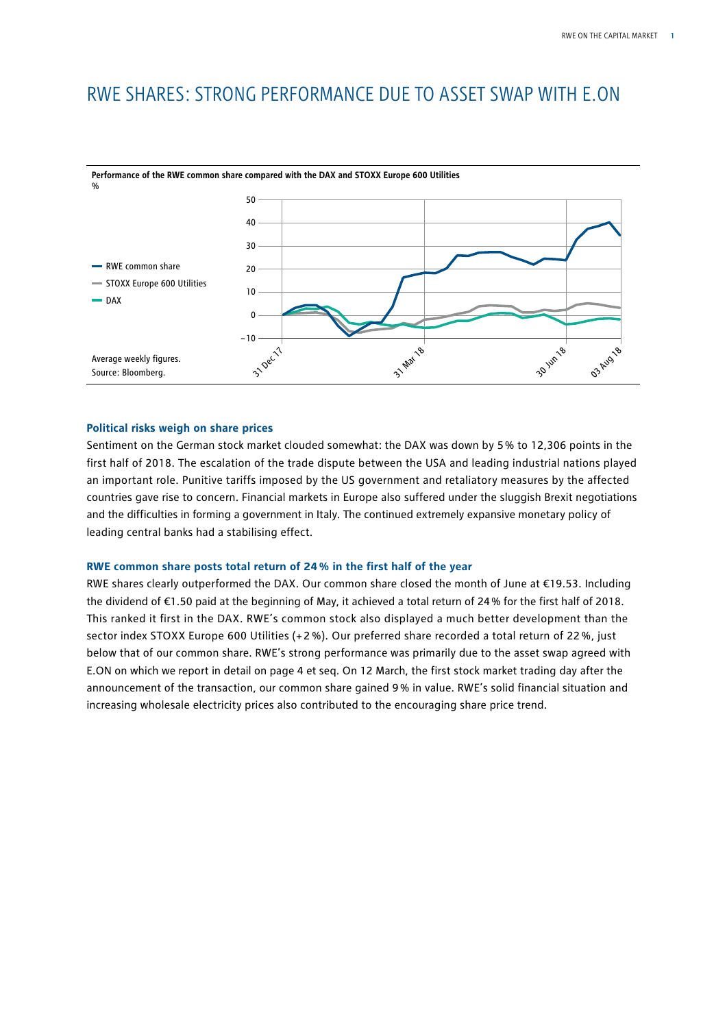# RWE SHARES: STRONG PERFORMANCE DUE TO ASSET SWAP WITH E.ON

**Performance of the RWE common share compared with the DAX and STOXX Europe 600 Utilities**
%

- RWE common share
- STOXX Europe 600 Utilities
- DAX

Average weekly figures.
Source: Bloomberg.

### Political risks weigh on share prices

Sentiment on the German stock market clouded somewhat: the DAX was down by 5 % to 12,306 points in the first half of 2018. The escalation of the trade dispute between the USA and leading industrial nations played an important role. Punitive tariffs imposed by the US government and retaliatory measures by the affected countries gave rise to concern. Financial markets in Europe also suffered under the sluggish Brexit negotiations and the difficulties in forming a government in Italy. The continued extremely expansive monetary policy of leading central banks had a stabilising effect.

### RWE common share posts total return of 24 % in the first half of the year

RWE shares clearly outperformed the DAX. Our common share closed the month of June at €19.53. Including the dividend of €1.50 paid at the beginning of May, it achieved a total return of 24 % for the first half of 2018. This ranked it first in the DAX. RWE's common stock also displayed a much better development than the sector index STOXX Europe 600 Utilities (+ 2 %). Our preferred share recorded a total return of 22 %, just below that of our common share. RWE's strong performance was primarily due to the asset swap agreed with E.ON on which we report in detail on page 4 et seq. On 12 March, the first stock market trading day after the announcement of the transaction, our common share gained 9 % in value. RWE's solid financial situation and increasing wholesale electricity prices also contributed to the encouraging share price trend.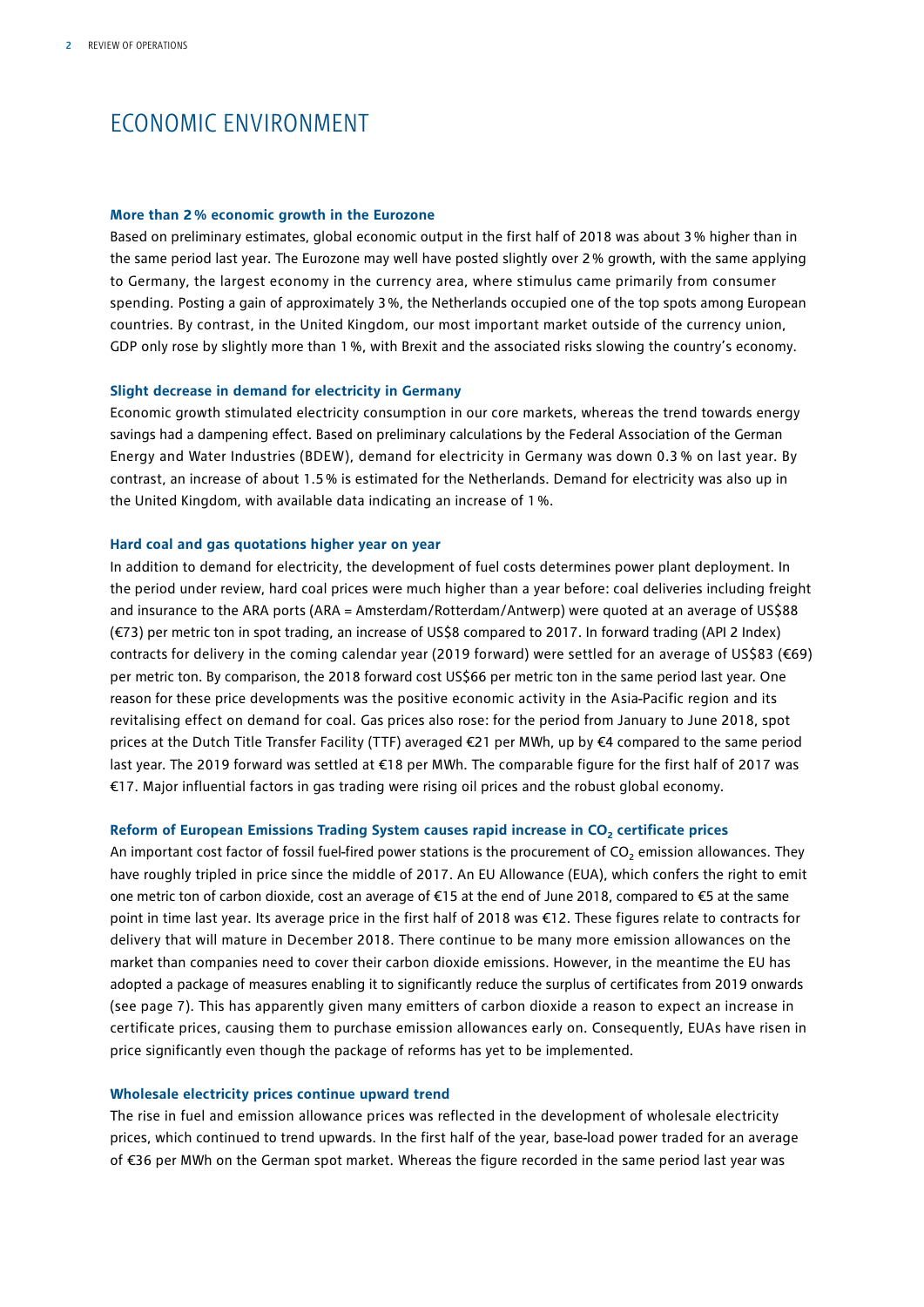# ECONOMIC ENVIRONMENT

**More than 2% economic growth in the Eurozone**

Based on preliminary estimates, global economic output in the first half of 2018 was about 3% higher than in the same period last year. The Eurozone may well have posted slightly over 2% growth, with the same applying to Germany, the largest economy in the currency area, where stimulus came primarily from consumer spending. Posting a gain of approximately 3%, the Netherlands occupied one of the top spots among European countries. By contrast, in the United Kingdom, our most important market outside of the currency union, GDP only rose by slightly more than 1%, with Brexit and the associated risks slowing the country's economy.

**Slight decrease in demand for electricity in Germany**

Economic growth stimulated electricity consumption in our core markets, whereas the trend towards energy savings had a dampening effect. Based on preliminary calculations by the Federal Association of the German Energy and Water Industries (BDEW), demand for electricity in Germany was down 0.3% on last year. By contrast, an increase of about 1.5% is estimated for the Netherlands. Demand for electricity was also up in the United Kingdom, with available data indicating an increase of 1%.

**Hard coal and gas quotations higher year on year**

In addition to demand for electricity, the development of fuel costs determines power plant deployment. In the period under review, hard coal prices were much higher than a year before: coal deliveries including freight and insurance to the ARA ports (ARA = Amsterdam/Rotterdam/Antwerp) were quoted at an average of US$88 (€73) per metric ton in spot trading, an increase of US$8 compared to 2017. In forward trading (API 2 Index) contracts for delivery in the coming calendar year (2019 forward) were settled for an average of US$83 (€69) per metric ton. By comparison, the 2018 forward cost US$66 per metric ton in the same period last year. One reason for these price developments was the positive economic activity in the Asia-Pacific region and its revitalising effect on demand for coal. Gas prices also rose: for the period from January to June 2018, spot prices at the Dutch Title Transfer Facility (TTF) averaged €21 per MWh, up by €4 compared to the same period last year. The 2019 forward was settled at €18 per MWh. The comparable figure for the first half of 2017 was €17. Major influential factors in gas trading were rising oil prices and the robust global economy.

**Reform of European Emissions Trading System causes rapid increase in $CO_2$ certificate prices**

An important cost factor of fossil fuel-fired power stations is the procurement of $CO_2$ emission allowances. They have roughly tripled in price since the middle of 2017. An EU Allowance (EUA), which confers the right to emit one metric ton of carbon dioxide, cost an average of €15 at the end of June 2018, compared to €5 at the same point in time last year. Its average price in the first half of 2018 was €12. These figures relate to contracts for delivery that will mature in December 2018. There continue to be many more emission allowances on the market than companies need to cover their carbon dioxide emissions. However, in the meantime the EU has adopted a package of measures enabling it to significantly reduce the surplus of certificates from 2019 onwards (see page 7). This has apparently given many emitters of carbon dioxide a reason to expect an increase in certificate prices, causing them to purchase emission allowances early on. Consequently, EUAs have risen in price significantly even though the package of reforms has yet to be implemented.

**Wholesale electricity prices continue upward trend**

The rise in fuel and emission allowance prices was reflected in the development of wholesale electricity prices, which continued to trend upwards. In the first half of the year, base-load power traded for an average of €36 per MWh on the German spot market. Whereas the figure recorded in the same period last year was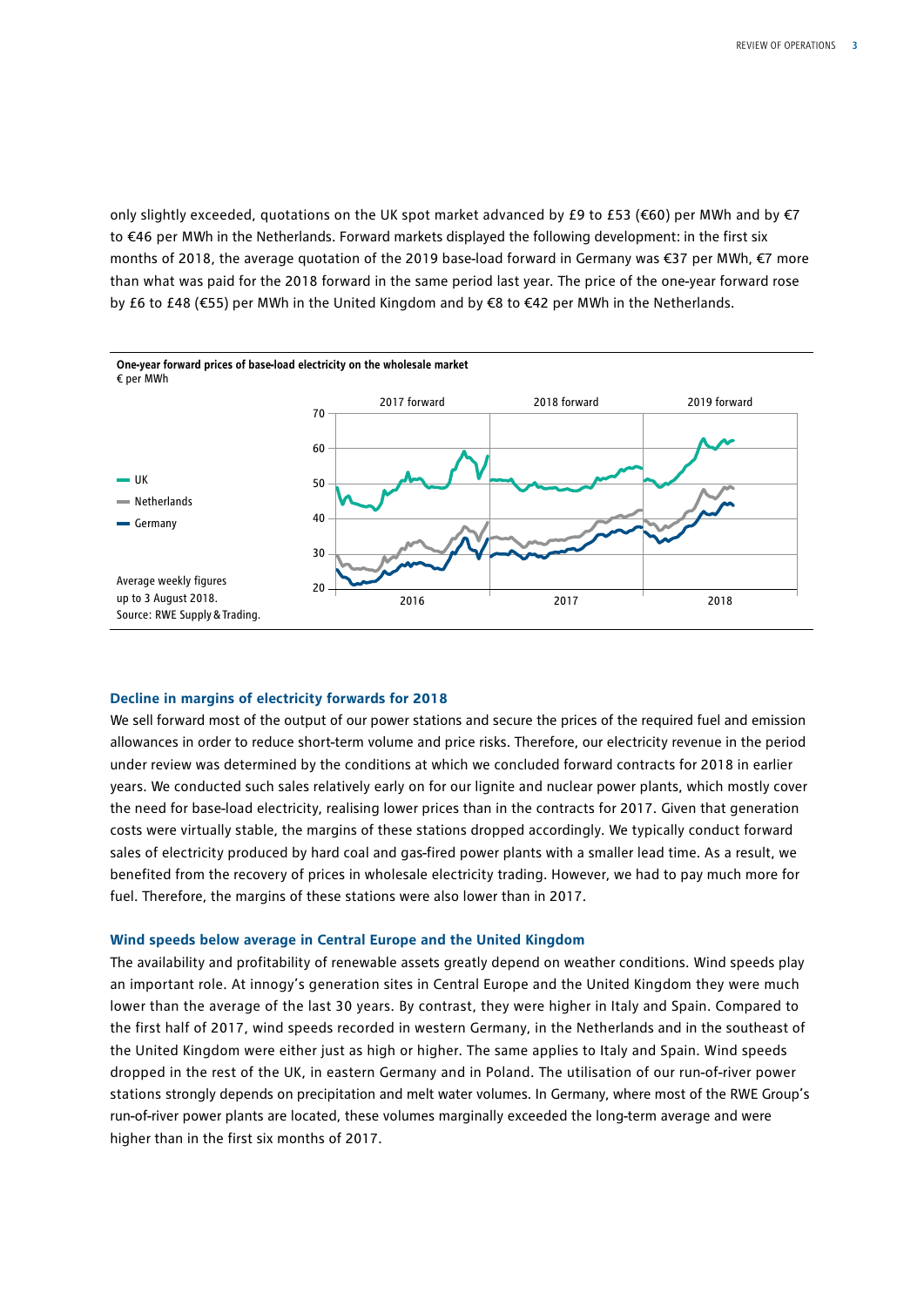only slightly exceeded, quotations on the UK spot market advanced by £9 to £53 (€60) per MWh and by €7 to €46 per MWh in the Netherlands. Forward markets displayed the following development: in the first six months of 2018, the average quotation of the 2019 base-load forward in Germany was €37 per MWh, €7 more than what was paid for the 2018 forward in the same period last year. The price of the one-year forward rose by £6 to £48 (€55) per MWh in the United Kingdom and by €8 to €42 per MWh in the Netherlands.

**One-year forward prices of base-load electricity on the wholesale market**
€ per MWh

- UK
- Netherlands
- Germany

Average weekly figures up to 3 August 2018.
Source: RWE Supply & Trading.

### Decline in margins of electricity forwards for 2018

We sell forward most of the output of our power stations and secure the prices of the required fuel and emission allowances in order to reduce short-term volume and price risks. Therefore, our electricity revenue in the period under review was determined by the conditions at which we concluded forward contracts for 2018 in earlier years. We conducted such sales relatively early on for our lignite and nuclear power plants, which mostly cover the need for base-load electricity, realising lower prices than in the contracts for 2017. Given that generation costs were virtually stable, the margins of these stations dropped accordingly. We typically conduct forward sales of electricity produced by hard coal and gas-fired power plants with a smaller lead time. As a result, we benefited from the recovery of prices in wholesale electricity trading. However, we had to pay much more for fuel. Therefore, the margins of these stations were also lower than in 2017.

### Wind speeds below average in Central Europe and the United Kingdom

The availability and profitability of renewable assets greatly depend on weather conditions. Wind speeds play an important role. At innogy's generation sites in Central Europe and the United Kingdom they were much lower than the average of the last 30 years. By contrast, they were higher in Italy and Spain. Compared to the first half of 2017, wind speeds recorded in western Germany, in the Netherlands and in the southeast of the United Kingdom were either just as high or higher. The same applies to Italy and Spain. Wind speeds dropped in the rest of the UK, in eastern Germany and in Poland. The utilisation of our run-of-river power stations strongly depends on precipitation and melt water volumes. In Germany, where most of the RWE Group's run-of-river power plants are located, these volumes marginally exceeded the long-term average and were higher than in the first six months of 2017.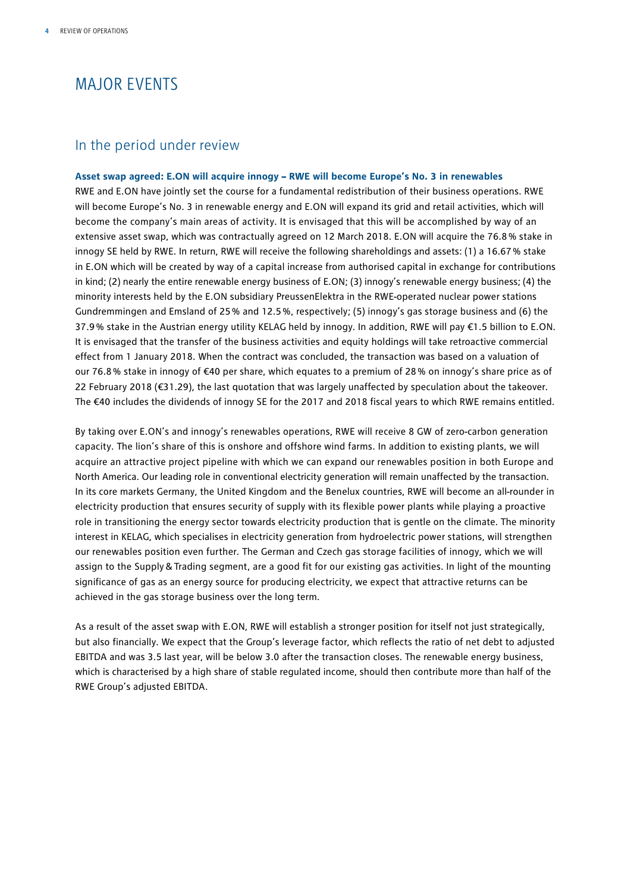# MAJOR EVENTS

## In the period under review

**Asset swap agreed: E.ON will acquire innogy – RWE will become Europe's No. 3 in renewables**

RWE and E.ON have jointly set the course for a fundamental redistribution of their business operations. RWE will become Europe's No. 3 in renewable energy and E.ON will expand its grid and retail activities, which will become the company's main areas of activity. It is envisaged that this will be accomplished by way of an extensive asset swap, which was contractually agreed on 12 March 2018. E.ON will acquire the 76.8 % stake in innogy SE held by RWE. In return, RWE will receive the following shareholdings and assets: (1) a 16.67 % stake in E.ON which will be created by way of a capital increase from authorised capital in exchange for contributions in kind; (2) nearly the entire renewable energy business of E.ON; (3) innogy's renewable energy business; (4) the minority interests held by the E.ON subsidiary PreussenElektra in the RWE-operated nuclear power stations Gundremmingen and Emsland of 25 % and 12.5 %, respectively; (5) innogy's gas storage business and (6) the 37.9 % stake in the Austrian energy utility KELAG held by innogy. In addition, RWE will pay €1.5 billion to E.ON. It is envisaged that the transfer of the business activities and equity holdings will take retroactive commercial effect from 1 January 2018. When the contract was concluded, the transaction was based on a valuation of our 76.8 % stake in innogy of €40 per share, which equates to a premium of 28 % on innogy's share price as of 22 February 2018 (€31.29), the last quotation that was largely unaffected by speculation about the takeover. The €40 includes the dividends of innogy SE for the 2017 and 2018 fiscal years to which RWE remains entitled.

By taking over E.ON's and innogy's renewables operations, RWE will receive 8 GW of zero-carbon generation capacity. The lion's share of this is onshore and offshore wind farms. In addition to existing plants, we will acquire an attractive project pipeline with which we can expand our renewables position in both Europe and North America. Our leading role in conventional electricity generation will remain unaffected by the transaction. In its core markets Germany, the United Kingdom and the Benelux countries, RWE will become an all-rounder in electricity production that ensures security of supply with its flexible power plants while playing a proactive role in transitioning the energy sector towards electricity production that is gentle on the climate. The minority interest in KELAG, which specialises in electricity generation from hydroelectric power stations, will strengthen our renewables position even further. The German and Czech gas storage facilities of innogy, which we will assign to the Supply & Trading segment, are a good fit for our existing gas activities. In light of the mounting significance of gas as an energy source for producing electricity, we expect that attractive returns can be achieved in the gas storage business over the long term.

As a result of the asset swap with E.ON, RWE will establish a stronger position for itself not just strategically, but also financially. We expect that the Group's leverage factor, which reflects the ratio of net debt to adjusted EBITDA and was 3.5 last year, will be below 3.0 after the transaction closes. The renewable energy business, which is characterised by a high share of stable regulated income, should then contribute more than half of the RWE Group's adjusted EBITDA.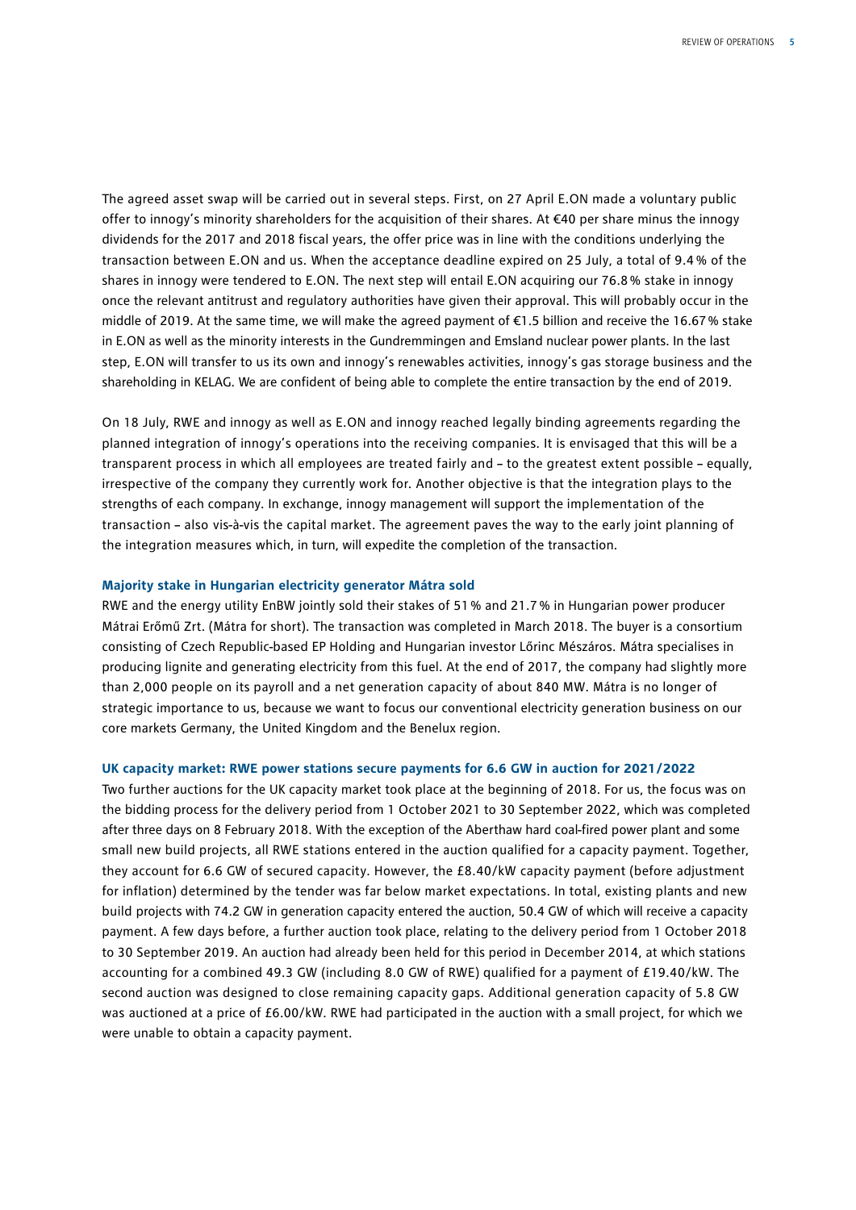The agreed asset swap will be carried out in several steps. First, on 27 April E.ON made a voluntary public offer to innogy's minority shareholders for the acquisition of their shares. At €40 per share minus the innogy dividends for the 2017 and 2018 fiscal years, the offer price was in line with the conditions underlying the transaction between E.ON and us. When the acceptance deadline expired on 25 July, a total of 9.4 % of the shares in innogy were tendered to E.ON. The next step will entail E.ON acquiring our 76.8 % stake in innogy once the relevant antitrust and regulatory authorities have given their approval. This will probably occur in the middle of 2019. At the same time, we will make the agreed payment of €1.5 billion and receive the 16.67 % stake in E.ON as well as the minority interests in the Gundremmingen and Emsland nuclear power plants. In the last step, E.ON will transfer to us its own and innogy's renewables activities, innogy's gas storage business and the shareholding in KELAG. We are confident of being able to complete the entire transaction by the end of 2019.

On 18 July, RWE and innogy as well as E.ON and innogy reached legally binding agreements regarding the planned integration of innogy's operations into the receiving companies. It is envisaged that this will be a transparent process in which all employees are treated fairly and – to the greatest extent possible – equally, irrespective of the company they currently work for. Another objective is that the integration plays to the strengths of each company. In exchange, innogy management will support the implementation of the transaction – also vis-à-vis the capital market. The agreement paves the way to the early joint planning of the integration measures which, in turn, will expedite the completion of the transaction.

### Majority stake in Hungarian electricity generator Mátra sold

RWE and the energy utility EnBW jointly sold their stakes of 51 % and 21.7 % in Hungarian power producer Mátrai Erőmű Zrt. (Mátra for short). The transaction was completed in March 2018. The buyer is a consortium consisting of Czech Republic-based EP Holding and Hungarian investor Lőrinc Mészáros. Mátra specialises in producing lignite and generating electricity from this fuel. At the end of 2017, the company had slightly more than 2,000 people on its payroll and a net generation capacity of about 840 MW. Mátra is no longer of strategic importance to us, because we want to focus our conventional electricity generation business on our core markets Germany, the United Kingdom and the Benelux region.

### UK capacity market: RWE power stations secure payments for 6.6 GW in auction for 2021/2022

Two further auctions for the UK capacity market took place at the beginning of 2018. For us, the focus was on the bidding process for the delivery period from 1 October 2021 to 30 September 2022, which was completed after three days on 8 February 2018. With the exception of the Aberthaw hard coal-fired power plant and some small new build projects, all RWE stations entered in the auction qualified for a capacity payment. Together, they account for 6.6 GW of secured capacity. However, the £8.40/kW capacity payment (before adjustment for inflation) determined by the tender was far below market expectations. In total, existing plants and new build projects with 74.2 GW in generation capacity entered the auction, 50.4 GW of which will receive a capacity payment. A few days before, a further auction took place, relating to the delivery period from 1 October 2018 to 30 September 2019. An auction had already been held for this period in December 2014, at which stations accounting for a combined 49.3 GW (including 8.0 GW of RWE) qualified for a payment of £19.40/kW. The second auction was designed to close remaining capacity gaps. Additional generation capacity of 5.8 GW was auctioned at a price of £6.00/kW. RWE had participated in the auction with a small project, for which we were unable to obtain a capacity payment.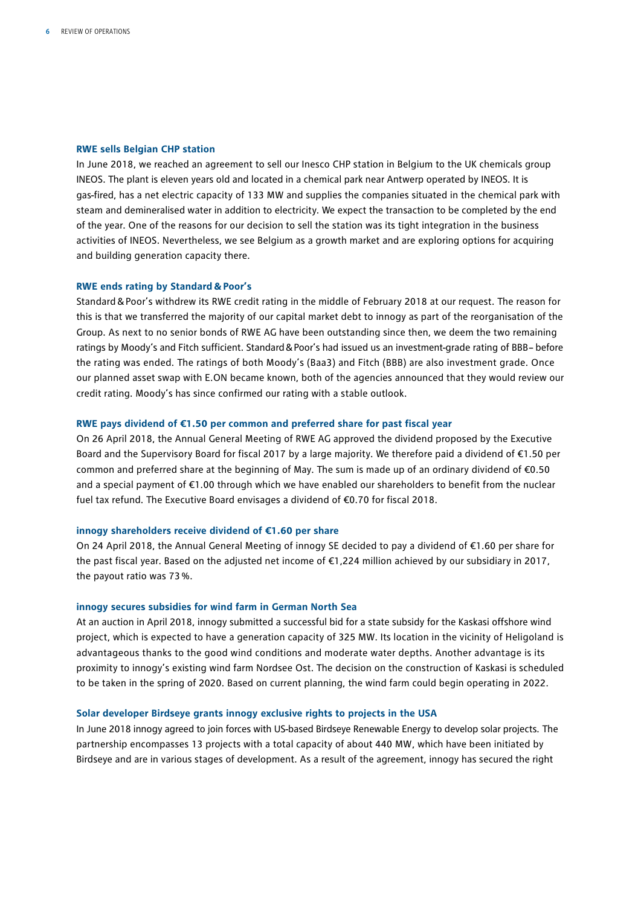### RWE sells Belgian CHP station

In June 2018, we reached an agreement to sell our Inesco CHP station in Belgium to the UK chemicals group INEOS. The plant is eleven years old and located in a chemical park near Antwerp operated by INEOS. It is gas-fired, has a net electric capacity of 133 MW and supplies the companies situated in the chemical park with steam and demineralised water in addition to electricity. We expect the transaction to be completed by the end of the year. One of the reasons for our decision to sell the station was its tight integration in the business activities of INEOS. Nevertheless, we see Belgium as a growth market and are exploring options for acquiring and building generation capacity there.

### RWE ends rating by Standard & Poor's

Standard & Poor's withdrew its RWE credit rating in the middle of February 2018 at our request. The reason for this is that we transferred the majority of our capital market debt to innogy as part of the reorganisation of the Group. As next to no senior bonds of RWE AG have been outstanding since then, we deem the two remaining ratings by Moody's and Fitch sufficient. Standard & Poor's had issued us an investment-grade rating of BBB– before the rating was ended. The ratings of both Moody's (Baa3) and Fitch (BBB) are also investment grade. Once our planned asset swap with E.ON became known, both of the agencies announced that they would review our credit rating. Moody's has since confirmed our rating with a stable outlook.

### RWE pays dividend of €1.50 per common and preferred share for past fiscal year

On 26 April 2018, the Annual General Meeting of RWE AG approved the dividend proposed by the Executive Board and the Supervisory Board for fiscal 2017 by a large majority. We therefore paid a dividend of €1.50 per common and preferred share at the beginning of May. The sum is made up of an ordinary dividend of €0.50 and a special payment of €1.00 through which we have enabled our shareholders to benefit from the nuclear fuel tax refund. The Executive Board envisages a dividend of €0.70 for fiscal 2018.

### innogy shareholders receive dividend of €1.60 per share

On 24 April 2018, the Annual General Meeting of innogy SE decided to pay a dividend of €1.60 per share for the past fiscal year. Based on the adjusted net income of €1,224 million achieved by our subsidiary in 2017, the payout ratio was 73 %.

### innogy secures subsidies for wind farm in German North Sea

At an auction in April 2018, innogy submitted a successful bid for a state subsidy for the Kaskasi offshore wind project, which is expected to have a generation capacity of 325 MW. Its location in the vicinity of Heligoland is advantageous thanks to the good wind conditions and moderate water depths. Another advantage is its proximity to innogy's existing wind farm Nordsee Ost. The decision on the construction of Kaskasi is scheduled to be taken in the spring of 2020. Based on current planning, the wind farm could begin operating in 2022.

### Solar developer Birdseye grants innogy exclusive rights to projects in the USA

In June 2018 innogy agreed to join forces with US-based Birdseye Renewable Energy to develop solar projects. The partnership encompasses 13 projects with a total capacity of about 440 MW, which have been initiated by Birdseye and are in various stages of development. As a result of the agreement, innogy has secured the right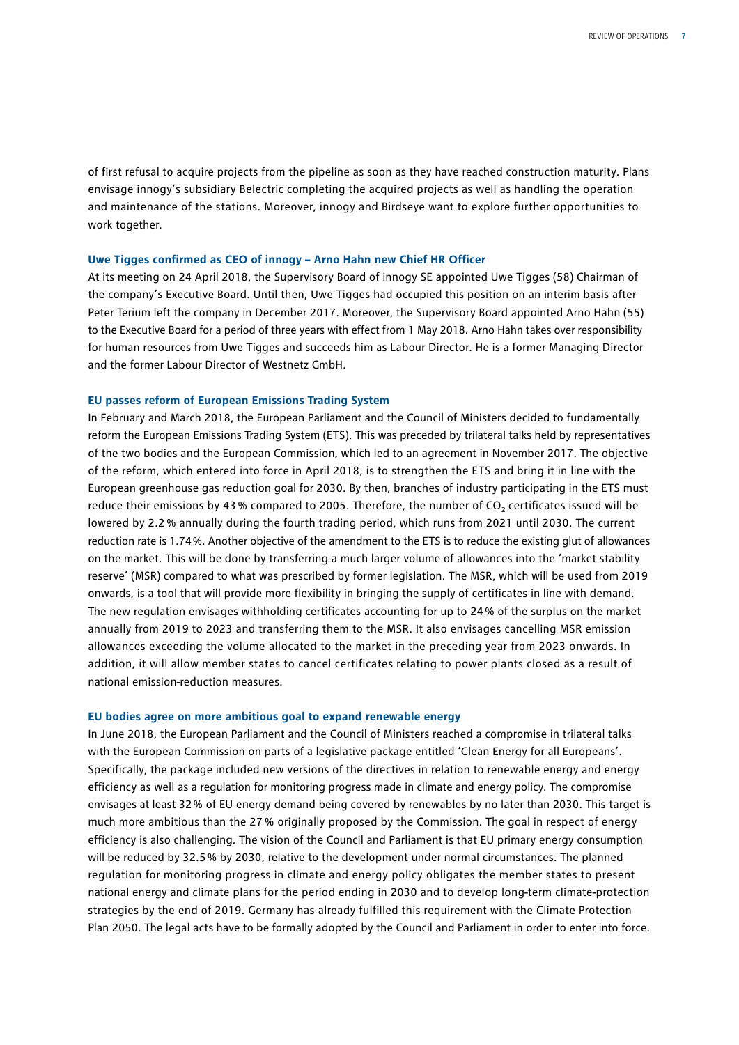of first refusal to acquire projects from the pipeline as soon as they have reached construction maturity. Plans envisage innogy's subsidiary Belectric completing the acquired projects as well as handling the operation and maintenance of the stations. Moreover, innogy and Birdseye want to explore further opportunities to work together.

### Uwe Tigges confirmed as CEO of innogy – Arno Hahn new Chief HR Officer

At its meeting on 24 April 2018, the Supervisory Board of innogy SE appointed Uwe Tigges (58) Chairman of the company's Executive Board. Until then, Uwe Tigges had occupied this position on an interim basis after Peter Terium left the company in December 2017. Moreover, the Supervisory Board appointed Arno Hahn (55) to the Executive Board for a period of three years with effect from 1 May 2018. Arno Hahn takes over responsibility for human resources from Uwe Tigges and succeeds him as Labour Director. He is a former Managing Director and the former Labour Director of Westnetz GmbH.

### EU passes reform of European Emissions Trading System

In February and March 2018, the European Parliament and the Council of Ministers decided to fundamentally reform the European Emissions Trading System (ETS). This was preceded by trilateral talks held by representatives of the two bodies and the European Commission, which led to an agreement in November 2017. The objective of the reform, which entered into force in April 2018, is to strengthen the ETS and bring it in line with the European greenhouse gas reduction goal for 2030. By then, branches of industry participating in the ETS must reduce their emissions by 43 % compared to 2005. Therefore, the number of $CO_2$ certificates issued will be lowered by 2.2 % annually during the fourth trading period, which runs from 2021 until 2030. The current reduction rate is 1.74 %. Another objective of the amendment to the ETS is to reduce the existing glut of allowances on the market. This will be done by transferring a much larger volume of allowances into the 'market stability reserve' (MSR) compared to what was prescribed by former legislation. The MSR, which will be used from 2019 onwards, is a tool that will provide more flexibility in bringing the supply of certificates in line with demand. The new regulation envisages withholding certificates accounting for up to 24 % of the surplus on the market annually from 2019 to 2023 and transferring them to the MSR. It also envisages cancelling MSR emission allowances exceeding the volume allocated to the market in the preceding year from 2023 onwards. In addition, it will allow member states to cancel certificates relating to power plants closed as a result of national emission-reduction measures.

### EU bodies agree on more ambitious goal to expand renewable energy

In June 2018, the European Parliament and the Council of Ministers reached a compromise in trilateral talks with the European Commission on parts of a legislative package entitled 'Clean Energy for all Europeans'. Specifically, the package included new versions of the directives in relation to renewable energy and energy efficiency as well as a regulation for monitoring progress made in climate and energy policy. The compromise envisages at least 32 % of EU energy demand being covered by renewables by no later than 2030. This target is much more ambitious than the 27 % originally proposed by the Commission. The goal in respect of energy efficiency is also challenging. The vision of the Council and Parliament is that EU primary energy consumption will be reduced by 32.5 % by 2030, relative to the development under normal circumstances. The planned regulation for monitoring progress in climate and energy policy obligates the member states to present national energy and climate plans for the period ending in 2030 and to develop long-term climate-protection strategies by the end of 2019. Germany has already fulfilled this requirement with the Climate Protection Plan 2050. The legal acts have to be formally adopted by the Council and Parliament in order to enter into force.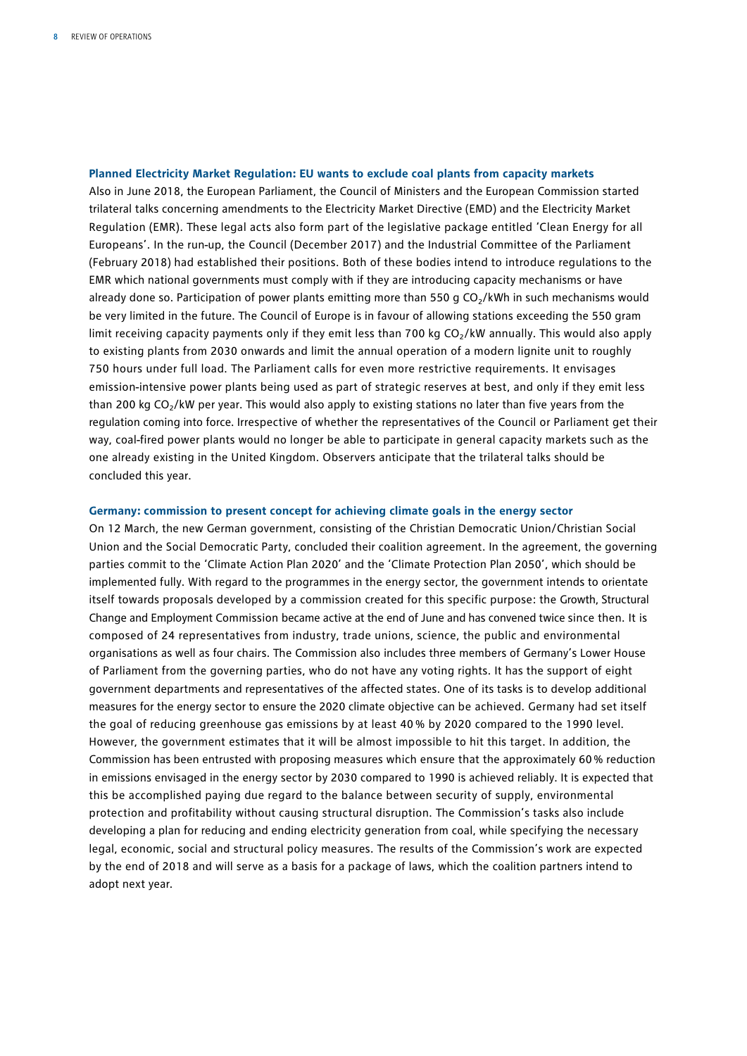### Planned Electricity Market Regulation: EU wants to exclude coal plants from capacity markets

Also in June 2018, the European Parliament, the Council of Ministers and the European Commission started trilateral talks concerning amendments to the Electricity Market Directive (EMD) and the Electricity Market Regulation (EMR). These legal acts also form part of the legislative package entitled 'Clean Energy for all Europeans'. In the run-up, the Council (December 2017) and the Industrial Committee of the Parliament (February 2018) had established their positions. Both of these bodies intend to introduce regulations to the EMR which national governments must comply with if they are introducing capacity mechanisms or have already done so. Participation of power plants emitting more than 550 g $CO_2$/kWh in such mechanisms would be very limited in the future. The Council of Europe is in favour of allowing stations exceeding the 550 gram limit receiving capacity payments only if they emit less than 700 kg $CO_2$/kW annually. This would also apply to existing plants from 2030 onwards and limit the annual operation of a modern lignite unit to roughly 750 hours under full load. The Parliament calls for even more restrictive requirements. It envisages emission-intensive power plants being used as part of strategic reserves at best, and only if they emit less than 200 kg $CO_2$/kW per year. This would also apply to existing stations no later than five years from the regulation coming into force. Irrespective of whether the representatives of the Council or Parliament get their way, coal-fired power plants would no longer be able to participate in general capacity markets such as the one already existing in the United Kingdom. Observers anticipate that the trilateral talks should be concluded this year.

### Germany: commission to present concept for achieving climate goals in the energy sector

On 12 March, the new German government, consisting of the Christian Democratic Union/Christian Social Union and the Social Democratic Party, concluded their coalition agreement. In the agreement, the governing parties commit to the 'Climate Action Plan 2020' and the 'Climate Protection Plan 2050', which should be implemented fully. With regard to the programmes in the energy sector, the government intends to orientate itself towards proposals developed by a commission created for this specific purpose: the Growth, Structural Change and Employment Commission became active at the end of June and has convened twice since then. It is composed of 24 representatives from industry, trade unions, science, the public and environmental organisations as well as four chairs. The Commission also includes three members of Germany's Lower House of Parliament from the governing parties, who do not have any voting rights. It has the support of eight government departments and representatives of the affected states. One of its tasks is to develop additional measures for the energy sector to ensure the 2020 climate objective can be achieved. Germany had set itself the goal of reducing greenhouse gas emissions by at least 40 % by 2020 compared to the 1990 level. However, the government estimates that it will be almost impossible to hit this target. In addition, the Commission has been entrusted with proposing measures which ensure that the approximately 60 % reduction in emissions envisaged in the energy sector by 2030 compared to 1990 is achieved reliably. It is expected that this be accomplished paying due regard to the balance between security of supply, environmental protection and profitability without causing structural disruption. The Commission's tasks also include developing a plan for reducing and ending electricity generation from coal, while specifying the necessary legal, economic, social and structural policy measures. The results of the Commission's work are expected by the end of 2018 and will serve as a basis for a package of laws, which the coalition partners intend to adopt next year.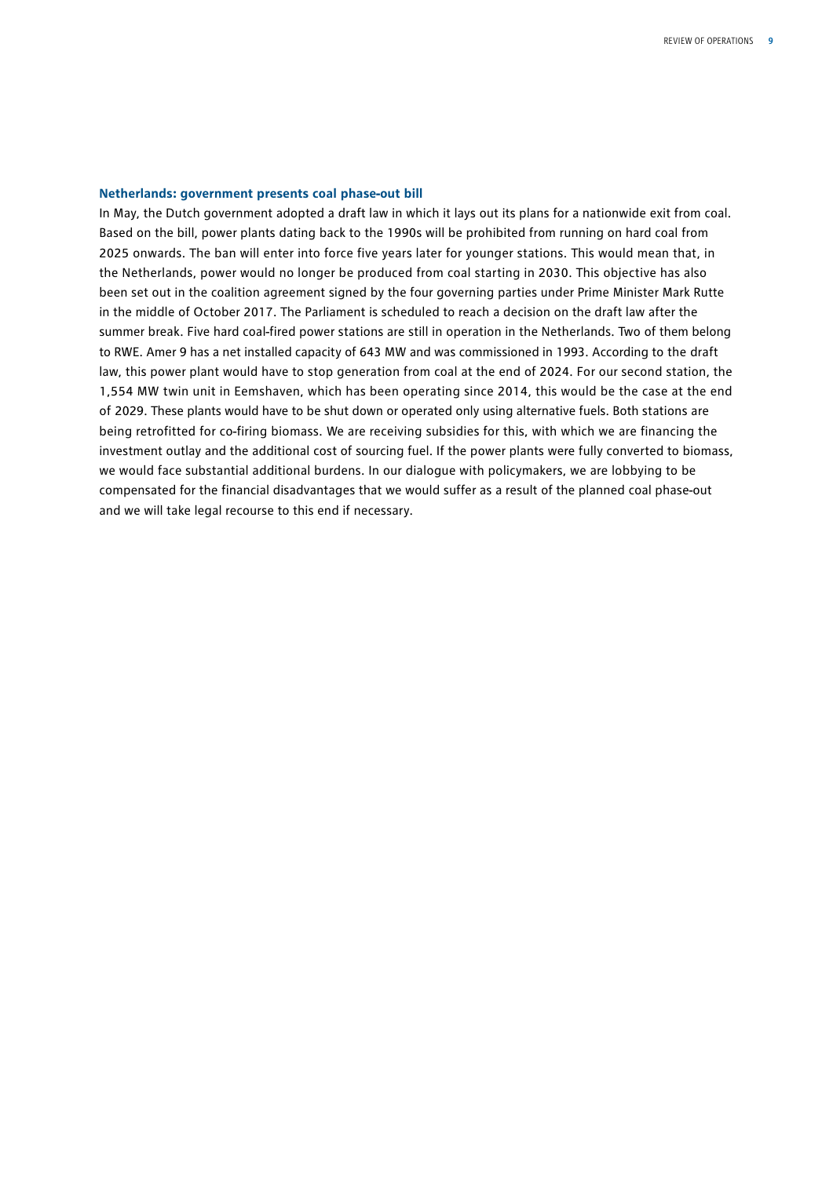### Netherlands: government presents coal phase-out bill

In May, the Dutch government adopted a draft law in which it lays out its plans for a nationwide exit from coal. Based on the bill, power plants dating back to the 1990s will be prohibited from running on hard coal from 2025 onwards. The ban will enter into force five years later for younger stations. This would mean that, in the Netherlands, power would no longer be produced from coal starting in 2030. This objective has also been set out in the coalition agreement signed by the four governing parties under Prime Minister Mark Rutte in the middle of October 2017. The Parliament is scheduled to reach a decision on the draft law after the summer break. Five hard coal-fired power stations are still in operation in the Netherlands. Two of them belong to RWE. Amer 9 has a net installed capacity of 643 MW and was commissioned in 1993. According to the draft law, this power plant would have to stop generation from coal at the end of 2024. For our second station, the 1,554 MW twin unit in Eemshaven, which has been operating since 2014, this would be the case at the end of 2029. These plants would have to be shut down or operated only using alternative fuels. Both stations are being retrofitted for co-firing biomass. We are receiving subsidies for this, with which we are financing the investment outlay and the additional cost of sourcing fuel. If the power plants were fully converted to biomass, we would face substantial additional burdens. In our dialogue with policymakers, we are lobbying to be compensated for the financial disadvantages that we would suffer as a result of the planned coal phase-out and we will take legal recourse to this end if necessary.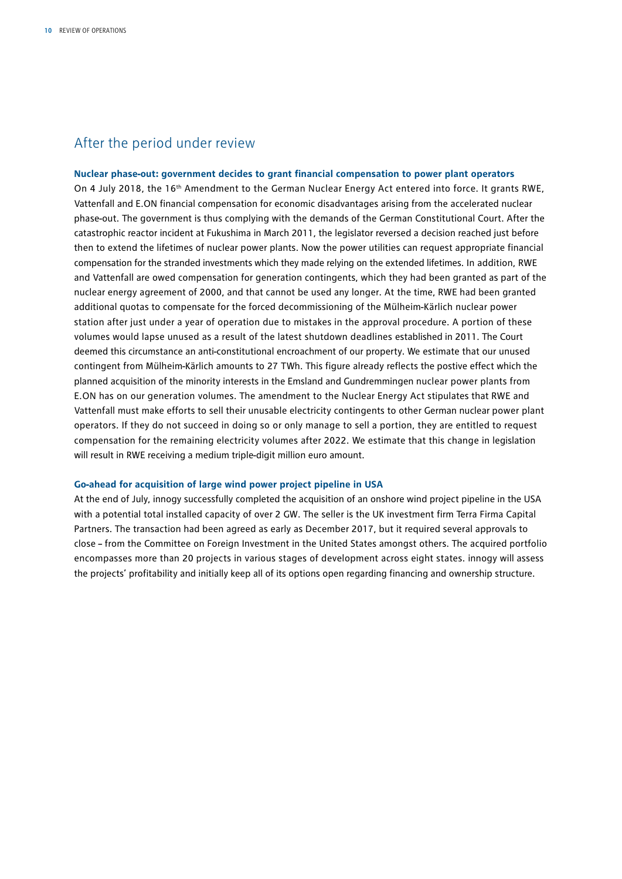## After the period under review

**Nuclear phase-out: government decides to grant financial compensation to power plant operators**

On 4 July 2018, the 16th Amendment to the German Nuclear Energy Act entered into force. It grants RWE, Vattenfall and E.ON financial compensation for economic disadvantages arising from the accelerated nuclear phase-out. The government is thus complying with the demands of the German Constitutional Court. After the catastrophic reactor incident at Fukushima in March 2011, the legislator reversed a decision reached just before then to extend the lifetimes of nuclear power plants. Now the power utilities can request appropriate financial compensation for the stranded investments which they made relying on the extended lifetimes. In addition, RWE and Vattenfall are owed compensation for generation contingents, which they had been granted as part of the nuclear energy agreement of 2000, and that cannot be used any longer. At the time, RWE had been granted additional quotas to compensate for the forced decommissioning of the Mülheim-Kärlich nuclear power station after just under a year of operation due to mistakes in the approval procedure. A portion of these volumes would lapse unused as a result of the latest shutdown deadlines established in 2011. The Court deemed this circumstance an anti-constitutional encroachment of our property. We estimate that our unused contingent from Mülheim-Kärlich amounts to 27 TWh. This figure already reflects the postive effect which the planned acquisition of the minority interests in the Emsland and Gundremmingen nuclear power plants from E.ON has on our generation volumes. The amendment to the Nuclear Energy Act stipulates that RWE and Vattenfall must make efforts to sell their unusable electricity contingents to other German nuclear power plant operators. If they do not succeed in doing so or only manage to sell a portion, they are entitled to request compensation for the remaining electricity volumes after 2022. We estimate that this change in legislation will result in RWE receiving a medium triple-digit million euro amount.

**Go-ahead for acquisition of large wind power project pipeline in USA**

At the end of July, innogy successfully completed the acquisition of an onshore wind project pipeline in the USA with a potential total installed capacity of over 2 GW. The seller is the UK investment firm Terra Firma Capital Partners. The transaction had been agreed as early as December 2017, but it required several approvals to close – from the Committee on Foreign Investment in the United States amongst others. The acquired portfolio encompasses more than 20 projects in various stages of development across eight states. innogy will assess the projects' profitability and initially keep all of its options open regarding financing and ownership structure.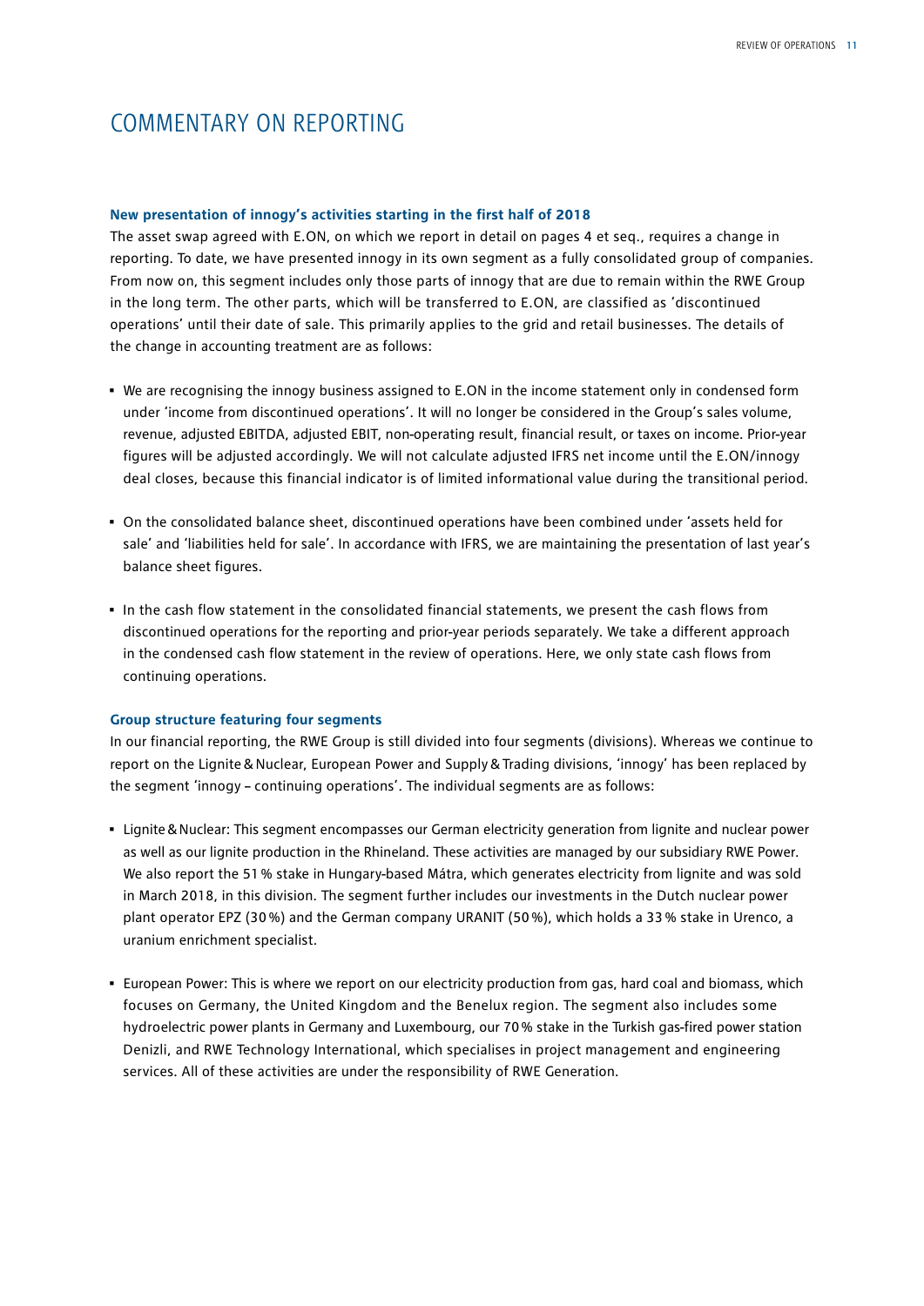# COMMENTARY ON REPORTING

### New presentation of innogy's activities starting in the first half of 2018

The asset swap agreed with E.ON, on which we report in detail on pages 4 et seq., requires a change in reporting. To date, we have presented innogy in its own segment as a fully consolidated group of companies. From now on, this segment includes only those parts of innogy that are due to remain within the RWE Group in the long term. The other parts, which will be transferred to E.ON, are classified as 'discontinued operations' until their date of sale. This primarily applies to the grid and retail businesses. The details of the change in accounting treatment are as follows:

- We are recognising the innogy business assigned to E.ON in the income statement only in condensed form under 'income from discontinued operations'. It will no longer be considered in the Group's sales volume, revenue, adjusted EBITDA, adjusted EBIT, non-operating result, financial result, or taxes on income. Prior-year figures will be adjusted accordingly. We will not calculate adjusted IFRS net income until the E.ON/innogy deal closes, because this financial indicator is of limited informational value during the transitional period.
- On the consolidated balance sheet, discontinued operations have been combined under 'assets held for sale' and 'liabilities held for sale'. In accordance with IFRS, we are maintaining the presentation of last year's balance sheet figures.
- In the cash flow statement in the consolidated financial statements, we present the cash flows from discontinued operations for the reporting and prior-year periods separately. We take a different approach in the condensed cash flow statement in the review of operations. Here, we only state cash flows from continuing operations.

### Group structure featuring four segments

In our financial reporting, the RWE Group is still divided into four segments (divisions). Whereas we continue to report on the Lignite & Nuclear, European Power and Supply & Trading divisions, 'innogy' has been replaced by the segment 'innogy – continuing operations'. The individual segments are as follows:

- Lignite & Nuclear: This segment encompasses our German electricity generation from lignite and nuclear power as well as our lignite production in the Rhineland. These activities are managed by our subsidiary RWE Power. We also report the 51 % stake in Hungary-based Mátra, which generates electricity from lignite and was sold in March 2018, in this division. The segment further includes our investments in the Dutch nuclear power plant operator EPZ (30 %) and the German company URANIT (50 %), which holds a 33 % stake in Urenco, a uranium enrichment specialist.
- European Power: This is where we report on our electricity production from gas, hard coal and biomass, which focuses on Germany, the United Kingdom and the Benelux region. The segment also includes some hydroelectric power plants in Germany and Luxembourg, our 70 % stake in the Turkish gas-fired power station Denizli, and RWE Technology International, which specialises in project management and engineering services. All of these activities are under the responsibility of RWE Generation.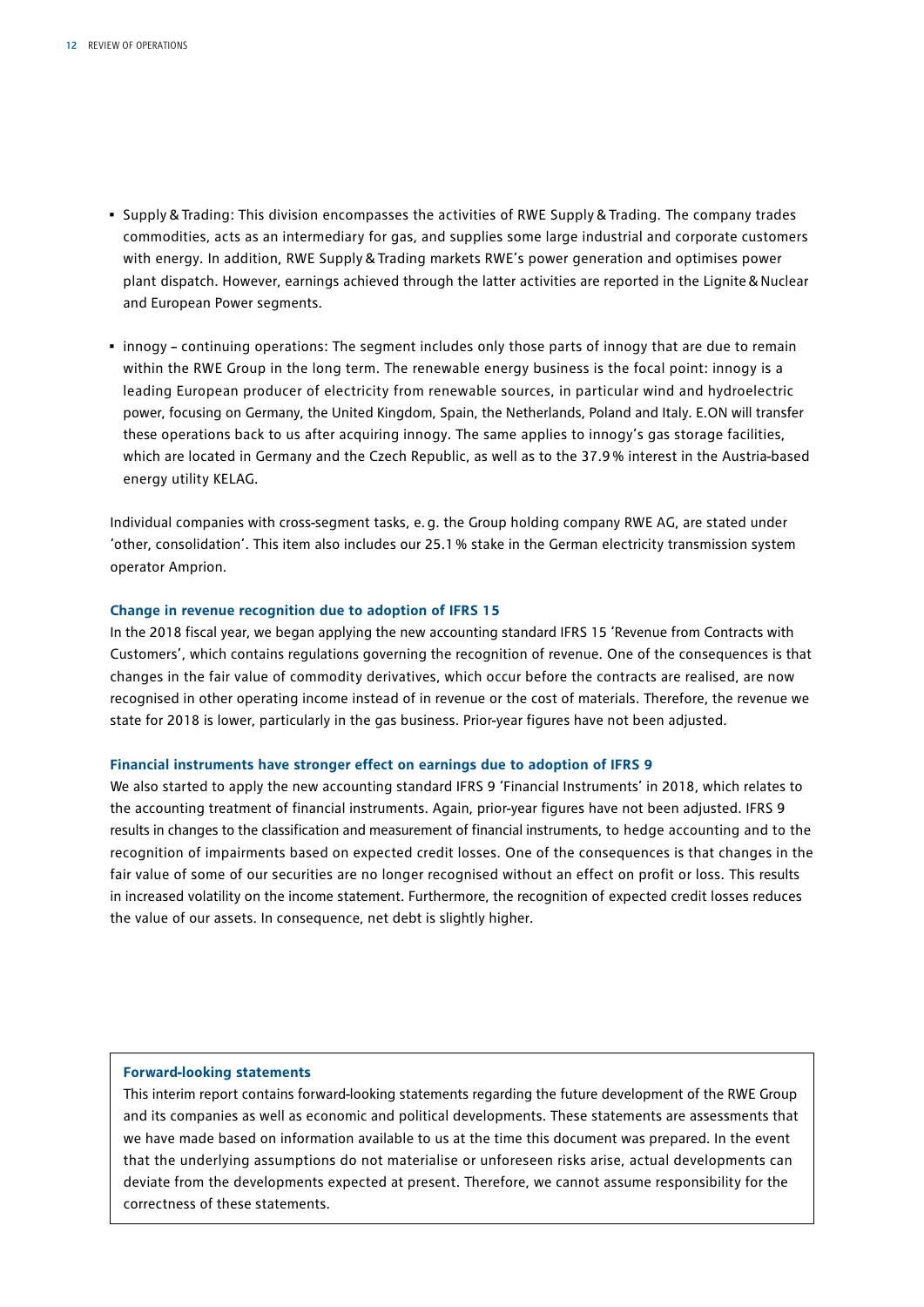- Supply & Trading: This division encompasses the activities of RWE Supply & Trading. The company trades commodities, acts as an intermediary for gas, and supplies some large industrial and corporate customers with energy. In addition, RWE Supply & Trading markets RWE's power generation and optimises power plant dispatch. However, earnings achieved through the latter activities are reported in the Lignite & Nuclear and European Power segments.
- innogy – continuing operations: The segment includes only those parts of innogy that are due to remain within the RWE Group in the long term. The renewable energy business is the focal point: innogy is a leading European producer of electricity from renewable sources, in particular wind and hydroelectric power, focusing on Germany, the United Kingdom, Spain, the Netherlands, Poland and Italy. E.ON will transfer these operations back to us after acquiring innogy. The same applies to innogy's gas storage facilities, which are located in Germany and the Czech Republic, as well as to the 37.9 % interest in the Austria-based energy utility KELAG.

Individual companies with cross-segment tasks, e. g. the Group holding company RWE AG, are stated under 'other, consolidation'. This item also includes our 25.1 % stake in the German electricity transmission system operator Amprion.

### Change in revenue recognition due to adoption of IFRS 15

In the 2018 fiscal year, we began applying the new accounting standard IFRS 15 'Revenue from Contracts with Customers', which contains regulations governing the recognition of revenue. One of the consequences is that changes in the fair value of commodity derivatives, which occur before the contracts are realised, are now recognised in other operating income instead of in revenue or the cost of materials. Therefore, the revenue we state for 2018 is lower, particularly in the gas business. Prior-year figures have not been adjusted.

### Financial instruments have stronger effect on earnings due to adoption of IFRS 9

We also started to apply the new accounting standard IFRS 9 'Financial Instruments' in 2018, which relates to the accounting treatment of financial instruments. Again, prior-year figures have not been adjusted. IFRS 9 results in changes to the classification and measurement of financial instruments, to hedge accounting and to the recognition of impairments based on expected credit losses. One of the consequences is that changes in the fair value of some of our securities are no longer recognised without an effect on profit or loss. This results in increased volatility on the income statement. Furthermore, the recognition of expected credit losses reduces the value of our assets. In consequence, net debt is slightly higher.

**Forward-looking statements**

This interim report contains forward-looking statements regarding the future development of the RWE Group and its companies as well as economic and political developments. These statements are assessments that we have made based on information available to us at the time this document was prepared. In the event that the underlying assumptions do not materialise or unforeseen risks arise, actual developments can deviate from the developments expected at present. Therefore, we cannot assume responsibility for the correctness of these statements.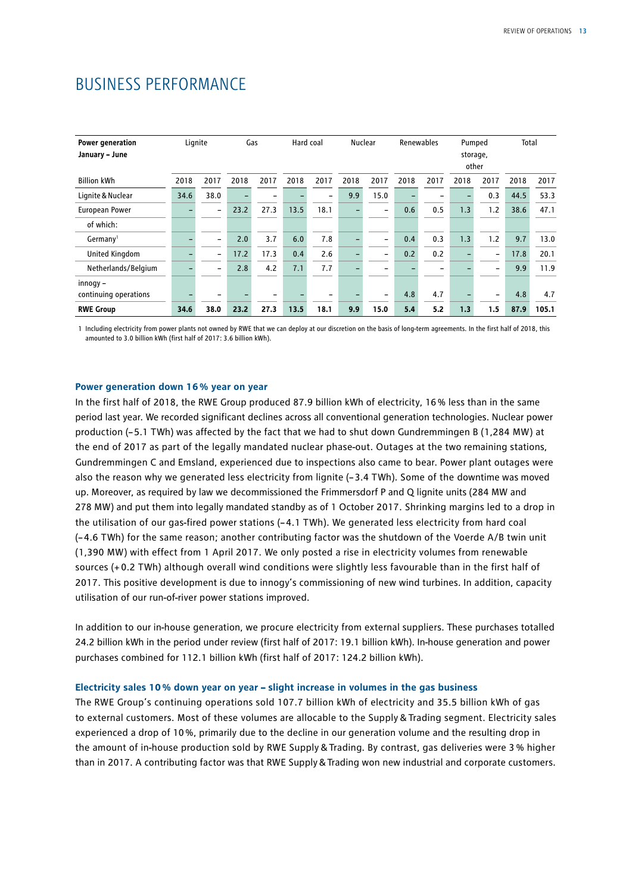# BUSINESS PERFORMANCE

| Power generation January – June | Lignite | | Gas | | Hard coal | | Nuclear | | Renewables | | Pumped storage, other | | Total | |
|---|---|---|---|---|---|---|---|---|---|---|---|---|---|---|
| Billion kWh | 2018 | 2017 | 2018 | 2017 | 2018 | 2017 | 2018 | 2017 | 2018 | 2017 | 2018 | 2017 | 2018 | 2017 |
| Lignite & Nuclear | 34.6 | 38.0 | – | – | – | – | 9.9 | 15.0 | – | – | – | 0.3 | 44.5 | 53.3 |
| European Power | – | – | 23.2 | 27.3 | 13.5 | 18.1 | – | – | 0.6 | 0.5 | 1.3 | 1.2 | 38.6 | 47.1 |
| of which: | | | | | | | | | | | | | | |
| Germany[1] | – | – | 2.0 | 3.7 | 6.0 | 7.8 | – | – | 0.4 | 0.3 | 1.3 | 1.2 | 9.7 | 13.0 |
| United Kingdom | – | – | 17.2 | 17.3 | 0.4 | 2.6 | – | – | 0.2 | 0.2 | – | – | 17.8 | 20.1 |
| Netherlands/Belgium | – | – | 2.8 | 4.2 | 7.1 | 7.7 | – | – | – | – | – | – | 9.9 | 11.9 |
| innogy – continuing operations | – | – | – | – | – | – | – | – | 4.8 | 4.7 | – | – | 4.8 | 4.7 |
| **RWE Group** | **34.6** | **38.0** | **23.2** | **27.3** | **13.5** | **18.1** | **9.9** | **15.0** | **5.4** | **5.2** | **1.3** | **1.5** | **87.9** | **105.1** |

1 Including electricity from power plants not owned by RWE that we can deploy at our discretion on the basis of long-term agreements. In the first half of 2018, this amounted to 3.0 billion kWh (first half of 2017: 3.6 billion kWh).

### Power generation down 16 % year on year

In the first half of 2018, the RWE Group produced 87.9 billion kWh of electricity, 16 % less than in the same period last year. We recorded significant declines across all conventional generation technologies. Nuclear power production (– 5.1 TWh) was affected by the fact that we had to shut down Gundremmingen B (1,284 MW) at the end of 2017 as part of the legally mandated nuclear phase-out. Outages at the two remaining stations, Gundremmingen C and Emsland, experienced due to inspections also came to bear. Power plant outages were also the reason why we generated less electricity from lignite (– 3.4 TWh). Some of the downtime was moved up. Moreover, as required by law we decommissioned the Frimmersdorf P and Q lignite units (284 MW and 278 MW) and put them into legally mandated standby as of 1 October 2017. Shrinking margins led to a drop in the utilisation of our gas-fired power stations (– 4.1 TWh). We generated less electricity from hard coal (– 4.6 TWh) for the same reason; another contributing factor was the shutdown of the Voerde A/B twin unit (1,390 MW) with effect from 1 April 2017. We only posted a rise in electricity volumes from renewable sources (+ 0.2 TWh) although overall wind conditions were slightly less favourable than in the first half of 2017. This positive development is due to innogy's commissioning of new wind turbines. In addition, capacity utilisation of our run-of-river power stations improved.

In addition to our in-house generation, we procure electricity from external suppliers. These purchases totalled 24.2 billion kWh in the period under review (first half of 2017: 19.1 billion kWh). In-house generation and power purchases combined for 112.1 billion kWh (first half of 2017: 124.2 billion kWh).

### Electricity sales 10 % down year on year – slight increase in volumes in the gas business

The RWE Group's continuing operations sold 107.7 billion kWh of electricity and 35.5 billion kWh of gas to external customers. Most of these volumes are allocable to the Supply & Trading segment. Electricity sales experienced a drop of 10 %, primarily due to the decline in our generation volume and the resulting drop in the amount of in-house production sold by RWE Supply & Trading. By contrast, gas deliveries were 3 % higher than in 2017. A contributing factor was that RWE Supply & Trading won new industrial and corporate customers.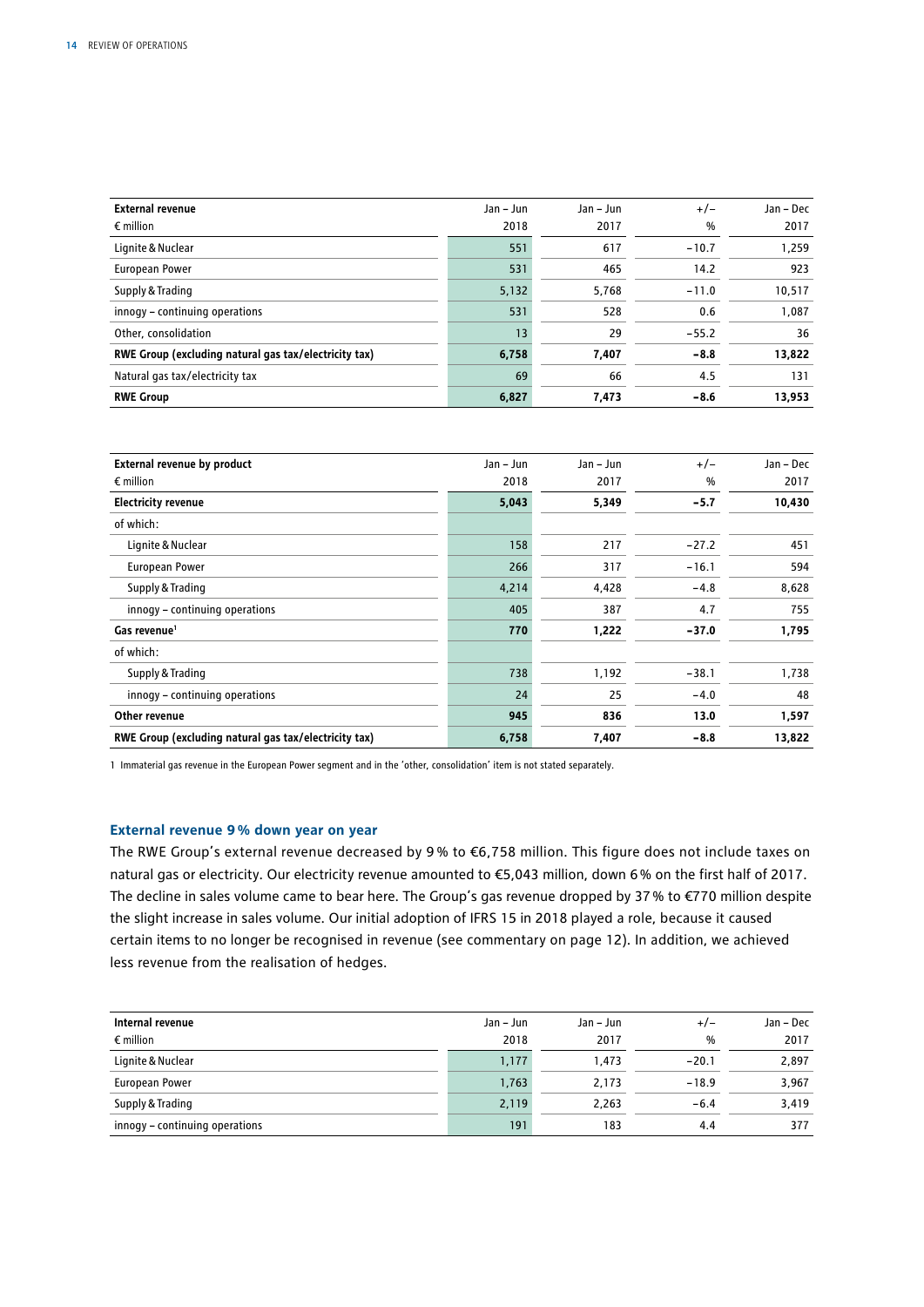| External revenue<br>€ million | Jan – Jun<br>2018 | Jan – Jun<br>2017 | +/–<br>% | Jan – Dec<br>2017 |
|---|---|---|---|---|
| Lignite & Nuclear | 551 | 617 | −10.7 | 1,259 |
| European Power | 531 | 465 | 14.2 | 923 |
| Supply & Trading | 5,132 | 5,768 | −11.0 | 10,517 |
| innogy – continuing operations | 531 | 528 | 0.6 | 1,087 |
| Other, consolidation | 13 | 29 | −55.2 | 36 |
| **RWE Group (excluding natural gas tax/electricity tax)** | **6,758** | **7,407** | **−8.8** | **13,822** |
| Natural gas tax/electricity tax | 69 | 66 | 4.5 | 131 |
| **RWE Group** | **6,827** | **7,473** | **−8.6** | **13,953** |

| External revenue by product<br>€ million | Jan – Jun<br>2018 | Jan – Jun<br>2017 | +/–<br>% | Jan – Dec<br>2017 |
|---|---|---|---|---|
| **Electricity revenue** | **5,043** | **5,349** | **−5.7** | **10,430** |
| of which: | | | | |
| Lignite & Nuclear | 158 | 217 | −27.2 | 451 |
| European Power | 266 | 317 | −16.1 | 594 |
| Supply & Trading | 4,214 | 4,428 | −4.8 | 8,628 |
| innogy – continuing operations | 405 | 387 | 4.7 | 755 |
| **Gas revenue**[1] | **770** | **1,222** | **−37.0** | **1,795** |
| of which: | | | | |
| Supply & Trading | 738 | 1,192 | −38.1 | 1,738 |
| innogy – continuing operations | 24 | 25 | −4.0 | 48 |
| **Other revenue** | **945** | **836** | **13.0** | **1,597** |
| **RWE Group (excluding natural gas tax/electricity tax)** | **6,758** | **7,407** | **−8.8** | **13,822** |

1 Immaterial gas revenue in the European Power segment and in the 'other, consolidation' item is not stated separately.

### External revenue 9 % down year on year

The RWE Group's external revenue decreased by 9 % to €6,758 million. This figure does not include taxes on natural gas or electricity. Our electricity revenue amounted to €5,043 million, down 6 % on the first half of 2017. The decline in sales volume came to bear here. The Group's gas revenue dropped by 37 % to €770 million despite the slight increase in sales volume. Our initial adoption of IFRS 15 in 2018 played a role, because it caused certain items to no longer be recognised in revenue (see commentary on page 12). In addition, we achieved less revenue from the realisation of hedges.

| Internal revenue<br>€ million | Jan – Jun<br>2018 | Jan – Jun<br>2017 | +/–<br>% | Jan – Dec<br>2017 |
|---|---|---|---|---|
| Lignite & Nuclear | 1,177 | 1,473 | −20.1 | 2,897 |
| European Power | 1,763 | 2,173 | −18.9 | 3,967 |
| Supply & Trading | 2,119 | 2,263 | −6.4 | 3,419 |
| innogy – continuing operations | 191 | 183 | 4.4 | 377 |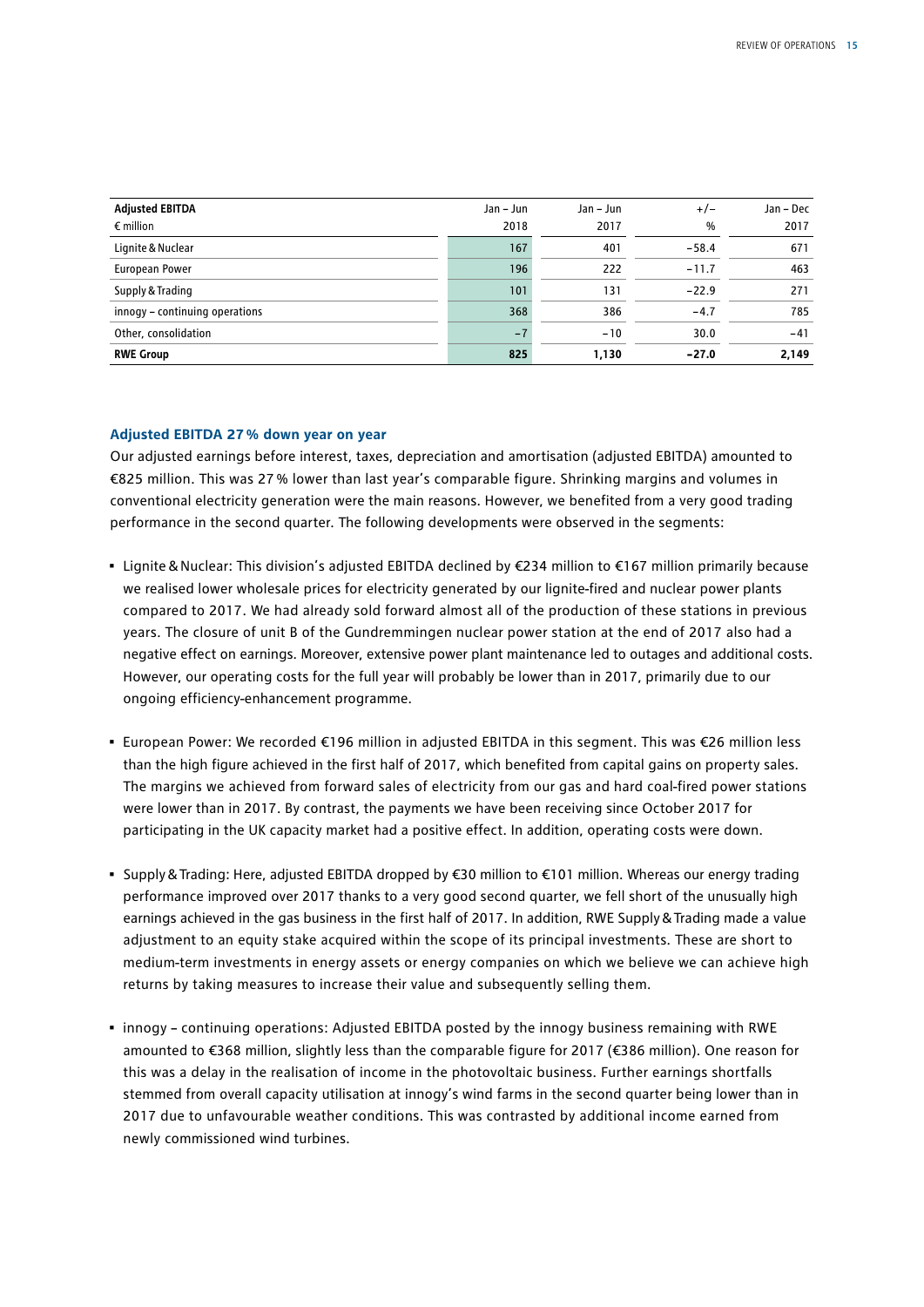| Adjusted EBITDA<br>€ million | Jan – Jun<br>2018 | Jan – Jun<br>2017 | +/–<br>% | Jan – Dec<br>2017 |
|---|---|---|---|---|
| Lignite & Nuclear | 167 | 401 | −58.4 | 671 |
| European Power | 196 | 222 | −11.7 | 463 |
| Supply & Trading | 101 | 131 | −22.9 | 271 |
| innogy – continuing operations | 368 | 386 | −4.7 | 785 |
| Other, consolidation | −7 | −10 | 30.0 | −41 |
| **RWE Group** | **825** | **1,130** | **−27.0** | **2,149** |

### Adjusted EBITDA 27 % down year on year

Our adjusted earnings before interest, taxes, depreciation and amortisation (adjusted EBITDA) amounted to €825 million. This was 27 % lower than last year's comparable figure. Shrinking margins and volumes in conventional electricity generation were the main reasons. However, we benefited from a very good trading performance in the second quarter. The following developments were observed in the segments:

- Lignite & Nuclear: This division's adjusted EBITDA declined by €234 million to €167 million primarily because we realised lower wholesale prices for electricity generated by our lignite-fired and nuclear power plants compared to 2017. We had already sold forward almost all of the production of these stations in previous years. The closure of unit B of the Gundremmingen nuclear power station at the end of 2017 also had a negative effect on earnings. Moreover, extensive power plant maintenance led to outages and additional costs. However, our operating costs for the full year will probably be lower than in 2017, primarily due to our ongoing efficiency-enhancement programme.

- European Power: We recorded €196 million in adjusted EBITDA in this segment. This was €26 million less than the high figure achieved in the first half of 2017, which benefited from capital gains on property sales. The margins we achieved from forward sales of electricity from our gas and hard coal-fired power stations were lower than in 2017. By contrast, the payments we have been receiving since October 2017 for participating in the UK capacity market had a positive effect. In addition, operating costs were down.

- Supply & Trading: Here, adjusted EBITDA dropped by €30 million to €101 million. Whereas our energy trading performance improved over 2017 thanks to a very good second quarter, we fell short of the unusually high earnings achieved in the gas business in the first half of 2017. In addition, RWE Supply & Trading made a value adjustment to an equity stake acquired within the scope of its principal investments. These are short to medium-term investments in energy assets or energy companies on which we believe we can achieve high returns by taking measures to increase their value and subsequently selling them.

- innogy – continuing operations: Adjusted EBITDA posted by the innogy business remaining with RWE amounted to €368 million, slightly less than the comparable figure for 2017 (€386 million). One reason for this was a delay in the realisation of income in the photovoltaic business. Further earnings shortfalls stemmed from overall capacity utilisation at innogy's wind farms in the second quarter being lower than in 2017 due to unfavourable weather conditions. This was contrasted by additional income earned from newly commissioned wind turbines.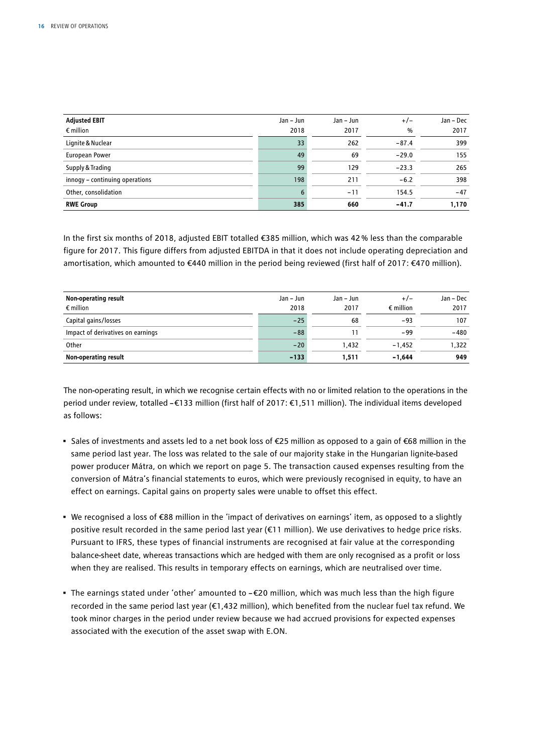| Adjusted EBIT<br>€ million | Jan – Jun<br>2018 | Jan – Jun<br>2017 | +/–<br>% | Jan – Dec<br>2017 |
|---|---|---|---|---|
| Lignite & Nuclear | 33 | 262 | −87.4 | 399 |
| European Power | 49 | 69 | −29.0 | 155 |
| Supply & Trading | 99 | 129 | −23.3 | 265 |
| innogy – continuing operations | 198 | 211 | −6.2 | 398 |
| Other, consolidation | 6 | −11 | 154.5 | −47 |
| **RWE Group** | **385** | **660** | **−41.7** | **1,170** |

In the first six months of 2018, adjusted EBIT totalled €385 million, which was 42 % less than the comparable figure for 2017. This figure differs from adjusted EBITDA in that it does not include operating depreciation and amortisation, which amounted to €440 million in the period being reviewed (first half of 2017: €470 million).

| Non-operating result<br>€ million | Jan – Jun<br>2018 | Jan – Jun<br>2017 | +/–<br>€ million | Jan – Dec<br>2017 |
|---|---|---|---|---|
| Capital gains/losses | −25 | 68 | −93 | 107 |
| Impact of derivatives on earnings | −88 | 11 | −99 | −480 |
| Other | −20 | 1,432 | −1,452 | 1,322 |
| **Non-operating result** | **−133** | **1,511** | **−1,644** | **949** |

The non-operating result, in which we recognise certain effects with no or limited relation to the operations in the period under review, totalled −€133 million (first half of 2017: €1,511 million). The individual items developed as follows:

- Sales of investments and assets led to a net book loss of €25 million as opposed to a gain of €68 million in the same period last year. The loss was related to the sale of our majority stake in the Hungarian lignite-based power producer Mátra, on which we report on page 5. The transaction caused expenses resulting from the conversion of Mátra's financial statements to euros, which were previously recognised in equity, to have an effect on earnings. Capital gains on property sales were unable to offset this effect.
- We recognised a loss of €88 million in the 'impact of derivatives on earnings' item, as opposed to a slightly positive result recorded in the same period last year (€11 million). We use derivatives to hedge price risks. Pursuant to IFRS, these types of financial instruments are recognised at fair value at the corresponding balance-sheet date, whereas transactions which are hedged with them are only recognised as a profit or loss when they are realised. This results in temporary effects on earnings, which are neutralised over time.
- The earnings stated under 'other' amounted to −€20 million, which was much less than the high figure recorded in the same period last year (€1,432 million), which benefited from the nuclear fuel tax refund. We took minor charges in the period under review because we had accrued provisions for expected expenses associated with the execution of the asset swap with E.ON.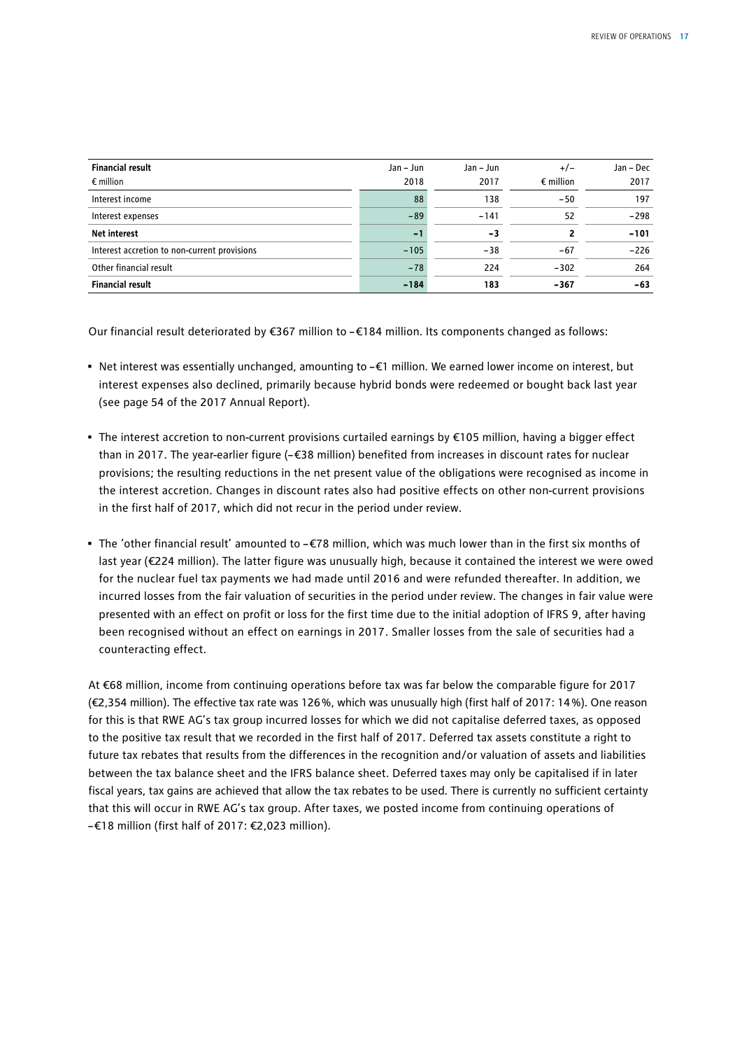| **Financial result**<br>€ million | Jan – Jun<br>2018 | Jan – Jun<br>2017 | +/–<br>€ million | Jan – Dec<br>2017 |
|---|---|---|---|---|
| Interest income | 88 | 138 | –50 | 197 |
| Interest expenses | –89 | –141 | 52 | –298 |
| **Net interest** | **–1** | **–3** | **2** | **–101** |
| Interest accretion to non-current provisions | –105 | –38 | –67 | –226 |
| Other financial result | –78 | 224 | –302 | 264 |
| **Financial result** | **–184** | **183** | **–367** | **–63** |

Our financial result deteriorated by €367 million to –€184 million. Its components changed as follows:

- Net interest was essentially unchanged, amounting to –€1 million. We earned lower income on interest, but interest expenses also declined, primarily because hybrid bonds were redeemed or bought back last year (see page 54 of the 2017 Annual Report).
- The interest accretion to non-current provisions curtailed earnings by €105 million, having a bigger effect than in 2017. The year-earlier figure (–€38 million) benefited from increases in discount rates for nuclear provisions; the resulting reductions in the net present value of the obligations were recognised as income in the interest accretion. Changes in discount rates also had positive effects on other non-current provisions in the first half of 2017, which did not recur in the period under review.
- The 'other financial result' amounted to –€78 million, which was much lower than in the first six months of last year (€224 million). The latter figure was unusually high, because it contained the interest we were owed for the nuclear fuel tax payments we had made until 2016 and were refunded thereafter. In addition, we incurred losses from the fair valuation of securities in the period under review. The changes in fair value were presented with an effect on profit or loss for the first time due to the initial adoption of IFRS 9, after having been recognised without an effect on earnings in 2017. Smaller losses from the sale of securities had a counteracting effect.

At €68 million, income from continuing operations before tax was far below the comparable figure for 2017 (€2,354 million). The effective tax rate was 126 %, which was unusually high (first half of 2017: 14 %). One reason for this is that RWE AG's tax group incurred losses for which we did not capitalise deferred taxes, as opposed to the positive tax result that we recorded in the first half of 2017. Deferred tax assets constitute a right to future tax rebates that results from the differences in the recognition and/or valuation of assets and liabilities between the tax balance sheet and the IFRS balance sheet. Deferred taxes may only be capitalised if in later fiscal years, tax gains are achieved that allow the tax rebates to be used. There is currently no sufficient certainty that this will occur in RWE AG's tax group. After taxes, we posted income from continuing operations of –€18 million (first half of 2017: €2,023 million).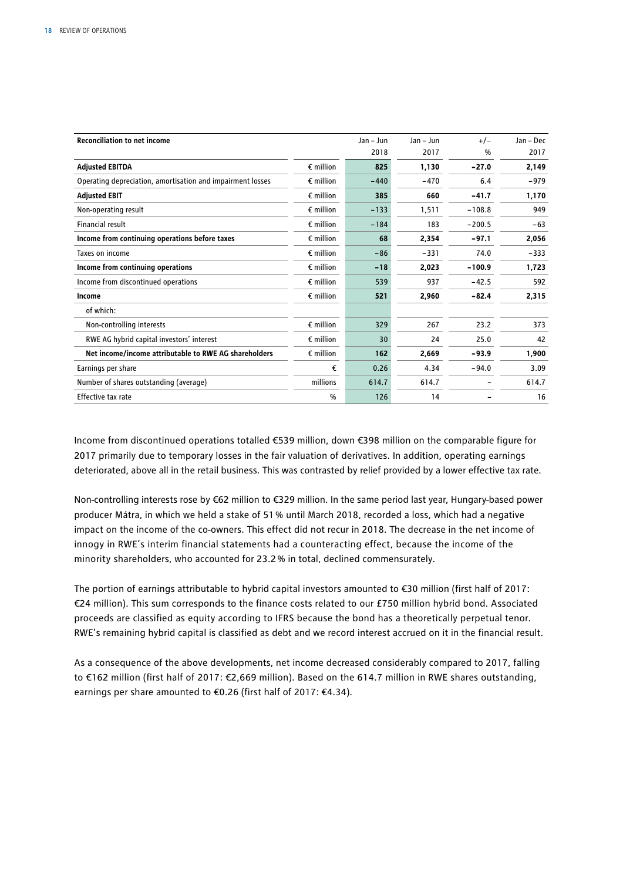| Reconciliation to net income | | Jan – Jun 2018 | Jan – Jun 2017 | +/– % | Jan – Dec 2017 |
|---|---|---|---|---|---|
| **Adjusted EBITDA** | € million | **825** | **1,130** | **−27.0** | **2,149** |
| Operating depreciation, amortisation and impairment losses | € million | −440 | −470 | 6.4 | −979 |
| **Adjusted EBIT** | € million | **385** | **660** | **−41.7** | **1,170** |
| Non-operating result | € million | −133 | 1,511 | −108.8 | 949 |
| Financial result | € million | −184 | 183 | −200.5 | −63 |
| **Income from continuing operations before taxes** | € million | **68** | **2,354** | **−97.1** | **2,056** |
| Taxes on income | € million | −86 | −331 | 74.0 | −333 |
| **Income from continuing operations** | € million | **−18** | **2,023** | **−100.9** | **1,723** |
| Income from discontinued operations | € million | 539 | 937 | −42.5 | 592 |
| **Income** | € million | **521** | **2,960** | **−82.4** | **2,315** |
| of which: | | | | | |
| Non-controlling interests | € million | 329 | 267 | 23.2 | 373 |
| RWE AG hybrid capital investors' interest | € million | 30 | 24 | 25.0 | 42 |
| **Net income/income attributable to RWE AG shareholders** | € million | **162** | **2,669** | **−93.9** | **1,900** |
| Earnings per share | € | 0.26 | 4.34 | −94.0 | 3.09 |
| Number of shares outstanding (average) | millions | 614.7 | 614.7 | – | 614.7 |
| Effective tax rate | % | 126 | 14 | – | 16 |

Income from discontinued operations totalled €539 million, down €398 million on the comparable figure for 2017 primarily due to temporary losses in the fair valuation of derivatives. In addition, operating earnings deteriorated, above all in the retail business. This was contrasted by relief provided by a lower effective tax rate.

Non-controlling interests rose by €62 million to €329 million. In the same period last year, Hungary-based power producer Mátra, in which we held a stake of 51 % until March 2018, recorded a loss, which had a negative impact on the income of the co-owners. This effect did not recur in 2018. The decrease in the net income of innogy in RWE's interim financial statements had a counteracting effect, because the income of the minority shareholders, who accounted for 23.2 % in total, declined commensurately.

The portion of earnings attributable to hybrid capital investors amounted to €30 million (first half of 2017: €24 million). This sum corresponds to the finance costs related to our £750 million hybrid bond. Associated proceeds are classified as equity according to IFRS because the bond has a theoretically perpetual tenor. RWE's remaining hybrid capital is classified as debt and we record interest accrued on it in the financial result.

As a consequence of the above developments, net income decreased considerably compared to 2017, falling to €162 million (first half of 2017: €2,669 million). Based on the 614.7 million in RWE shares outstanding, earnings per share amounted to €0.26 (first half of 2017: €4.34).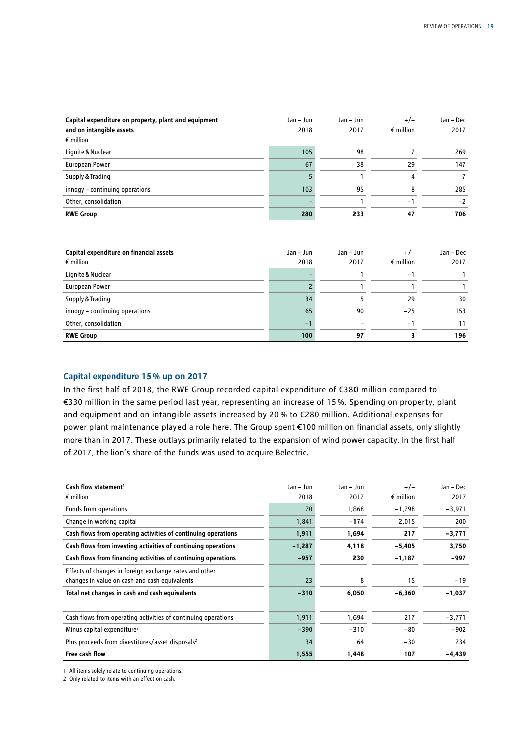| Capital expenditure on property, plant and equipment and on intangible assets<br>€ million | Jan – Jun 2018 | Jan – Jun 2017 | +/–<br>€ million | Jan – Dec 2017 |
|---|---|---|---|---|
| Lignite & Nuclear | 105 | 98 | 7 | 269 |
| European Power | 67 | 38 | 29 | 147 |
| Supply & Trading | 5 | 1 | 4 | 7 |
| innogy – continuing operations | 103 | 95 | 8 | 285 |
| Other, consolidation | – | 1 | −1 | −2 |
| **RWE Group** | **280** | **233** | **47** | **706** |

| Capital expenditure on financial assets<br>€ million | Jan – Jun 2018 | Jan – Jun 2017 | +/–<br>€ million | Jan – Dec 2017 |
|---|---|---|---|---|
| Lignite & Nuclear | – | 1 | −1 | 1 |
| European Power | 2 | 1 | 1 | 1 |
| Supply & Trading | 34 | 5 | 29 | 30 |
| innogy – continuing operations | 65 | 90 | −25 | 153 |
| Other, consolidation | −1 | – | −1 | 11 |
| **RWE Group** | **100** | **97** | **3** | **196** |

### Capital expenditure 15 % up on 2017

In the first half of 2018, the RWE Group recorded capital expenditure of €380 million compared to €330 million in the same period last year, representing an increase of 15 %. Spending on property, plant and equipment and on intangible assets increased by 20 % to €280 million. Additional expenses for power plant maintenance played a role here. The Group spent €100 million on financial assets, only slightly more than in 2017. These outlays primarily related to the expansion of wind power capacity. In the first half of 2017, the lion's share of the funds was used to acquire Belectric.

| Cash flow statement[1]<br>€ million | Jan – Jun 2018 | Jan – Jun 2017 | +/–<br>€ million | Jan – Dec 2017 |
|---|---|---|---|---|
| Funds from operations | 70 | 1,868 | −1,798 | −3,971 |
| Change in working capital | 1,841 | −174 | 2,015 | 200 |
| **Cash flows from operating activities of continuing operations** | **1,911** | **1,694** | **217** | **−3,771** |
| **Cash flows from investing activities of continuing operations** | **−1,287** | **4,118** | **−5,405** | **3,750** |
| **Cash flows from financing activities of continuing operations** | **−957** | **230** | **−1,187** | **−997** |
| Effects of changes in foreign exchange rates and other changes in value on cash and cash equivalents | 23 | 8 | 15 | −19 |
| **Total net changes in cash and cash equivalents** | **−310** | **6,050** | **−6,360** | **−1,037** |
| | | | | |
| Cash flows from operating activities of continuing operations | 1,911 | 1,694 | 217 | −3,771 |
| Minus capital expenditure[2] | −390 | −310 | −80 | −902 |
| Plus proceeds from divestitures/asset disposals[2] | 34 | 64 | −30 | 234 |
| **Free cash flow** | **1,555** | **1,448** | **107** | **−4,439** |

1 All items solely relate to continuing operations.
2 Only related to items with an effect on cash.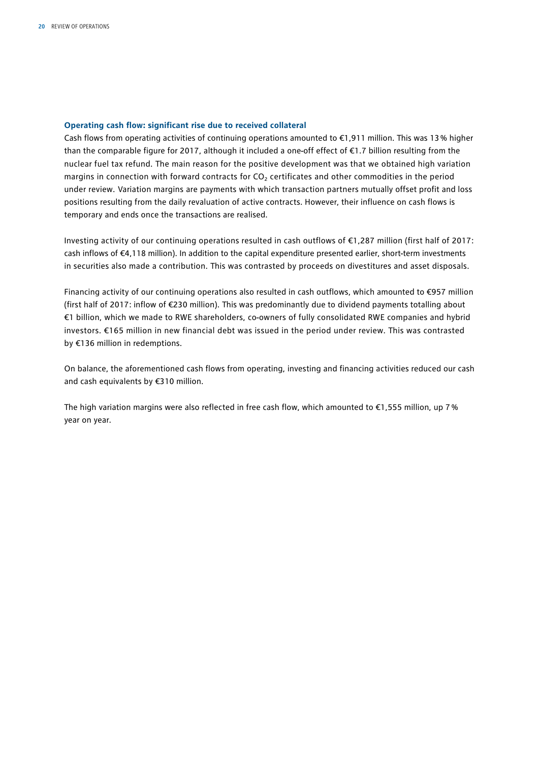### Operating cash flow: significant rise due to received collateral

Cash flows from operating activities of continuing operations amounted to €1,911 million. This was 13 % higher than the comparable figure for 2017, although it included a one-off effect of €1.7 billion resulting from the nuclear fuel tax refund. The main reason for the positive development was that we obtained high variation margins in connection with forward contracts for $CO_2$ certificates and other commodities in the period under review. Variation margins are payments with which transaction partners mutually offset profit and loss positions resulting from the daily revaluation of active contracts. However, their influence on cash flows is temporary and ends once the transactions are realised.

Investing activity of our continuing operations resulted in cash outflows of €1,287 million (first half of 2017: cash inflows of €4,118 million). In addition to the capital expenditure presented earlier, short-term investments in securities also made a contribution. This was contrasted by proceeds on divestitures and asset disposals.

Financing activity of our continuing operations also resulted in cash outflows, which amounted to €957 million (first half of 2017: inflow of €230 million). This was predominantly due to dividend payments totalling about €1 billion, which we made to RWE shareholders, co-owners of fully consolidated RWE companies and hybrid investors. €165 million in new financial debt was issued in the period under review. This was contrasted by €136 million in redemptions.

On balance, the aforementioned cash flows from operating, investing and financing activities reduced our cash and cash equivalents by €310 million.

The high variation margins were also reflected in free cash flow, which amounted to €1,555 million, up 7 % year on year.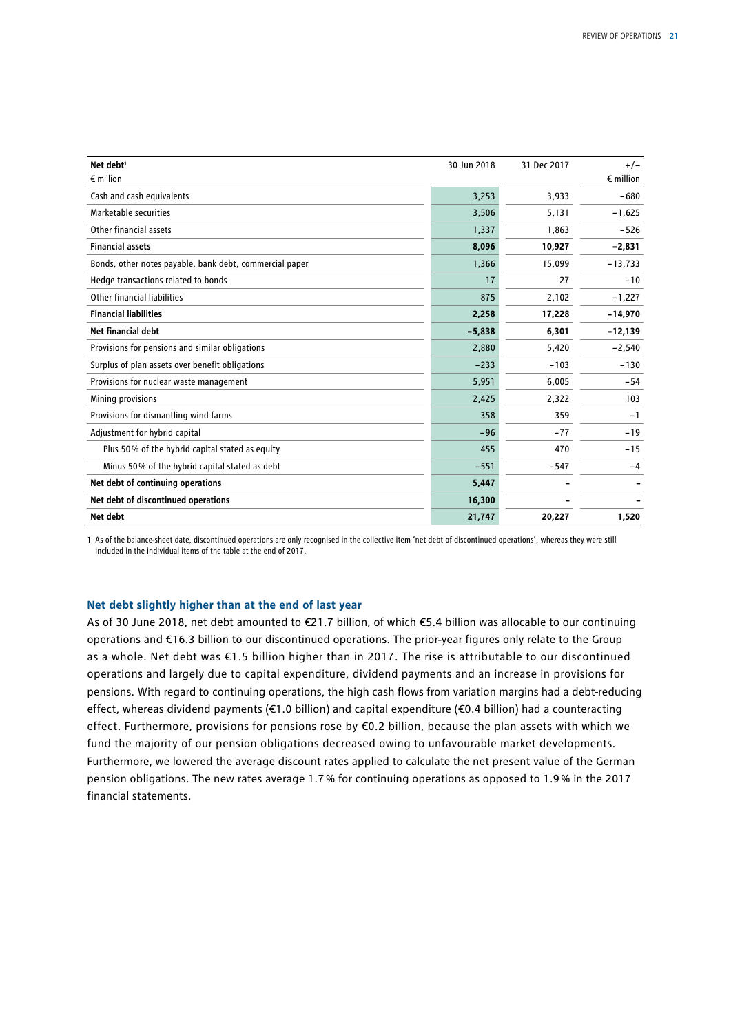| Net debt[1]<br>€ million | 30 Jun 2018 | 31 Dec 2017 | +/–<br>€ million |
|---|---|---|---|
| Cash and cash equivalents | 3,253 | 3,933 | –680 |
| Marketable securities | 3,506 | 5,131 | –1,625 |
| Other financial assets | 1,337 | 1,863 | –526 |
| **Financial assets** | **8,096** | **10,927** | **–2,831** |
| Bonds, other notes payable, bank debt, commercial paper | 1,366 | 15,099 | –13,733 |
| Hedge transactions related to bonds | 17 | 27 | –10 |
| Other financial liabilities | 875 | 2,102 | –1,227 |
| **Financial liabilities** | **2,258** | **17,228** | **–14,970** |
| **Net financial debt** | **–5,838** | **6,301** | **–12,139** |
| Provisions for pensions and similar obligations | 2,880 | 5,420 | –2,540 |
| Surplus of plan assets over benefit obligations | –233 | –103 | –130 |
| Provisions for nuclear waste management | 5,951 | 6,005 | –54 |
| Mining provisions | 2,425 | 2,322 | 103 |
| Provisions for dismantling wind farms | 358 | 359 | –1 |
| Adjustment for hybrid capital | –96 | –77 | –19 |
| Plus 50% of the hybrid capital stated as equity | 455 | 470 | –15 |
| Minus 50% of the hybrid capital stated as debt | –551 | –547 | –4 |
| **Net debt of continuing operations** | **5,447** | **-** | **-** |
| **Net debt of discontinued operations** | **16,300** | **-** | **-** |
| **Net debt** | **21,747** | **20,227** | **1,520** |

1 As of the balance-sheet date, discontinued operations are only recognised in the collective item 'net debt of discontinued operations', whereas they were still included in the individual items of the table at the end of 2017.

### Net debt slightly higher than at the end of last year

As of 30 June 2018, net debt amounted to €21.7 billion, of which €5.4 billion was allocable to our continuing operations and €16.3 billion to our discontinued operations. The prior-year figures only relate to the Group as a whole. Net debt was €1.5 billion higher than in 2017. The rise is attributable to our discontinued operations and largely due to capital expenditure, dividend payments and an increase in provisions for pensions. With regard to continuing operations, the high cash flows from variation margins had a debt-reducing effect, whereas dividend payments (€1.0 billion) and capital expenditure (€0.4 billion) had a counteracting effect. Furthermore, provisions for pensions rose by €0.2 billion, because the plan assets with which we fund the majority of our pension obligations decreased owing to unfavourable market developments. Furthermore, we lowered the average discount rates applied to calculate the net present value of the German pension obligations. The new rates average 1.7% for continuing operations as opposed to 1.9% in the 2017 financial statements.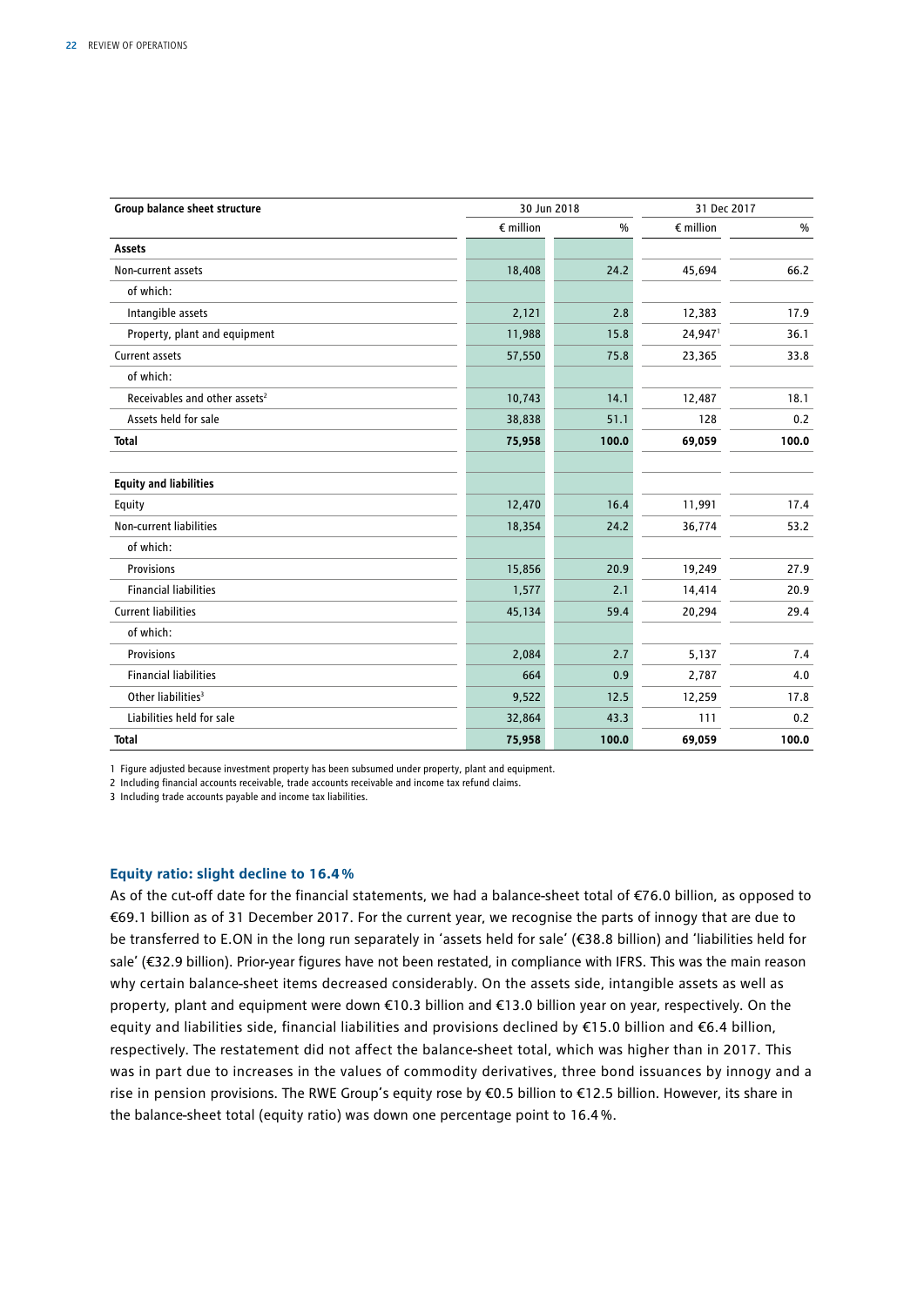| Group balance sheet structure | 30 Jun 2018 | | 31 Dec 2017 | |
|---|---|---|---|---|
| | € million | % | € million | % |
| **Assets** | | | | |
| Non-current assets | 18,408 | 24.2 | 45,694 | 66.2 |
| of which: | | | | |
| Intangible assets | 2,121 | 2.8 | 12,383 | 17.9 |
| Property, plant and equipment | 11,988 | 15.8 | 24,947[1] | 36.1 |
| Current assets | 57,550 | 75.8 | 23,365 | 33.8 |
| of which: | | | | |
| Receivables and other assets[2] | 10,743 | 14.1 | 12,487 | 18.1 |
| Assets held for sale | 38,838 | 51.1 | 128 | 0.2 |
| **Total** | **75,958** | **100.0** | **69,059** | **100.0** |
| | | | | |
| **Equity and liabilities** | | | | |
| Equity | 12,470 | 16.4 | 11,991 | 17.4 |
| Non-current liabilities | 18,354 | 24.2 | 36,774 | 53.2 |
| of which: | | | | |
| Provisions | 15,856 | 20.9 | 19,249 | 27.9 |
| Financial liabilities | 1,577 | 2.1 | 14,414 | 20.9 |
| Current liabilities | 45,134 | 59.4 | 20,294 | 29.4 |
| of which: | | | | |
| Provisions | 2,084 | 2.7 | 5,137 | 7.4 |
| Financial liabilities | 664 | 0.9 | 2,787 | 4.0 |
| Other liabilities[3] | 9,522 | 12.5 | 12,259 | 17.8 |
| Liabilities held for sale | 32,864 | 43.3 | 111 | 0.2 |
| **Total** | **75,958** | **100.0** | **69,059** | **100.0** |

1 Figure adjusted because investment property has been subsumed under property, plant and equipment.

2 Including financial accounts receivable, trade accounts receivable and income tax refund claims.

3 Including trade accounts payable and income tax liabilities.

### Equity ratio: slight decline to 16.4 %

As of the cut-off date for the financial statements, we had a balance-sheet total of €76.0 billion, as opposed to €69.1 billion as of 31 December 2017. For the current year, we recognise the parts of innogy that are due to be transferred to E.ON in the long run separately in 'assets held for sale' (€38.8 billion) and 'liabilities held for sale' (€32.9 billion). Prior-year figures have not been restated, in compliance with IFRS. This was the main reason why certain balance-sheet items decreased considerably. On the assets side, intangible assets as well as property, plant and equipment were down €10.3 billion and €13.0 billion year on year, respectively. On the equity and liabilities side, financial liabilities and provisions declined by €15.0 billion and €6.4 billion, respectively. The restatement did not affect the balance-sheet total, which was higher than in 2017. This was in part due to increases in the values of commodity derivatives, three bond issuances by innogy and a rise in pension provisions. The RWE Group's equity rose by €0.5 billion to €12.5 billion. However, its share in the balance-sheet total (equity ratio) was down one percentage point to 16.4 %.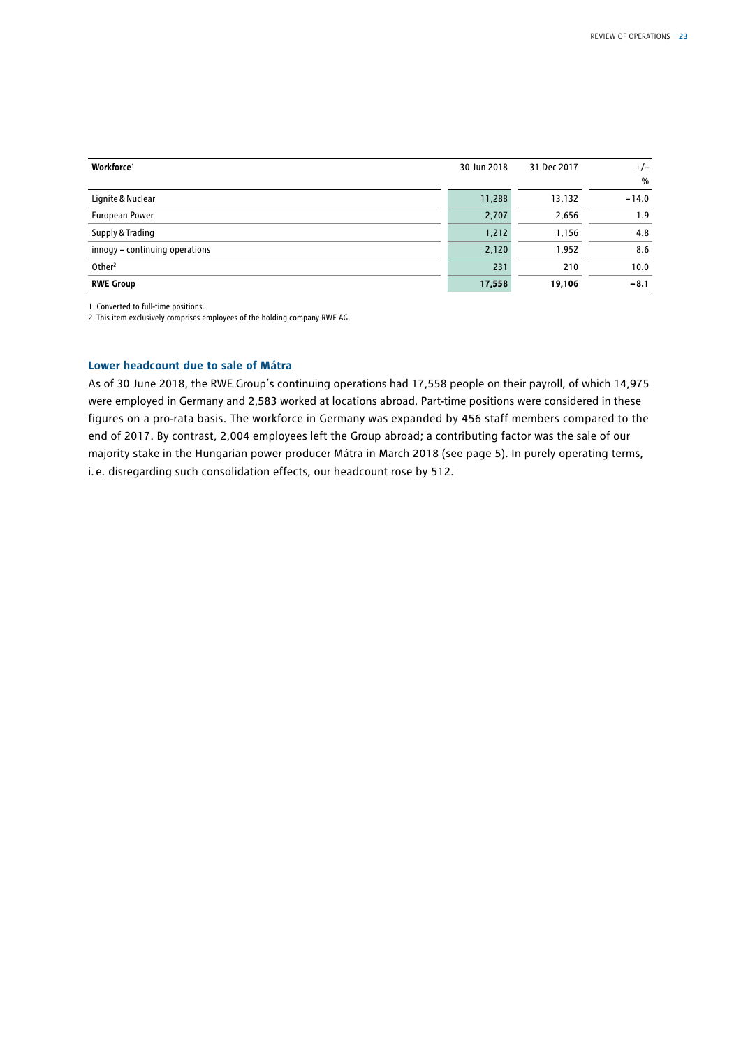| Workforce[1] | 30 Jun 2018 | 31 Dec 2017 | +/– % |
|---|---|---|---|
| Lignite & Nuclear | 11,288 | 13,132 | –14.0 |
| European Power | 2,707 | 2,656 | 1.9 |
| Supply & Trading | 1,212 | 1,156 | 4.8 |
| innogy – continuing operations | 2,120 | 1,952 | 8.6 |
| Other[2] | 231 | 210 | 10.0 |
| **RWE Group** | **17,558** | **19,106** | **–8.1** |

1 Converted to full-time positions.

2 This item exclusively comprises employees of the holding company RWE AG.

### Lower headcount due to sale of Mátra

As of 30 June 2018, the RWE Group's continuing operations had 17,558 people on their payroll, of which 14,975 were employed in Germany and 2,583 worked at locations abroad. Part-time positions were considered in these figures on a pro-rata basis. The workforce in Germany was expanded by 456 staff members compared to the end of 2017. By contrast, 2,004 employees left the Group abroad; a contributing factor was the sale of our majority stake in the Hungarian power producer Mátra in March 2018 (see page 5). In purely operating terms, i. e. disregarding such consolidation effects, our headcount rose by 512.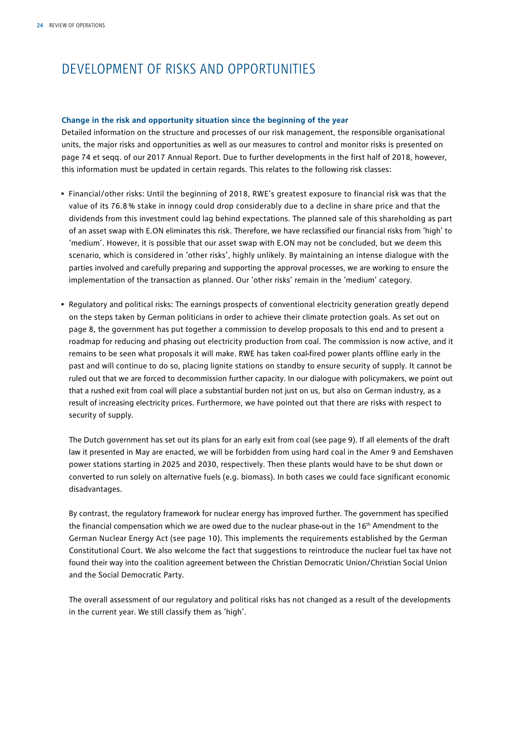# DEVELOPMENT OF RISKS AND OPPORTUNITIES

**Change in the risk and opportunity situation since the beginning of the year**

Detailed information on the structure and processes of our risk management, the responsible organisational units, the major risks and opportunities as well as our measures to control and monitor risks is presented on page 74 et seqq. of our 2017 Annual Report. Due to further developments in the first half of 2018, however, this information must be updated in certain regards. This relates to the following risk classes:

- Financial/other risks: Until the beginning of 2018, RWE's greatest exposure to financial risk was that the value of its 76.8 % stake in innogy could drop considerably due to a decline in share price and that the dividends from this investment could lag behind expectations. The planned sale of this shareholding as part of an asset swap with E.ON eliminates this risk. Therefore, we have reclassified our financial risks from 'high' to 'medium'. However, it is possible that our asset swap with E.ON may not be concluded, but we deem this scenario, which is considered in 'other risks', highly unlikely. By maintaining an intense dialogue with the parties involved and carefully preparing and supporting the approval processes, we are working to ensure the implementation of the transaction as planned. Our 'other risks' remain in the 'medium' category.

- Regulatory and political risks: The earnings prospects of conventional electricity generation greatly depend on the steps taken by German politicians in order to achieve their climate protection goals. As set out on page 8, the government has put together a commission to develop proposals to this end and to present a roadmap for reducing and phasing out electricity production from coal. The commission is now active, and it remains to be seen what proposals it will make. RWE has taken coal-fired power plants offline early in the past and will continue to do so, placing lignite stations on standby to ensure security of supply. It cannot be ruled out that we are forced to decommission further capacity. In our dialogue with policymakers, we point out that a rushed exit from coal will place a substantial burden not just on us, but also on German industry, as a result of increasing electricity prices. Furthermore, we have pointed out that there are risks with respect to security of supply.

  The Dutch government has set out its plans for an early exit from coal (see page 9). If all elements of the draft law it presented in May are enacted, we will be forbidden from using hard coal in the Amer 9 and Eemshaven power stations starting in 2025 and 2030, respectively. Then these plants would have to be shut down or converted to run solely on alternative fuels (e.g. biomass). In both cases we could face significant economic disadvantages.

  By contrast, the regulatory framework for nuclear energy has improved further. The government has specified the financial compensation which we are owed due to the nuclear phase-out in the 16th Amendment to the German Nuclear Energy Act (see page 10). This implements the requirements established by the German Constitutional Court. We also welcome the fact that suggestions to reintroduce the nuclear fuel tax have not found their way into the coalition agreement between the Christian Democratic Union/Christian Social Union and the Social Democratic Party.

  The overall assessment of our regulatory and political risks has not changed as a result of the developments in the current year. We still classify them as 'high'.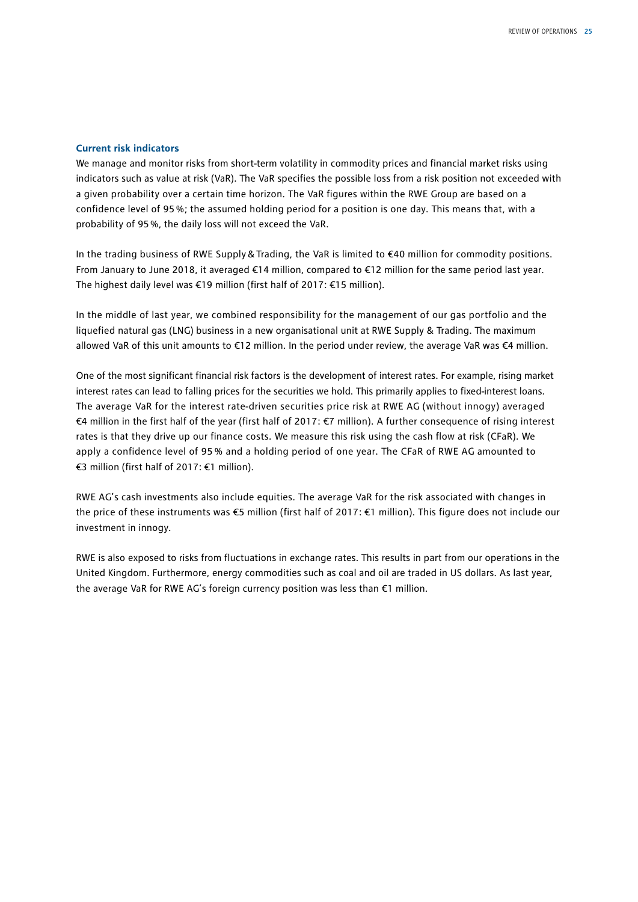### Current risk indicators

We manage and monitor risks from short-term volatility in commodity prices and financial market risks using indicators such as value at risk (VaR). The VaR specifies the possible loss from a risk position not exceeded with a given probability over a certain time horizon. The VaR figures within the RWE Group are based on a confidence level of 95 %; the assumed holding period for a position is one day. This means that, with a probability of 95 %, the daily loss will not exceed the VaR.

In the trading business of RWE Supply & Trading, the VaR is limited to €40 million for commodity positions. From January to June 2018, it averaged €14 million, compared to €12 million for the same period last year. The highest daily level was €19 million (first half of 2017: €15 million).

In the middle of last year, we combined responsibility for the management of our gas portfolio and the liquefied natural gas (LNG) business in a new organisational unit at RWE Supply & Trading. The maximum allowed VaR of this unit amounts to €12 million. In the period under review, the average VaR was €4 million.

One of the most significant financial risk factors is the development of interest rates. For example, rising market interest rates can lead to falling prices for the securities we hold. This primarily applies to fixed-interest loans. The average VaR for the interest rate-driven securities price risk at RWE AG (without innogy) averaged €4 million in the first half of the year (first half of 2017: €7 million). A further consequence of rising interest rates is that they drive up our finance costs. We measure this risk using the cash flow at risk (CFaR). We apply a confidence level of 95 % and a holding period of one year. The CFaR of RWE AG amounted to €3 million (first half of 2017: €1 million).

RWE AG's cash investments also include equities. The average VaR for the risk associated with changes in the price of these instruments was €5 million (first half of 2017: €1 million). This figure does not include our investment in innogy.

RWE is also exposed to risks from fluctuations in exchange rates. This results in part from our operations in the United Kingdom. Furthermore, energy commodities such as coal and oil are traded in US dollars. As last year, the average VaR for RWE AG's foreign currency position was less than €1 million.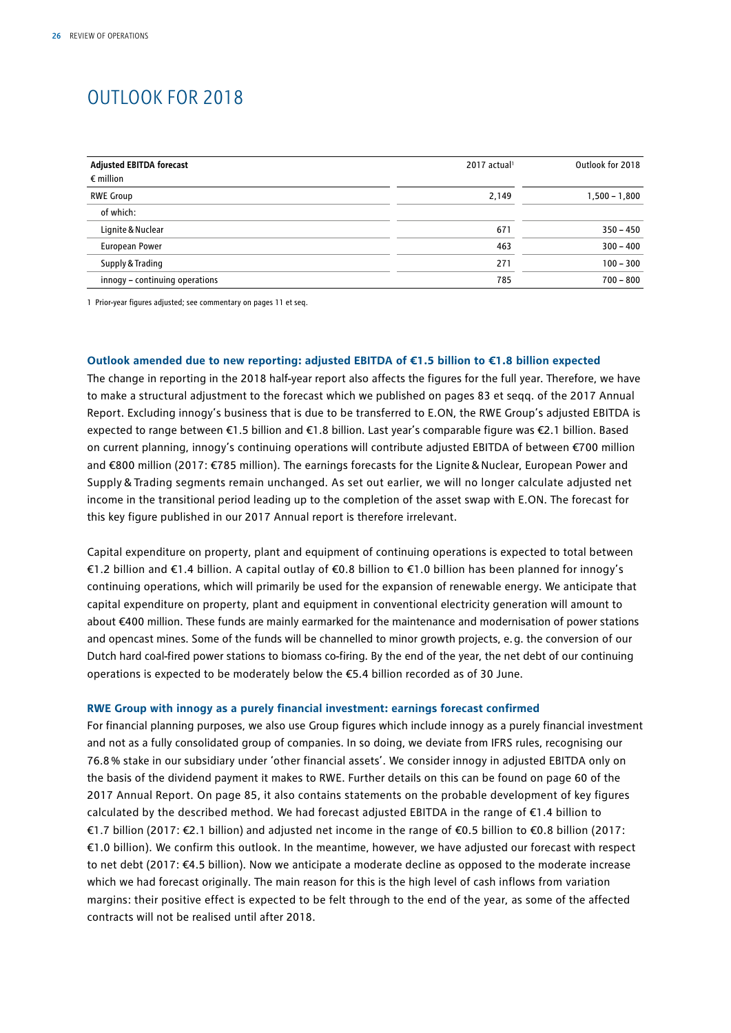# OUTLOOK FOR 2018

| Adjusted EBITDA forecast<br>€ million | 2017 actual[1] | Outlook for 2018 |
|---|---|---|
| RWE Group | 2,149 | 1,500 – 1,800 |
| of which: | | |
| Lignite & Nuclear | 671 | 350 – 450 |
| European Power | 463 | 300 – 400 |
| Supply & Trading | 271 | 100 – 300 |
| innogy – continuing operations | 785 | 700 – 800 |

1 Prior-year figures adjusted; see commentary on pages 11 et seq.

### Outlook amended due to new reporting: adjusted EBITDA of €1.5 billion to €1.8 billion expected

The change in reporting in the 2018 half-year report also affects the figures for the full year. Therefore, we have to make a structural adjustment to the forecast which we published on pages 83 et seqq. of the 2017 Annual Report. Excluding innogy's business that is due to be transferred to E.ON, the RWE Group's adjusted EBITDA is expected to range between €1.5 billion and €1.8 billion. Last year's comparable figure was €2.1 billion. Based on current planning, innogy's continuing operations will contribute adjusted EBITDA of between €700 million and €800 million (2017: €785 million). The earnings forecasts for the Lignite & Nuclear, European Power and Supply & Trading segments remain unchanged. As set out earlier, we will no longer calculate adjusted net income in the transitional period leading up to the completion of the asset swap with E.ON. The forecast for this key figure published in our 2017 Annual report is therefore irrelevant.

Capital expenditure on property, plant and equipment of continuing operations is expected to total between €1.2 billion and €1.4 billion. A capital outlay of €0.8 billion to €1.0 billion has been planned for innogy's continuing operations, which will primarily be used for the expansion of renewable energy. We anticipate that capital expenditure on property, plant and equipment in conventional electricity generation will amount to about €400 million. These funds are mainly earmarked for the maintenance and modernisation of power stations and opencast mines. Some of the funds will be channelled to minor growth projects, e. g. the conversion of our Dutch hard coal-fired power stations to biomass co-firing. By the end of the year, the net debt of our continuing operations is expected to be moderately below the €5.4 billion recorded as of 30 June.

### RWE Group with innogy as a purely financial investment: earnings forecast confirmed

For financial planning purposes, we also use Group figures which include innogy as a purely financial investment and not as a fully consolidated group of companies. In so doing, we deviate from IFRS rules, recognising our 76.8 % stake in our subsidiary under 'other financial assets'. We consider innogy in adjusted EBITDA only on the basis of the dividend payment it makes to RWE. Further details on this can be found on page 60 of the 2017 Annual Report. On page 85, it also contains statements on the probable development of key figures calculated by the described method. We had forecast adjusted EBITDA in the range of €1.4 billion to €1.7 billion (2017: €2.1 billion) and adjusted net income in the range of €0.5 billion to €0.8 billion (2017: €1.0 billion). We confirm this outlook. In the meantime, however, we have adjusted our forecast with respect to net debt (2017: €4.5 billion). Now we anticipate a moderate decline as opposed to the moderate increase which we had forecast originally. The main reason for this is the high level of cash inflows from variation margins: their positive effect is expected to be felt through to the end of the year, as some of the affected contracts will not be realised until after 2018.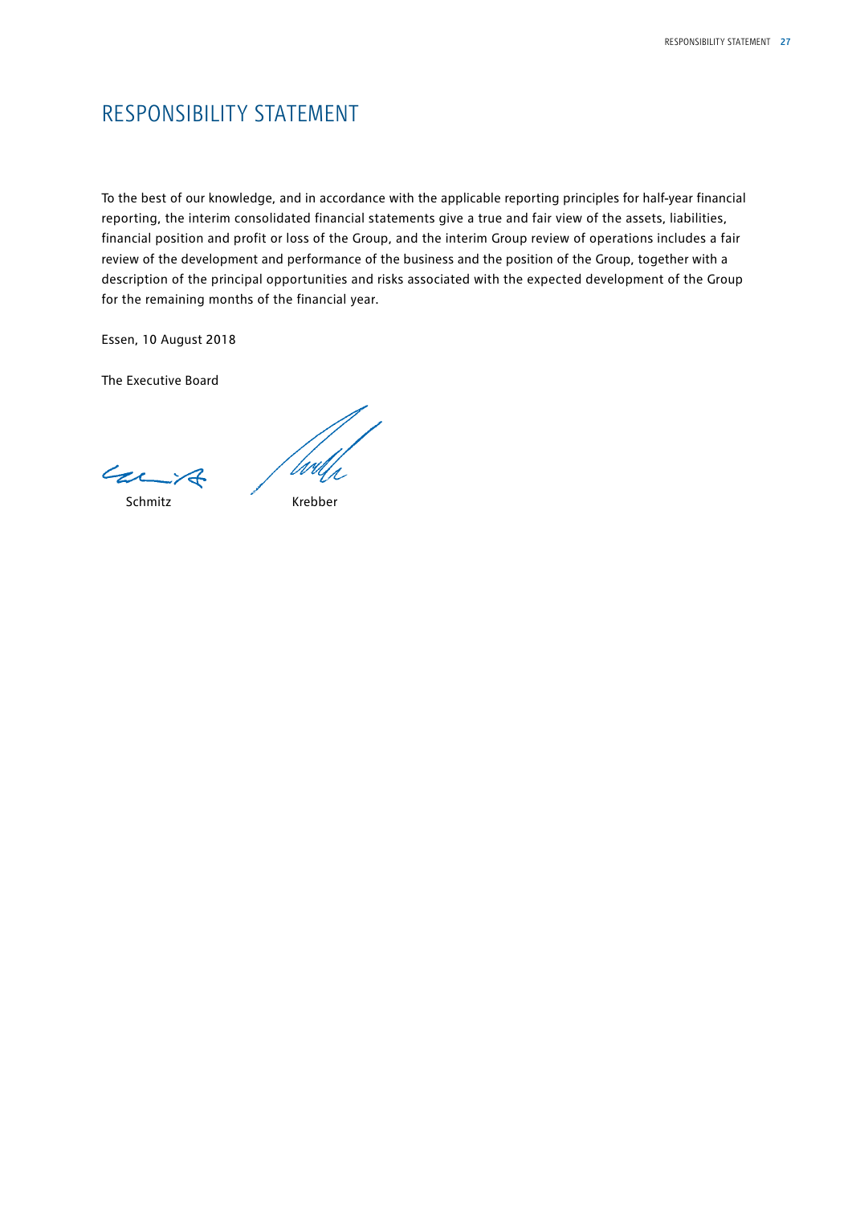# RESPONSIBILITY STATEMENT

To the best of our knowledge, and in accordance with the applicable reporting principles for half-year financial reporting, the interim consolidated financial statements give a true and fair view of the assets, liabilities, financial position and profit or loss of the Group, and the interim Group review of operations includes a fair review of the development and performance of the business and the position of the Group, together with a description of the principal opportunities and risks associated with the expected development of the Group for the remaining months of the financial year.

Essen, 10 August 2018

The Executive Board

Schmitz          Krebber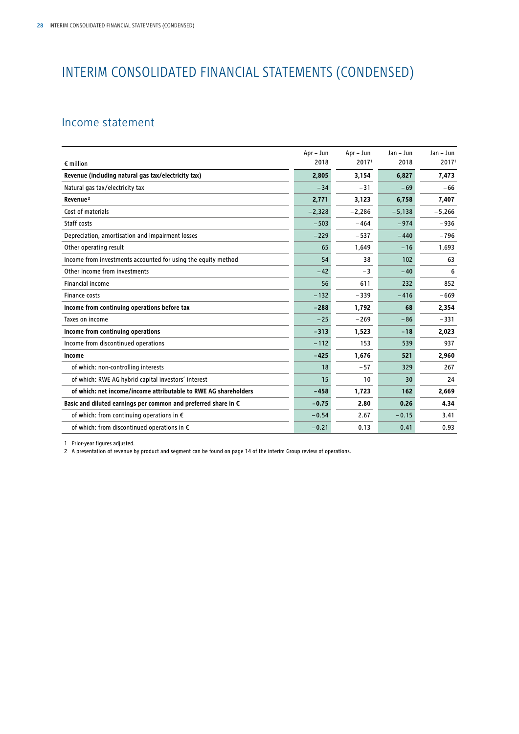# INTERIM CONSOLIDATED FINANCIAL STATEMENTS (CONDENSED)

## Income statement

| € million | Apr – Jun 2018 | Apr – Jun 2017[1] | Jan – Jun 2018 | Jan – Jun 2017[1] |
|---|---|---|---|---|
| **Revenue (including natural gas tax/electricity tax)** | **2,805** | **3,154** | **6,827** | **7,473** |
| Natural gas tax/electricity tax | −34 | −31 | −69 | −66 |
| **Revenue[2]** | **2,771** | **3,123** | **6,758** | **7,407** |
| Cost of materials | −2,328 | −2,286 | −5,138 | −5,266 |
| Staff costs | −503 | −464 | −974 | −936 |
| Depreciation, amortisation and impairment losses | −229 | −537 | −440 | −796 |
| Other operating result | 65 | 1,649 | −16 | 1,693 |
| Income from investments accounted for using the equity method | 54 | 38 | 102 | 63 |
| Other income from investments | −42 | −3 | −40 | 6 |
| Financial income | 56 | 611 | 232 | 852 |
| Finance costs | −132 | −339 | −416 | −669 |
| **Income from continuing operations before tax** | **−288** | **1,792** | **68** | **2,354** |
| Taxes on income | −25 | −269 | −86 | −331 |
| **Income from continuing operations** | **−313** | **1,523** | **−18** | **2,023** |
| Income from discontinued operations | −112 | 153 | 539 | 937 |
| **Income** | **−425** | **1,676** | **521** | **2,960** |
| of which: non-controlling interests | 18 | −57 | 329 | 267 |
| of which: RWE AG hybrid capital investors' interest | 15 | 10 | 30 | 24 |
| **of which: net income/income attributable to RWE AG shareholders** | **−458** | **1,723** | **162** | **2,669** |
| **Basic and diluted earnings per common and preferred share in €** | **−0.75** | **2.80** | **0.26** | **4.34** |
| of which: from continuing operations in € | −0.54 | 2.67 | −0.15 | 3.41 |
| of which: from discontinued operations in € | −0.21 | 0.13 | 0.41 | 0.93 |

1 Prior-year figures adjusted.

2 A presentation of revenue by product and segment can be found on page 14 of the interim Group review of operations.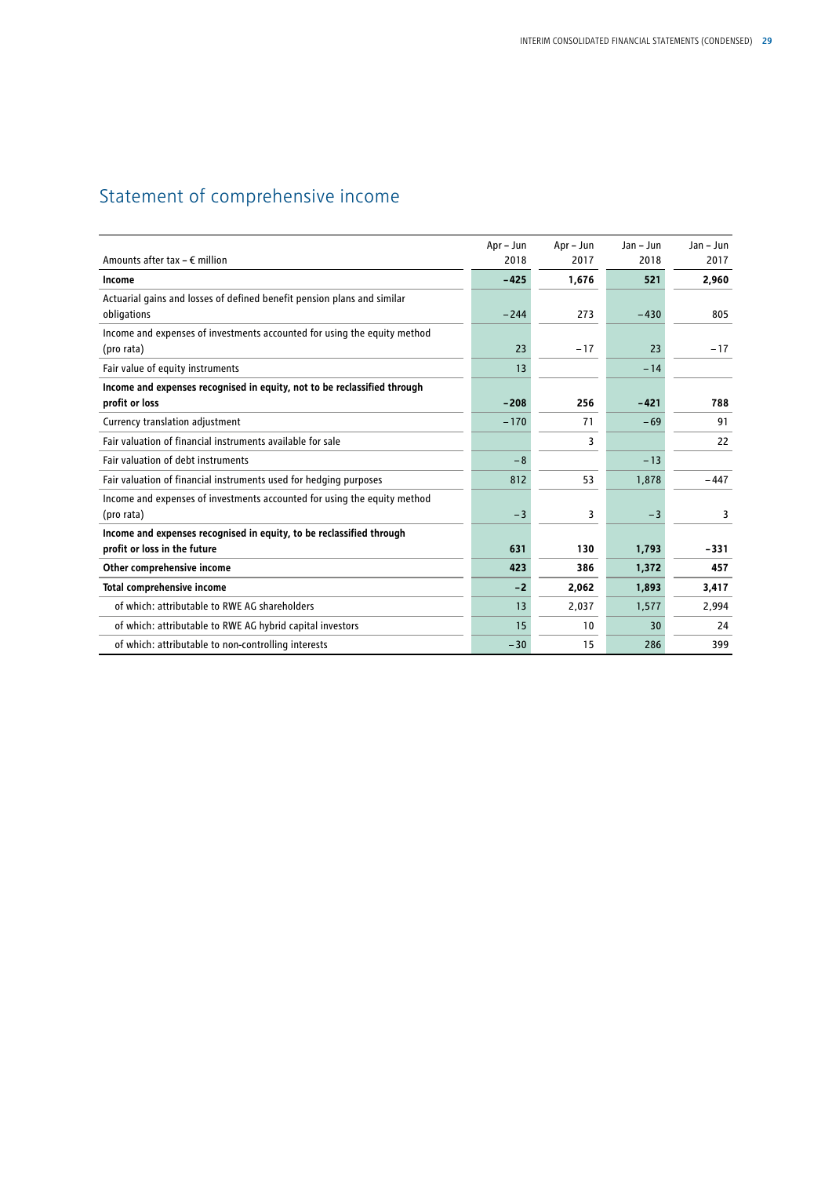# Statement of comprehensive income

| Amounts after tax – € million | Apr – Jun 2018 | Apr – Jun 2017 | Jan – Jun 2018 | Jan – Jun 2017 |
|---|---|---|---|---|
| **Income** | **−425** | **1,676** | **521** | **2,960** |
| Actuarial gains and losses of defined benefit pension plans and similar obligations | −244 | 273 | −430 | 805 |
| Income and expenses of investments accounted for using the equity method (pro rata) | 23 | −17 | 23 | −17 |
| Fair value of equity instruments | 13 | | −14 | |
| **Income and expenses recognised in equity, not to be reclassified through profit or loss** | **−208** | **256** | **−421** | **788** |
| Currency translation adjustment | −170 | 71 | −69 | 91 |
| Fair valuation of financial instruments available for sale | | 3 | | 22 |
| Fair valuation of debt instruments | −8 | | −13 | |
| Fair valuation of financial instruments used for hedging purposes | 812 | 53 | 1,878 | −447 |
| Income and expenses of investments accounted for using the equity method (pro rata) | −3 | 3 | −3 | 3 |
| **Income and expenses recognised in equity, to be reclassified through profit or loss in the future** | **631** | **130** | **1,793** | **−331** |
| **Other comprehensive income** | **423** | **386** | **1,372** | **457** |
| **Total comprehensive income** | **−2** | **2,062** | **1,893** | **3,417** |
| of which: attributable to RWE AG shareholders | 13 | 2,037 | 1,577 | 2,994 |
| of which: attributable to RWE AG hybrid capital investors | 15 | 10 | 30 | 24 |
| of which: attributable to non-controlling interests | −30 | 15 | 286 | 399 |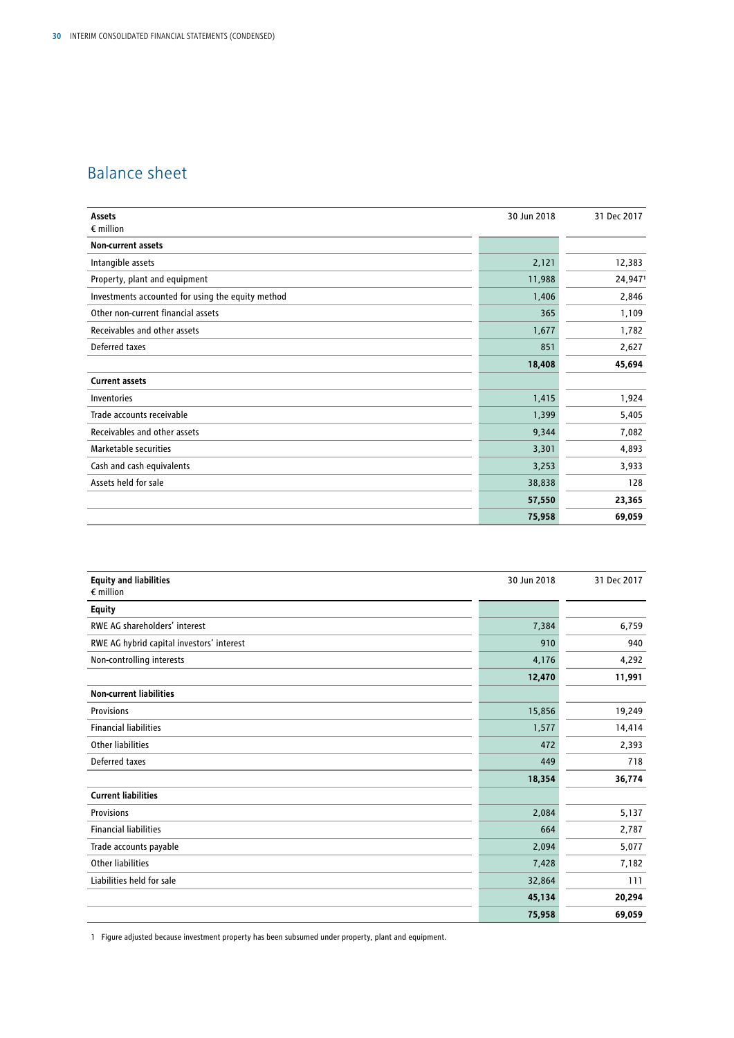## Balance sheet

| Assets<br>€ million | 30 Jun 2018 | 31 Dec 2017 |
|---|---|---|
| **Non-current assets** | | |
| Intangible assets | 2,121 | 12,383 |
| Property, plant and equipment | 11,988 | 24,947[1] |
| Investments accounted for using the equity method | 1,406 | 2,846 |
| Other non-current financial assets | 365 | 1,109 |
| Receivables and other assets | 1,677 | 1,782 |
| Deferred taxes | 851 | 2,627 |
| | **18,408** | **45,694** |
| **Current assets** | | |
| Inventories | 1,415 | 1,924 |
| Trade accounts receivable | 1,399 | 5,405 |
| Receivables and other assets | 9,344 | 7,082 |
| Marketable securities | 3,301 | 4,893 |
| Cash and cash equivalents | 3,253 | 3,933 |
| Assets held for sale | 38,838 | 128 |
| | **57,550** | **23,365** |
| | **75,958** | **69,059** |

| Equity and liabilities<br>€ million | 30 Jun 2018 | 31 Dec 2017 |
|---|---|---|
| **Equity** | | |
| RWE AG shareholders' interest | 7,384 | 6,759 |
| RWE AG hybrid capital investors' interest | 910 | 940 |
| Non-controlling interests | 4,176 | 4,292 |
| | **12,470** | **11,991** |
| **Non-current liabilities** | | |
| Provisions | 15,856 | 19,249 |
| Financial liabilities | 1,577 | 14,414 |
| Other liabilities | 472 | 2,393 |
| Deferred taxes | 449 | 718 |
| | **18,354** | **36,774** |
| **Current liabilities** | | |
| Provisions | 2,084 | 5,137 |
| Financial liabilities | 664 | 2,787 |
| Trade accounts payable | 2,094 | 5,077 |
| Other liabilities | 7,428 | 7,182 |
| Liabilities held for sale | 32,864 | 111 |
| | **45,134** | **20,294** |
| | **75,958** | **69,059** |

1 Figure adjusted because investment property has been subsumed under property, plant and equipment.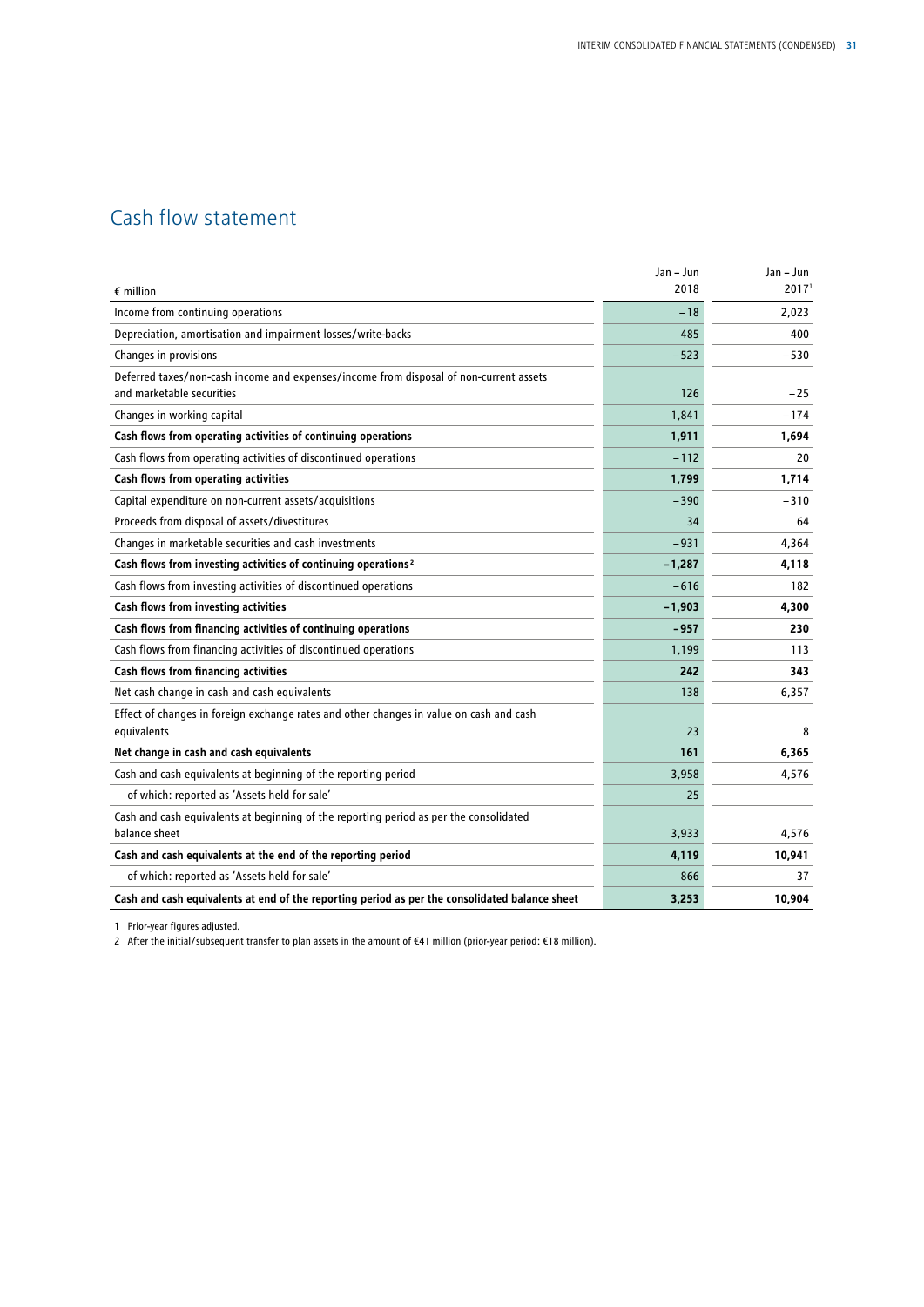# Cash flow statement

| € million | Jan – Jun 2018 | Jan – Jun 2017[1] |
|---|---|---|
| Income from continuing operations | −18 | 2,023 |
| Depreciation, amortisation and impairment losses/write-backs | 485 | 400 |
| Changes in provisions | −523 | −530 |
| Deferred taxes/non-cash income and expenses/income from disposal of non-current assets and marketable securities | 126 | −25 |
| Changes in working capital | 1,841 | −174 |
| **Cash flows from operating activities of continuing operations** | **1,911** | **1,694** |
| Cash flows from operating activities of discontinued operations | −112 | 20 |
| **Cash flows from operating activities** | **1,799** | **1,714** |
| Capital expenditure on non-current assets/acquisitions | −390 | −310 |
| Proceeds from disposal of assets/divestitures | 34 | 64 |
| Changes in marketable securities and cash investments | −931 | 4,364 |
| **Cash flows from investing activities of continuing operations[2]** | **−1,287** | **4,118** |
| Cash flows from investing activities of discontinued operations | −616 | 182 |
| **Cash flows from investing activities** | **−1,903** | **4,300** |
| **Cash flows from financing activities of continuing operations** | **−957** | **230** |
| Cash flows from financing activities of discontinued operations | 1,199 | 113 |
| **Cash flows from financing activities** | **242** | **343** |
| Net cash change in cash and cash equivalents | 138 | 6,357 |
| Effect of changes in foreign exchange rates and other changes in value on cash and cash equivalents | 23 | 8 |
| **Net change in cash and cash equivalents** | **161** | **6,365** |
| Cash and cash equivalents at beginning of the reporting period | 3,958 | 4,576 |
| of which: reported as 'Assets held for sale' | 25 | |
| Cash and cash equivalents at beginning of the reporting period as per the consolidated balance sheet | 3,933 | 4,576 |
| **Cash and cash equivalents at the end of the reporting period** | **4,119** | **10,941** |
| of which: reported as 'Assets held for sale' | 866 | 37 |
| **Cash and cash equivalents at end of the reporting period as per the consolidated balance sheet** | **3,253** | **10,904** |

1 Prior-year figures adjusted.

2 After the initial/subsequent transfer to plan assets in the amount of €41 million (prior-year period: €18 million).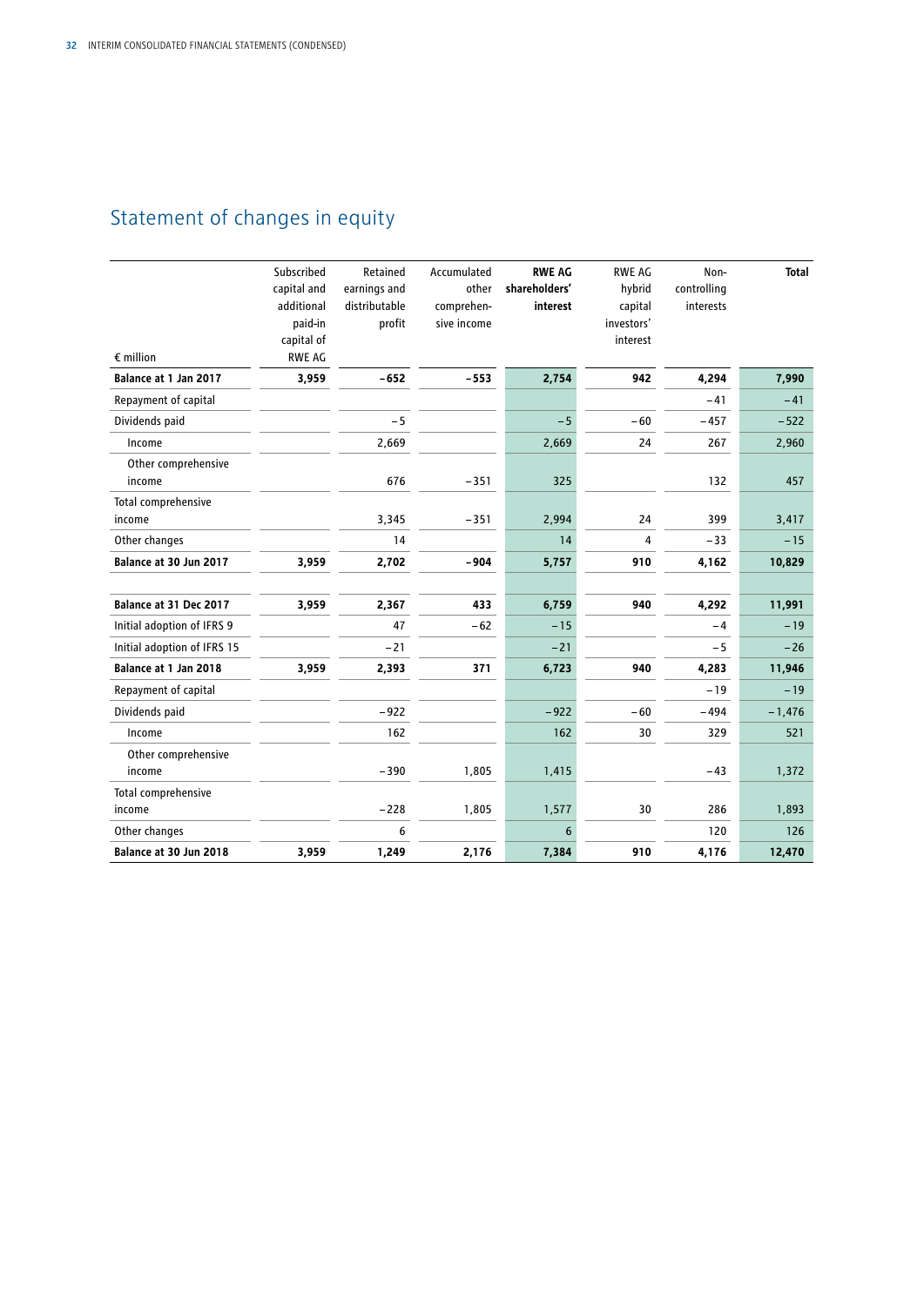## Statement of changes in equity

| € million | Subscribed capital and additional paid-in capital of RWE AG | Retained earnings and distributable profit | Accumulated other comprehensive income | **RWE AG shareholders' interest** | RWE AG hybrid capital investors' interest | Non-controlling interests | **Total** |
|---|---|---|---|---|---|---|---|
| **Balance at 1 Jan 2017** | **3,959** | **−652** | **−553** | **2,754** | **942** | **4,294** | **7,990** |
| Repayment of capital | | | | | | −41 | −41 |
| Dividends paid | | −5 | | −5 | −60 | −457 | −522 |
| Income | | 2,669 | | 2,669 | 24 | 267 | 2,960 |
| Other comprehensive income | | 676 | −351 | 325 | | 132 | 457 |
| Total comprehensive income | | 3,345 | −351 | 2,994 | 24 | 399 | 3,417 |
| Other changes | | 14 | | 14 | 4 | −33 | −15 |
| **Balance at 30 Jun 2017** | **3,959** | **2,702** | **−904** | **5,757** | **910** | **4,162** | **10,829** |
| | | | | | | | |
| **Balance at 31 Dec 2017** | **3,959** | **2,367** | **433** | **6,759** | **940** | **4,292** | **11,991** |
| Initial adoption of IFRS 9 | | 47 | −62 | −15 | | −4 | −19 |
| Initial adoption of IFRS 15 | | −21 | | −21 | | −5 | −26 |
| **Balance at 1 Jan 2018** | **3,959** | **2,393** | **371** | **6,723** | **940** | **4,283** | **11,946** |
| Repayment of capital | | | | | | −19 | −19 |
| Dividends paid | | −922 | | −922 | −60 | −494 | −1,476 |
| Income | | 162 | | 162 | 30 | 329 | 521 |
| Other comprehensive income | | −390 | 1,805 | 1,415 | | −43 | 1,372 |
| Total comprehensive income | | −228 | 1,805 | 1,577 | 30 | 286 | 1,893 |
| Other changes | | 6 | | 6 | | 120 | 126 |
| **Balance at 30 Jun 2018** | **3,959** | **1,249** | **2,176** | **7,384** | **910** | **4,176** | **12,470** |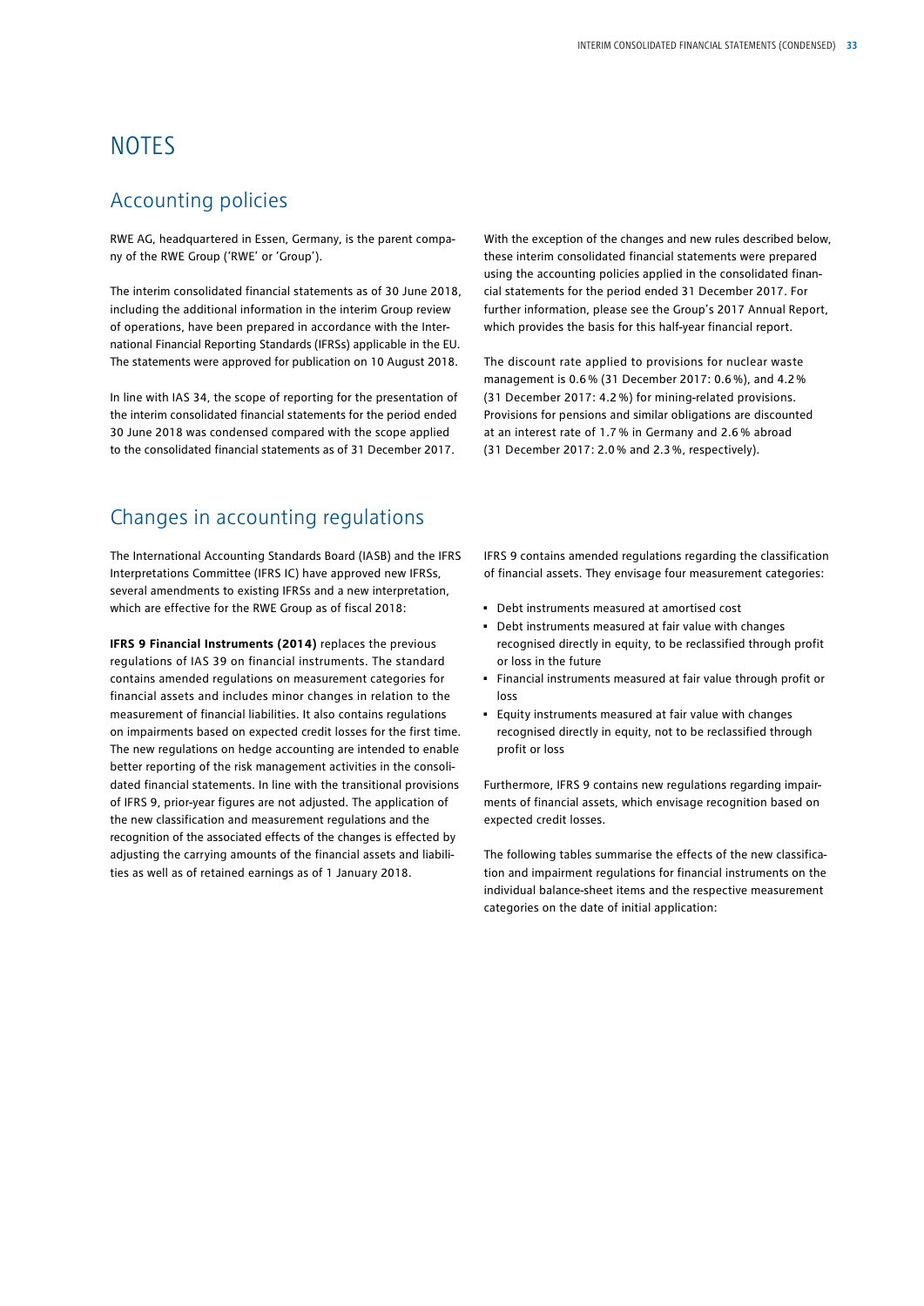# NOTES

## Accounting policies

RWE AG, headquartered in Essen, Germany, is the parent company of the RWE Group ('RWE' or 'Group').

The interim consolidated financial statements as of 30 June 2018, including the additional information in the interim Group review of operations, have been prepared in accordance with the International Financial Reporting Standards (IFRSs) applicable in the EU. The statements were approved for publication on 10 August 2018.

In line with IAS 34, the scope of reporting for the presentation of the interim consolidated financial statements for the period ended 30 June 2018 was condensed compared with the scope applied to the consolidated financial statements as of 31 December 2017.

With the exception of the changes and new rules described below, these interim consolidated financial statements were prepared using the accounting policies applied in the consolidated financial statements for the period ended 31 December 2017. For further information, please see the Group's 2017 Annual Report, which provides the basis for this half-year financial report.

The discount rate applied to provisions for nuclear waste management is 0.6 % (31 December 2017: 0.6 %), and 4.2 % (31 December 2017: 4.2 %) for mining-related provisions. Provisions for pensions and similar obligations are discounted at an interest rate of 1.7 % in Germany and 2.6 % abroad (31 December 2017: 2.0 % and 2.3 %, respectively).

## Changes in accounting regulations

The International Accounting Standards Board (IASB) and the IFRS Interpretations Committee (IFRS IC) have approved new IFRSs, several amendments to existing IFRSs and a new interpretation, which are effective for the RWE Group as of fiscal 2018:

**IFRS 9 Financial Instruments (2014)** replaces the previous regulations of IAS 39 on financial instruments. The standard contains amended regulations on measurement categories for financial assets and includes minor changes in relation to the measurement of financial liabilities. It also contains regulations on impairments based on expected credit losses for the first time. The new regulations on hedge accounting are intended to enable better reporting of the risk management activities in the consolidated financial statements. In line with the transitional provisions of IFRS 9, prior-year figures are not adjusted. The application of the new classification and measurement regulations and the recognition of the associated effects of the changes is effected by adjusting the carrying amounts of the financial assets and liabilities as well as of retained earnings as of 1 January 2018.

IFRS 9 contains amended regulations regarding the classification of financial assets. They envisage four measurement categories:

- Debt instruments measured at amortised cost
- Debt instruments measured at fair value with changes recognised directly in equity, to be reclassified through profit or loss in the future
- Financial instruments measured at fair value through profit or loss
- Equity instruments measured at fair value with changes recognised directly in equity, not to be reclassified through profit or loss

Furthermore, IFRS 9 contains new regulations regarding impairments of financial assets, which envisage recognition based on expected credit losses.

The following tables summarise the effects of the new classification and impairment regulations for financial instruments on the individual balance-sheet items and the respective measurement categories on the date of initial application: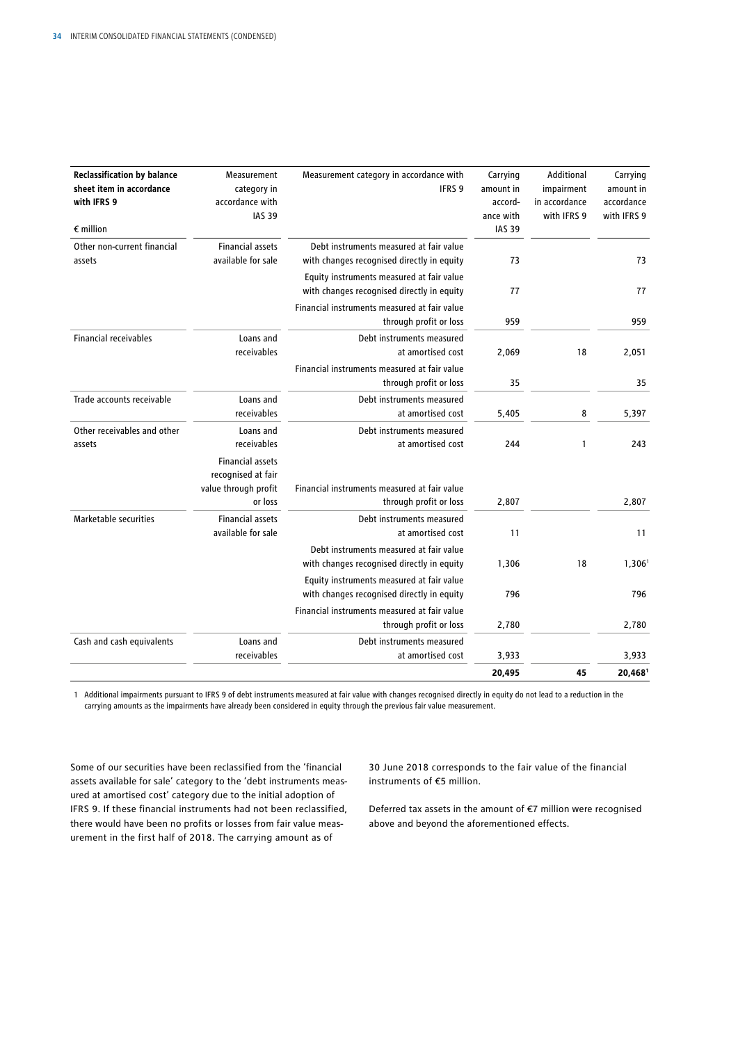| Reclassification by balance sheet item in accordance with IFRS 9<br><br>€ million | Measurement category in accordance with IAS 39 | Measurement category in accordance with IFRS 9 | Carrying amount in accordance with IAS 39 | Additional impairment in accordance with IFRS 9 | Carrying amount in accordance with IFRS 9 |
|---|---|---|---|---|---|
| Other non-current financial assets | Financial assets available for sale | Debt instruments measured at fair value with changes recognised directly in equity | 73 | | 73 |
| | | Equity instruments measured at fair value with changes recognised directly in equity | 77 | | 77 |
| | | Financial instruments measured at fair value through profit or loss | 959 | | 959 |
| Financial receivables | Loans and receivables | Debt instruments measured at amortised cost | 2,069 | 18 | 2,051 |
| | | Financial instruments measured at fair value through profit or loss | 35 | | 35 |
| Trade accounts receivable | Loans and receivables | Debt instruments measured at amortised cost | 5,405 | 8 | 5,397 |
| Other receivables and other assets | Loans and receivables | Debt instruments measured at amortised cost | 244 | 1 | 243 |
| | Financial assets recognised at fair value through profit or loss | Financial instruments measured at fair value through profit or loss | 2,807 | | 2,807 |
| Marketable securities | Financial assets available for sale | Debt instruments measured at amortised cost | 11 | | 11 |
| | | Debt instruments measured at fair value with changes recognised directly in equity | 1,306 | 18 | 1,306[1] |
| | | Equity instruments measured at fair value with changes recognised directly in equity | 796 | | 796 |
| | | Financial instruments measured at fair value through profit or loss | 2,780 | | 2,780 |
| Cash and cash equivalents | Loans and receivables | Debt instruments measured at amortised cost | 3,933 | | 3,933 |
| | | | **20,495** | **45** | **20,468**[1] |

1 Additional impairments pursuant to IFRS 9 of debt instruments measured at fair value with changes recognised directly in equity do not lead to a reduction in the carrying amounts as the impairments have already been considered in equity through the previous fair value measurement.

Some of our securities have been reclassified from the 'financial assets available for sale' category to the 'debt instruments measured at amortised cost' category due to the initial adoption of IFRS 9. If these financial instruments had not been reclassified, there would have been no profits or losses from fair value measurement in the first half of 2018. The carrying amount as of 30 June 2018 corresponds to the fair value of the financial instruments of €5 million.

Deferred tax assets in the amount of €7 million were recognised above and beyond the aforementioned effects.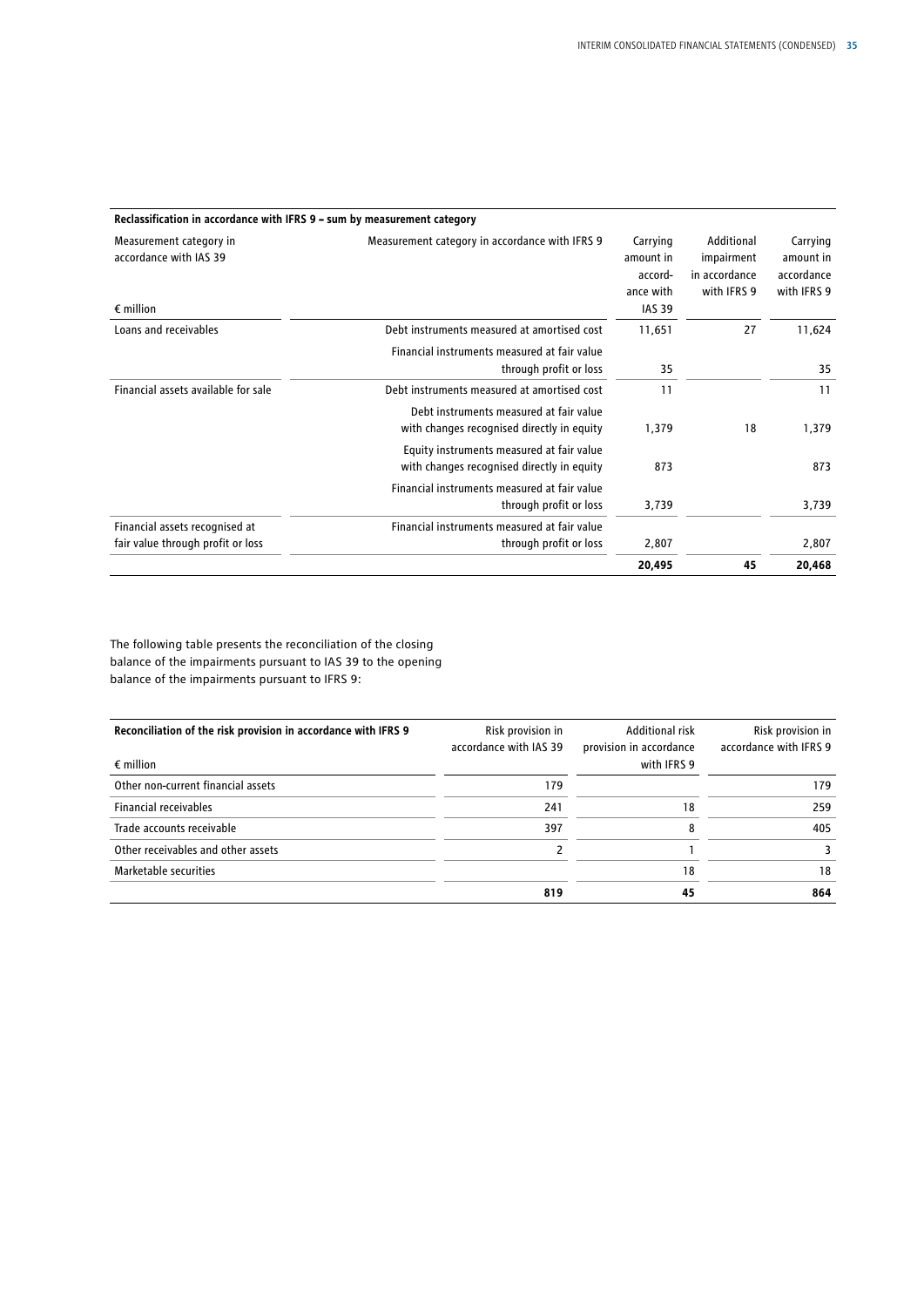| Reclassification in accordance with IFRS 9 – sum by measurement category | | | | |
|---|---|---|---|---|
| Measurement category in accordance with IAS 39<br><br>€ million | Measurement category in accordance with IFRS 9 | Carrying amount in accord-ance with IAS 39 | Additional impairment in accordance with IFRS 9 | Carrying amount in accordance with IFRS 9 |
| Loans and receivables | Debt instruments measured at amortised cost | 11,651 | 27 | 11,624 |
| | Financial instruments measured at fair value through profit or loss | 35 | | 35 |
| Financial assets available for sale | Debt instruments measured at amortised cost | 11 | | 11 |
| | Debt instruments measured at fair value with changes recognised directly in equity | 1,379 | 18 | 1,379 |
| | Equity instruments measured at fair value with changes recognised directly in equity | 873 | | 873 |
| | Financial instruments measured at fair value through profit or loss | 3,739 | | 3,739 |
| Financial assets recognised at fair value through profit or loss | Financial instruments measured at fair value through profit or loss | 2,807 | | 2,807 |
| | | **20,495** | **45** | **20,468** |

The following table presents the reconciliation of the closing balance of the impairments pursuant to IAS 39 to the opening balance of the impairments pursuant to IFRS 9:

| Reconciliation of the risk provision in accordance with IFRS 9<br><br>€ million | Risk provision in accordance with IAS 39 | Additional risk provision in accordance with IFRS 9 | Risk provision in accordance with IFRS 9 |
|---|---|---|---|
| Other non-current financial assets | 179 | | 179 |
| Financial receivables | 241 | 18 | 259 |
| Trade accounts receivable | 397 | 8 | 405 |
| Other receivables and other assets | 2 | 1 | 3 |
| Marketable securities | | 18 | 18 |
| | **819** | **45** | **864** |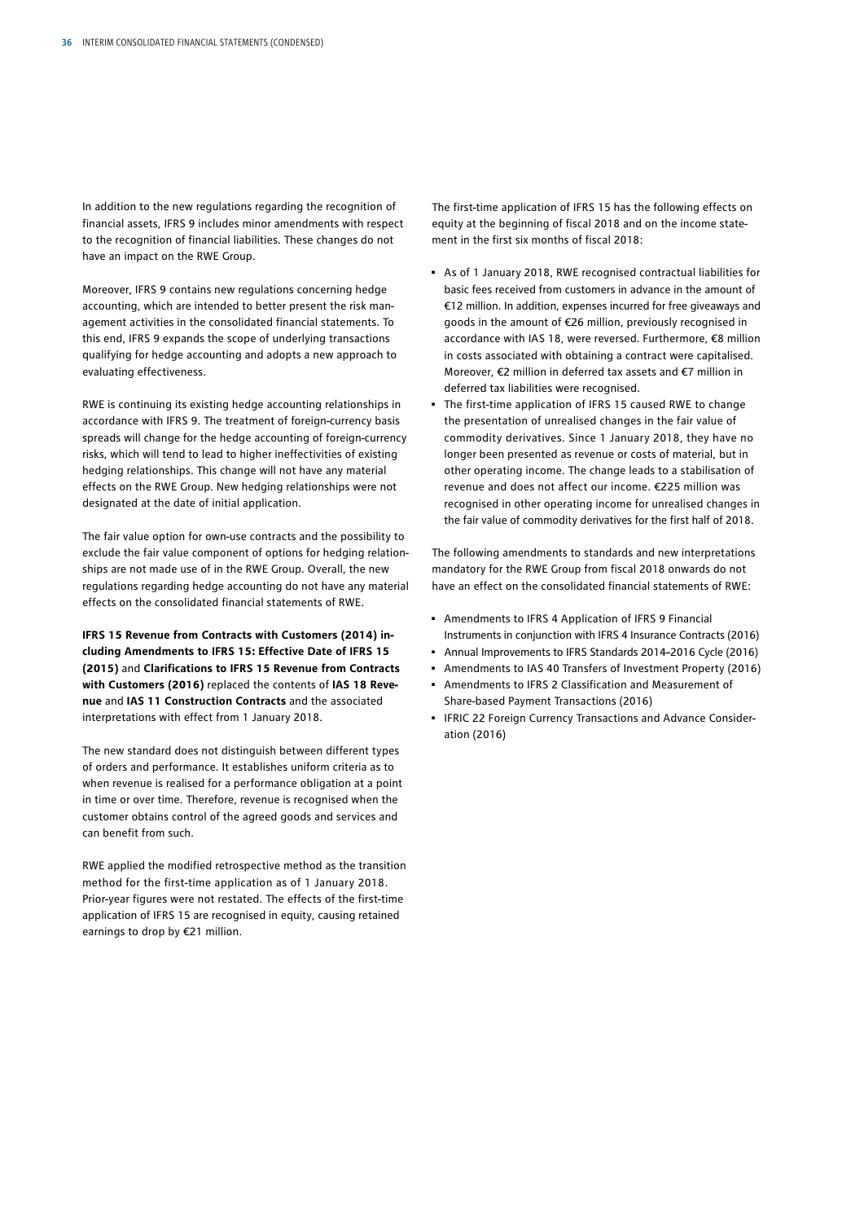In addition to the new regulations regarding the recognition of financial assets, IFRS 9 includes minor amendments with respect to the recognition of financial liabilities. These changes do not have an impact on the RWE Group.

Moreover, IFRS 9 contains new regulations concerning hedge accounting, which are intended to better present the risk management activities in the consolidated financial statements. To this end, IFRS 9 expands the scope of underlying transactions qualifying for hedge accounting and adopts a new approach to evaluating effectiveness.

RWE is continuing its existing hedge accounting relationships in accordance with IFRS 9. The treatment of foreign-currency basis spreads will change for the hedge accounting of foreign-currency risks, which will tend to lead to higher ineffectivities of existing hedging relationships. This change will not have any material effects on the RWE Group. New hedging relationships were not designated at the date of initial application.

The fair value option for own-use contracts and the possibility to exclude the fair value component of options for hedging relationships are not made use of in the RWE Group. Overall, the new regulations regarding hedge accounting do not have any material effects on the consolidated financial statements of RWE.

**IFRS 15 Revenue from Contracts with Customers (2014) including Amendments to IFRS 15: Effective Date of IFRS 15 (2015)** and **Clarifications to IFRS 15 Revenue from Contracts with Customers (2016)** replaced the contents of **IAS 18 Revenue** and **IAS 11 Construction Contracts** and the associated interpretations with effect from 1 January 2018.

The new standard does not distinguish between different types of orders and performance. It establishes uniform criteria as to when revenue is realised for a performance obligation at a point in time or over time. Therefore, revenue is recognised when the customer obtains control of the agreed goods and services and can benefit from such.

RWE applied the modified retrospective method as the transition method for the first-time application as of 1 January 2018. Prior-year figures were not restated. The effects of the first-time application of IFRS 15 are recognised in equity, causing retained earnings to drop by €21 million.

The first-time application of IFRS 15 has the following effects on equity at the beginning of fiscal 2018 and on the income statement in the first six months of fiscal 2018:

- As of 1 January 2018, RWE recognised contractual liabilities for basic fees received from customers in advance in the amount of €12 million. In addition, expenses incurred for free giveaways and goods in the amount of €26 million, previously recognised in accordance with IAS 18, were reversed. Furthermore, €8 million in costs associated with obtaining a contract were capitalised. Moreover, €2 million in deferred tax assets and €7 million in deferred tax liabilities were recognised.
- The first-time application of IFRS 15 caused RWE to change the presentation of unrealised changes in the fair value of commodity derivatives. Since 1 January 2018, they have no longer been presented as revenue or costs of material, but in other operating income. The change leads to a stabilisation of revenue and does not affect our income. €225 million was recognised in other operating income for unrealised changes in the fair value of commodity derivatives for the first half of 2018.

The following amendments to standards and new interpretations mandatory for the RWE Group from fiscal 2018 onwards do not have an effect on the consolidated financial statements of RWE:

- Amendments to IFRS 4 Application of IFRS 9 Financial Instruments in conjunction with IFRS 4 Insurance Contracts (2016)
- Annual Improvements to IFRS Standards 2014–2016 Cycle (2016)
- Amendments to IAS 40 Transfers of Investment Property (2016)
- Amendments to IFRS 2 Classification and Measurement of Share-based Payment Transactions (2016)
- IFRIC 22 Foreign Currency Transactions and Advance Consideration (2016)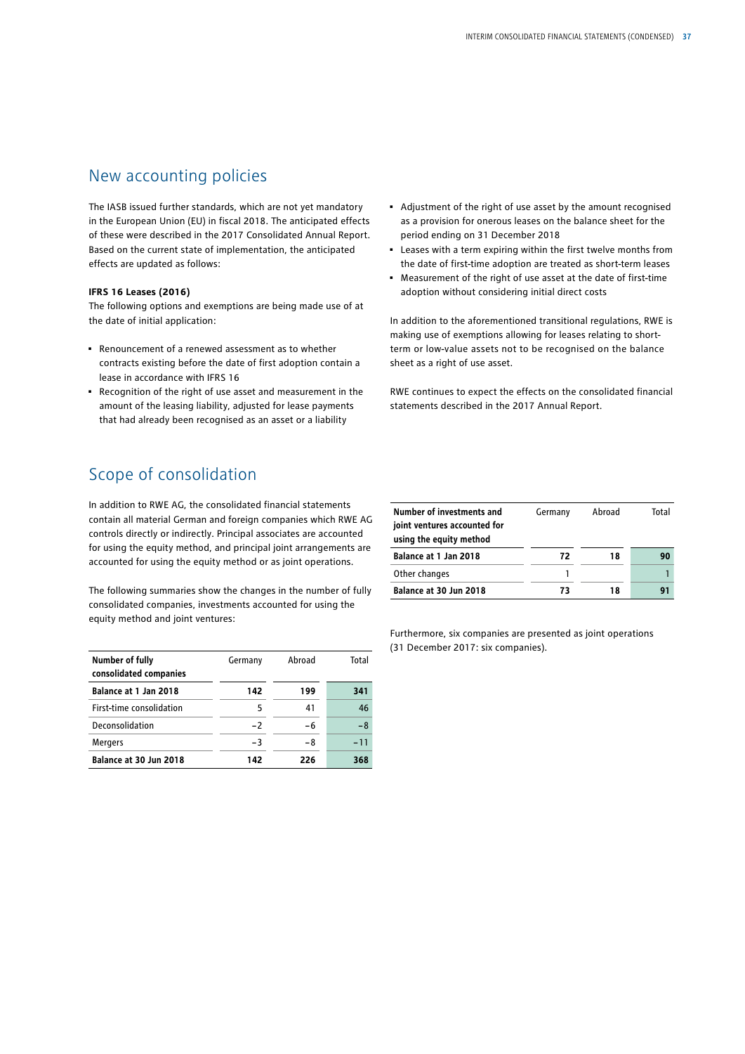## New accounting policies

The IASB issued further standards, which are not yet mandatory in the European Union (EU) in fiscal 2018. The anticipated effects of these were described in the 2017 Consolidated Annual Report. Based on the current state of implementation, the anticipated effects are updated as follows:

**IFRS 16 Leases (2016)**
The following options and exemptions are being made use of at the date of initial application:

- Renouncement of a renewed assessment as to whether contracts existing before the date of first adoption contain a lease in accordance with IFRS 16
- Recognition of the right of use asset and measurement in the amount of the leasing liability, adjusted for lease payments that had already been recognised as an asset or a liability
- Adjustment of the right of use asset by the amount recognised as a provision for onerous leases on the balance sheet for the period ending on 31 December 2018
- Leases with a term expiring within the first twelve months from the date of first-time adoption are treated as short-term leases
- Measurement of the right of use asset at the date of first-time adoption without considering initial direct costs

In addition to the aforementioned transitional regulations, RWE is making use of exemptions allowing for leases relating to short-term or low-value assets not to be recognised on the balance sheet as a right of use asset.

RWE continues to expect the effects on the consolidated financial statements described in the 2017 Annual Report.

## Scope of consolidation

In addition to RWE AG, the consolidated financial statements contain all material German and foreign companies which RWE AG controls directly or indirectly. Principal associates are accounted for using the equity method, and principal joint arrangements are accounted for using the equity method or as joint operations.

The following summaries show the changes in the number of fully consolidated companies, investments accounted for using the equity method and joint ventures:

| Number of fully consolidated companies | Germany | Abroad | Total |
|---|---|---|---|
| **Balance at 1 Jan 2018** | **142** | **199** | **341** |
| First-time consolidation | 5 | 41 | 46 |
| Deconsolidation | −2 | −6 | −8 |
| Mergers | −3 | −8 | −11 |
| **Balance at 30 Jun 2018** | **142** | **226** | **368** |

| Number of investments and joint ventures accounted for using the equity method | Germany | Abroad | Total |
|---|---|---|---|
| **Balance at 1 Jan 2018** | **72** | **18** | **90** |
| Other changes | 1 | | 1 |
| **Balance at 30 Jun 2018** | **73** | **18** | **91** |

Furthermore, six companies are presented as joint operations (31 December 2017: six companies).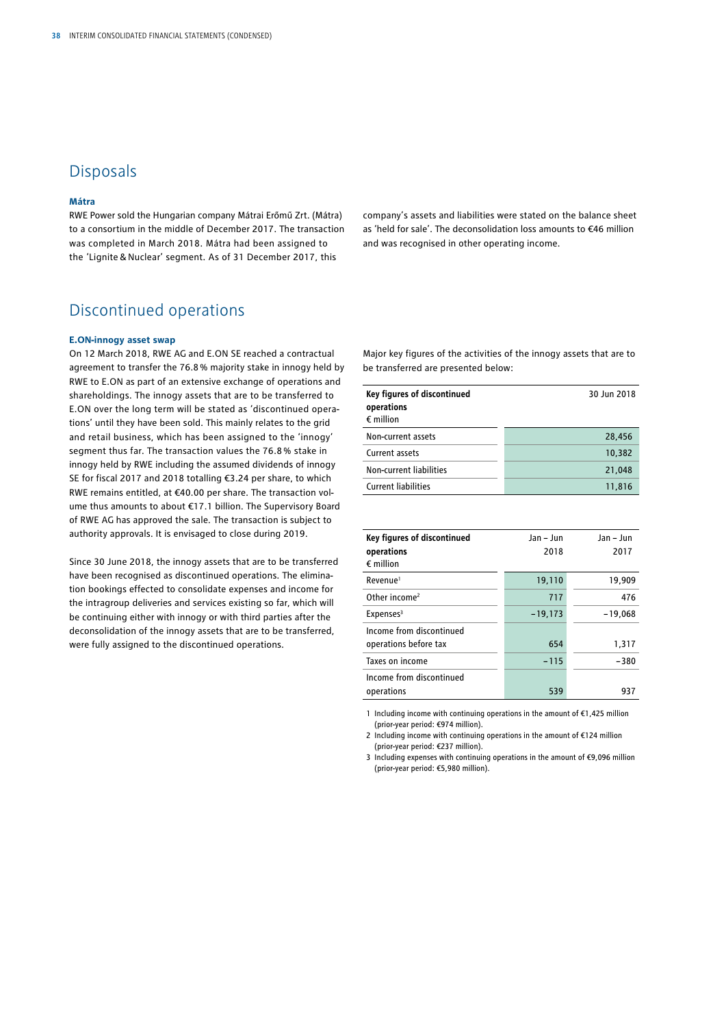## Disposals

### Mátra

RWE Power sold the Hungarian company Mátrai Erőmű Zrt. (Mátra) to a consortium in the middle of December 2017. The transaction was completed in March 2018. Mátra had been assigned to the 'Lignite & Nuclear' segment. As of 31 December 2017, this company's assets and liabilities were stated on the balance sheet as 'held for sale'. The deconsolidation loss amounts to €46 million and was recognised in other operating income.

## Discontinued operations

### E.ON-innogy asset swap

On 12 March 2018, RWE AG and E.ON SE reached a contractual agreement to transfer the 76.8 % majority stake in innogy held by RWE to E.ON as part of an extensive exchange of operations and shareholdings. The innogy assets that are to be transferred to E.ON over the long term will be stated as 'discontinued operations' until they have been sold. This mainly relates to the grid and retail business, which has been assigned to the 'innogy' segment thus far. The transaction values the 76.8 % stake in innogy held by RWE including the assumed dividends of innogy SE for fiscal 2017 and 2018 totalling €3.24 per share, to which RWE remains entitled, at €40.00 per share. The transaction volume thus amounts to about €17.1 billion. The Supervisory Board of RWE AG has approved the sale. The transaction is subject to authority approvals. It is envisaged to close during 2019.

Since 30 June 2018, the innogy assets that are to be transferred have been recognised as discontinued operations. The elimination bookings effected to consolidate expenses and income for the intragroup deliveries and services existing so far, which will be continuing either with innogy or with third parties after the deconsolidation of the innogy assets that are to be transferred, were fully assigned to the discontinued operations.

Major key figures of the activities of the innogy assets that are to be transferred are presented below:

| Key figures of discontinued operations<br>€ million | 30 Jun 2018 |
|---|---|
| Non-current assets | 28,456 |
| Current assets | 10,382 |
| Non-current liabilities | 21,048 |
| Current liabilities | 11,816 |

| Key figures of discontinued operations<br>€ million | Jan – Jun 2018 | Jan – Jun 2017 |
|---|---|---|
| Revenue[1] | 19,110 | 19,909 |
| Other income[2] | 717 | 476 |
| Expenses[3] | −19,173 | −19,068 |
| Income from discontinued operations before tax | 654 | 1,317 |
| Taxes on income | −115 | −380 |
| Income from discontinued operations | 539 | 937 |

1 Including income with continuing operations in the amount of €1,425 million (prior-year period: €974 million).

2 Including income with continuing operations in the amount of €124 million (prior-year period: €237 million).

3 Including expenses with continuing operations in the amount of €9,096 million (prior-year period: €5,980 million).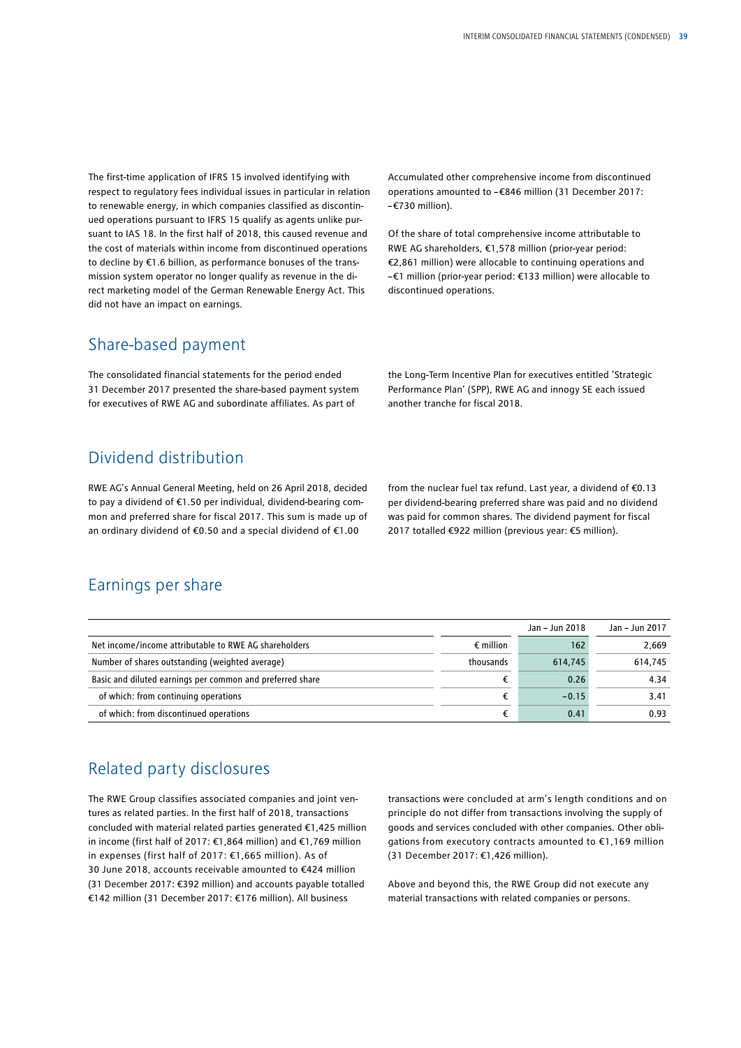The first-time application of IFRS 15 involved identifying with respect to regulatory fees individual issues in particular in relation to renewable energy, in which companies classified as discontinued operations pursuant to IFRS 15 qualify as agents unlike pursuant to IAS 18. In the first half of 2018, this caused revenue and the cost of materials within income from discontinued operations to decline by €1.6 billion, as performance bonuses of the transmission system operator no longer qualify as revenue in the direct marketing model of the German Renewable Energy Act. This did not have an impact on earnings.

Accumulated other comprehensive income from discontinued operations amounted to –€846 million (31 December 2017: –€730 million).

Of the share of total comprehensive income attributable to RWE AG shareholders, €1,578 million (prior-year period: €2,861 million) were allocable to continuing operations and –€1 million (prior-year period: €133 million) were allocable to discontinued operations.

## Share-based payment

The consolidated financial statements for the period ended 31 December 2017 presented the share-based payment system for executives of RWE AG and subordinate affiliates. As part of the Long-Term Incentive Plan for executives entitled 'Strategic Performance Plan' (SPP), RWE AG and innogy SE each issued another tranche for fiscal 2018.

## Dividend distribution

RWE AG's Annual General Meeting, held on 26 April 2018, decided to pay a dividend of €1.50 per individual, dividend-bearing common and preferred share for fiscal 2017. This sum is made up of an ordinary dividend of €0.50 and a special dividend of €1.00 from the nuclear fuel tax refund. Last year, a dividend of €0.13 per dividend-bearing preferred share was paid and no dividend was paid for common shares. The dividend payment for fiscal 2017 totalled €922 million (previous year: €5 million).

## Earnings per share

| | | Jan – Jun 2018 | Jan – Jun 2017 |
|---|---|---|---|
| Net income/income attributable to RWE AG shareholders | € million | 162 | 2,669 |
| Number of shares outstanding (weighted average) | thousands | 614,745 | 614,745 |
| Basic and diluted earnings per common and preferred share | € | 0.26 | 4.34 |
| of which: from continuing operations | € | −0.15 | 3.41 |
| of which: from discontinued operations | € | 0.41 | 0.93 |

## Related party disclosures

The RWE Group classifies associated companies and joint ventures as related parties. In the first half of 2018, transactions concluded with material related parties generated €1,425 million in income (first half of 2017: €1,864 million) and €1,769 million in expenses (first half of 2017: €1,665 million). As of 30 June 2018, accounts receivable amounted to €424 million (31 December 2017: €392 million) and accounts payable totalled €142 million (31 December 2017: €176 million). All business transactions were concluded at arm's length conditions and on principle do not differ from transactions involving the supply of goods and services concluded with other companies. Other obligations from executory contracts amounted to €1,169 million (31 December 2017: €1,426 million).

Above and beyond this, the RWE Group did not execute any material transactions with related companies or persons.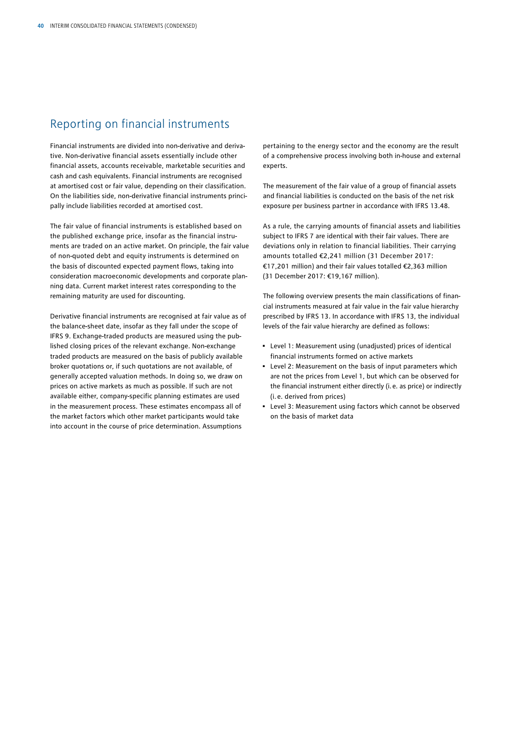## Reporting on financial instruments

Financial instruments are divided into non-derivative and derivative. Non-derivative financial assets essentially include other financial assets, accounts receivable, marketable securities and cash and cash equivalents. Financial instruments are recognised at amortised cost or fair value, depending on their classification. On the liabilities side, non-derivative financial instruments principally include liabilities recorded at amortised cost.

The fair value of financial instruments is established based on the published exchange price, insofar as the financial instruments are traded on an active market. On principle, the fair value of non-quoted debt and equity instruments is determined on the basis of discounted expected payment flows, taking into consideration macroeconomic developments and corporate planning data. Current market interest rates corresponding to the remaining maturity are used for discounting.

Derivative financial instruments are recognised at fair value as of the balance-sheet date, insofar as they fall under the scope of IFRS 9. Exchange-traded products are measured using the published closing prices of the relevant exchange. Non-exchange traded products are measured on the basis of publicly available broker quotations or, if such quotations are not available, of generally accepted valuation methods. In doing so, we draw on prices on active markets as much as possible. If such are not available either, company-specific planning estimates are used in the measurement process. These estimates encompass all of the market factors which other market participants would take into account in the course of price determination. Assumptions pertaining to the energy sector and the economy are the result of a comprehensive process involving both in-house and external experts.

The measurement of the fair value of a group of financial assets and financial liabilities is conducted on the basis of the net risk exposure per business partner in accordance with IFRS 13.48.

As a rule, the carrying amounts of financial assets and liabilities subject to IFRS 7 are identical with their fair values. There are deviations only in relation to financial liabilities. Their carrying amounts totalled €2,241 million (31 December 2017: €17,201 million) and their fair values totalled €2,363 million (31 December 2017: €19,167 million).

The following overview presents the main classifications of financial instruments measured at fair value in the fair value hierarchy prescribed by IFRS 13. In accordance with IFRS 13, the individual levels of the fair value hierarchy are defined as follows:

- Level 1: Measurement using (unadjusted) prices of identical financial instruments formed on active markets
- Level 2: Measurement on the basis of input parameters which are not the prices from Level 1, but which can be observed for the financial instrument either directly (i. e. as price) or indirectly (i. e. derived from prices)
- Level 3: Measurement using factors which cannot be observed on the basis of market data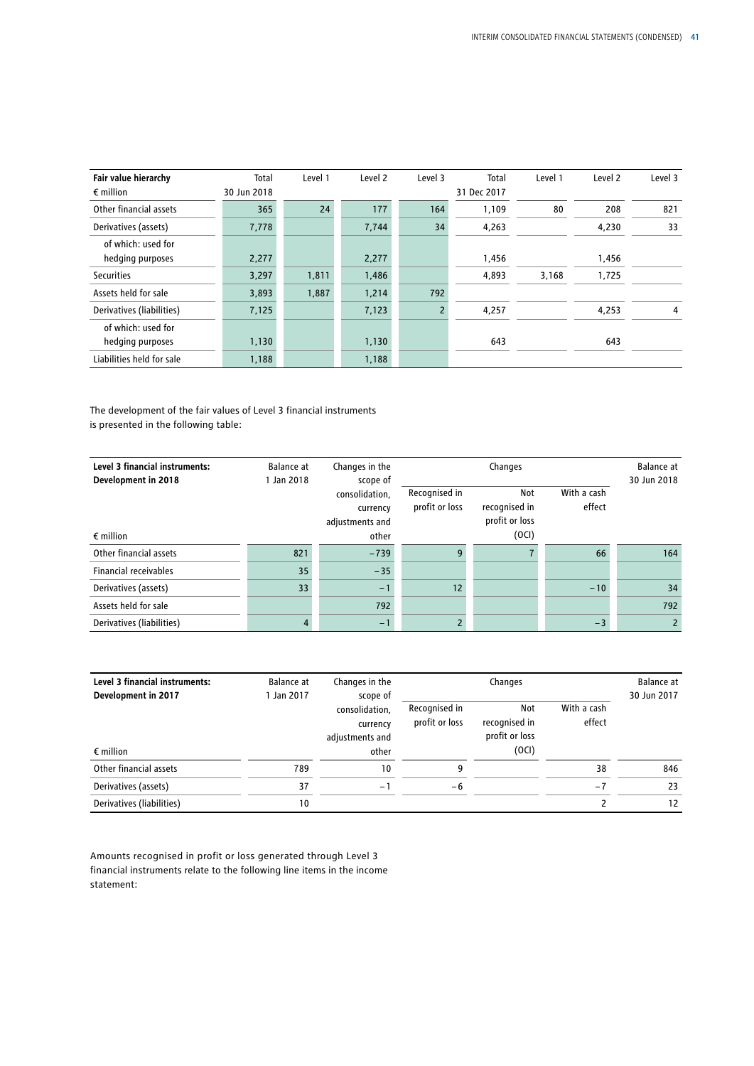| Fair value hierarchy<br>€ million | Total<br>30 Jun 2018 | Level 1 | Level 2 | Level 3 | Total<br>31 Dec 2017 | Level 1 | Level 2 | Level 3 |
|---|---|---|---|---|---|---|---|---|
| Other financial assets | 365 | 24 | 177 | 164 | 1,109 | 80 | 208 | 821 |
| Derivatives (assets) | 7,778 | | 7,744 | 34 | 4,263 | | 4,230 | 33 |
| of which: used for hedging purposes | 2,277 | | 2,277 | | 1,456 | | 1,456 | |
| Securities | 3,297 | 1,811 | 1,486 | | 4,893 | 3,168 | 1,725 | |
| Assets held for sale | 3,893 | 1,887 | 1,214 | 792 | | | | |
| Derivatives (liabilities) | 7,125 | | 7,123 | 2 | 4,257 | | 4,253 | 4 |
| of which: used for hedging purposes | 1,130 | | 1,130 | | 643 | | 643 | |
| Liabilities held for sale | 1,188 | | 1,188 | | | | | |

The development of the fair values of Level 3 financial instruments is presented in the following table:

| Level 3 financial instruments: Development in 2018<br>€ million | Balance at 1 Jan 2018 | Changes in the scope of consolidation, currency adjustments and other | Changes | | | Balance at 30 Jun 2018 |
|---|---|---|---|---|---|---|
| | | | Recognised in profit or loss | Not recognised in profit or loss (OCI) | With a cash effect | |
| Other financial assets | 821 | −739 | 9 | 7 | 66 | 164 |
| Financial receivables | 35 | −35 | | | | |
| Derivatives (assets) | 33 | −1 | 12 | | −10 | 34 |
| Assets held for sale | | 792 | | | | 792 |
| Derivatives (liabilities) | 4 | −1 | 2 | | −3 | 2 |

| Level 3 financial instruments: Development in 2017<br>€ million | Balance at 1 Jan 2017 | Changes in the scope of consolidation, currency adjustments and other | Changes | | | Balance at 30 Jun 2017 |
|---|---|---|---|---|---|---|
| | | | Recognised in profit or loss | Not recognised in profit or loss (OCI) | With a cash effect | |
| Other financial assets | 789 | 10 | 9 | | 38 | 846 |
| Derivatives (assets) | 37 | −1 | −6 | | −7 | 23 |
| Derivatives (liabilities) | 10 | | | | 2 | 12 |

Amounts recognised in profit or loss generated through Level 3 financial instruments relate to the following line items in the income statement: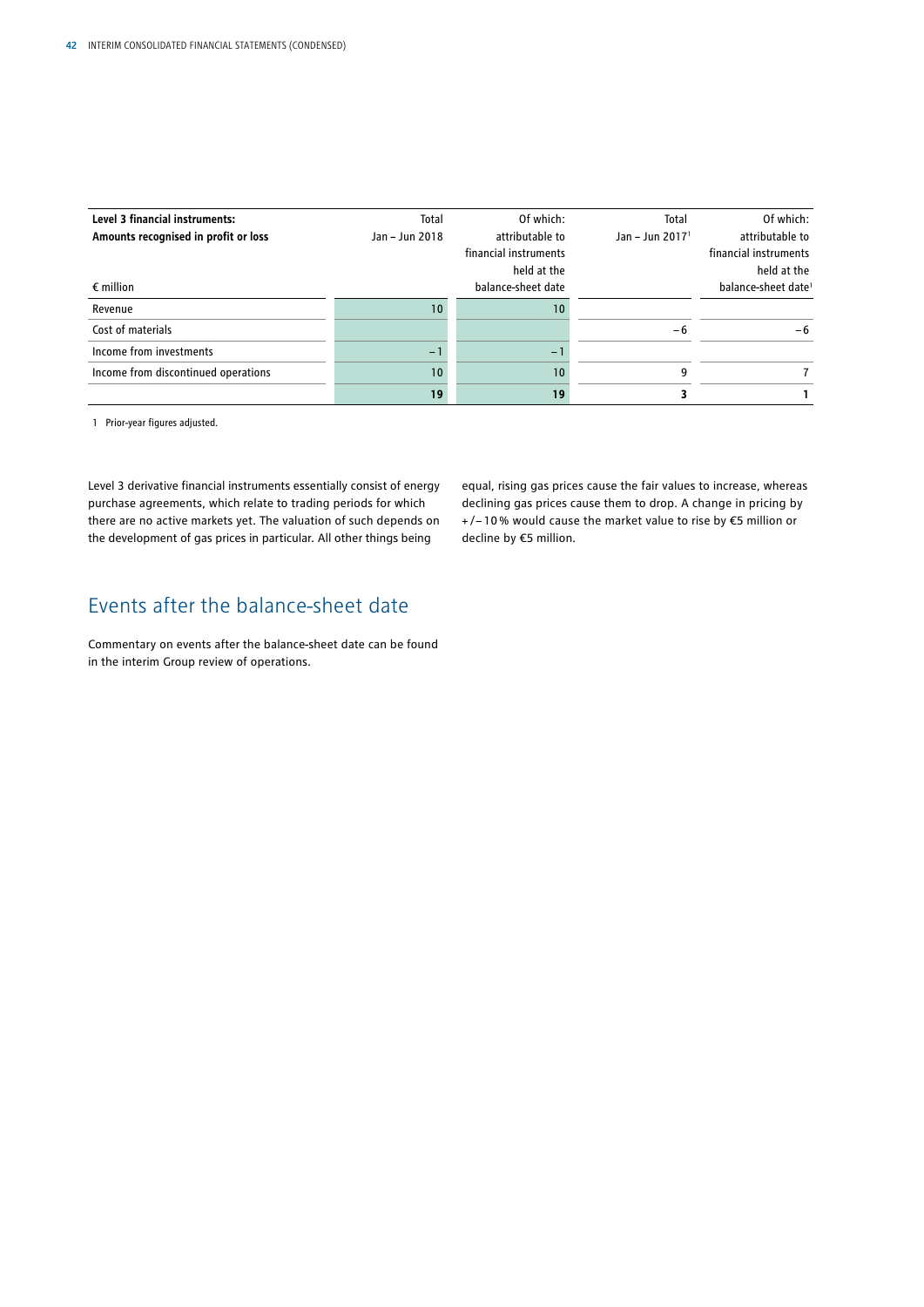| Level 3 financial instruments: Amounts recognised in profit or loss<br>€ million | Total Jan – Jun 2018 | Of which: attributable to financial instruments held at the balance-sheet date | Total Jan – Jun 2017[1] | Of which: attributable to financial instruments held at the balance-sheet date[1] |
|---|---|---|---|---|
| Revenue | 10 | 10 | | |
| Cost of materials | | | −6 | −6 |
| Income from investments | −1 | −1 | | |
| Income from discontinued operations | 10 | 10 | 9 | 7 |
| | **19** | **19** | **3** | **1** |

1 Prior-year figures adjusted.

Level 3 derivative financial instruments essentially consist of energy purchase agreements, which relate to trading periods for which there are no active markets yet. The valuation of such depends on the development of gas prices in particular. All other things being equal, rising gas prices cause the fair values to increase, whereas declining gas prices cause them to drop. A change in pricing by +/−10% would cause the market value to rise by €5 million or decline by €5 million.

## Events after the balance-sheet date

Commentary on events after the balance-sheet date can be found in the interim Group review of operations.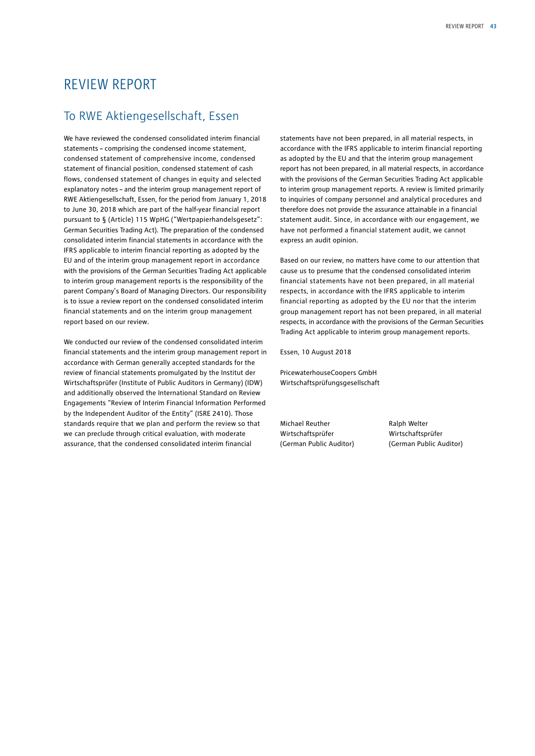# REVIEW REPORT

## To RWE Aktiengesellschaft, Essen

We have reviewed the condensed consolidated interim financial statements – comprising the condensed income statement, condensed statement of comprehensive income, condensed statement of financial position, condensed statement of cash flows, condensed statement of changes in equity and selected explanatory notes – and the interim group management report of RWE Aktiengesellschaft, Essen, for the period from January 1, 2018 to June 30, 2018 which are part of the half-year financial report pursuant to § (Article) 115 WpHG ("Wertpapierhandelsgesetz": German Securities Trading Act). The preparation of the condensed consolidated interim financial statements in accordance with the IFRS applicable to interim financial reporting as adopted by the EU and of the interim group management report in accordance with the provisions of the German Securities Trading Act applicable to interim group management reports is the responsibility of the parent Company's Board of Managing Directors. Our responsibility is to issue a review report on the condensed consolidated interim financial statements and on the interim group management report based on our review.

We conducted our review of the condensed consolidated interim financial statements and the interim group management report in accordance with German generally accepted standards for the review of financial statements promulgated by the Institut der Wirtschaftsprüfer (Institute of Public Auditors in Germany) (IDW) and additionally observed the International Standard on Review Engagements "Review of Interim Financial Information Performed by the Independent Auditor of the Entity" (ISRE 2410). Those standards require that we plan and perform the review so that we can preclude through critical evaluation, with moderate assurance, that the condensed consolidated interim financial statements have not been prepared, in all material respects, in accordance with the IFRS applicable to interim financial reporting as adopted by the EU and that the interim group management report has not been prepared, in all material respects, in accordance with the provisions of the German Securities Trading Act applicable to interim group management reports. A review is limited primarily to inquiries of company personnel and analytical procedures and therefore does not provide the assurance attainable in a financial statement audit. Since, in accordance with our engagement, we have not performed a financial statement audit, we cannot express an audit opinion.

Based on our review, no matters have come to our attention that cause us to presume that the condensed consolidated interim financial statements have not been prepared, in all material respects, in accordance with the IFRS applicable to interim financial reporting as adopted by the EU nor that the interim group management report has not been prepared, in all material respects, in accordance with the provisions of the German Securities Trading Act applicable to interim group management reports.

Essen, 10 August 2018

PricewaterhouseCoopers GmbH
Wirtschaftsprüfungsgesellschaft

Michael Reuther
Wirtschaftsprüfer
(German Public Auditor)

Ralph Welter
Wirtschaftsprüfer
(German Public Auditor)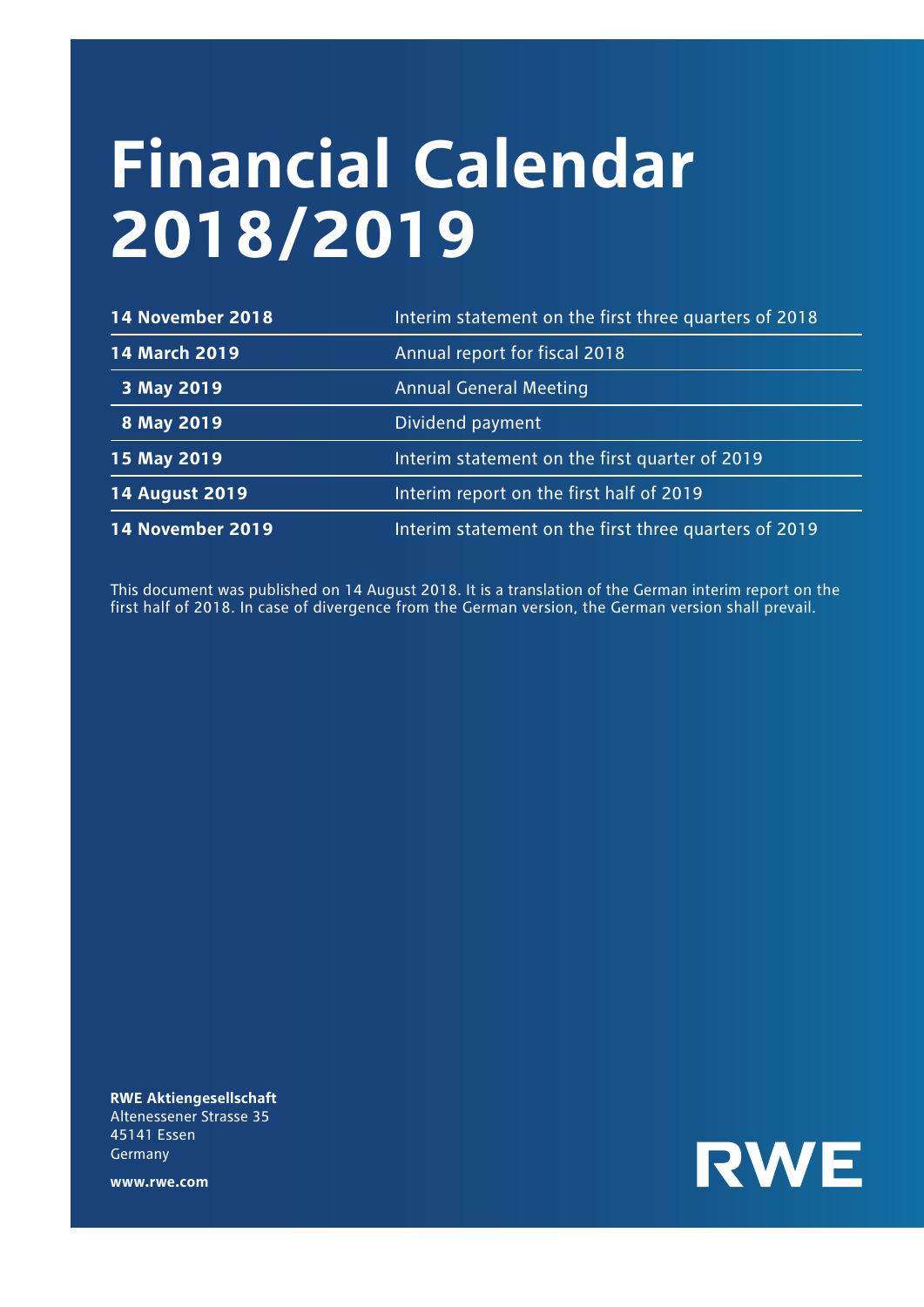# Financial Calendar 2018/2019

| | |
|---|---|
| **14 November 2018** | Interim statement on the first three quarters of 2018 |
| **14 March 2019** | Annual report for fiscal 2018 |
| **3 May 2019** | Annual General Meeting |
| **8 May 2019** | Dividend payment |
| **15 May 2019** | Interim statement on the first quarter of 2019 |
| **14 August 2019** | Interim report on the first half of 2019 |
| **14 November 2019** | Interim statement on the first three quarters of 2019 |

This document was published on 14 August 2018. It is a translation of the German interim report on the first half of 2018. In case of divergence from the German version, the German version shall prevail.

**RWE Aktiengesellschaft**
Altenessener Strasse 35
45141 Essen
Germany

**www.rwe.com**

RWE